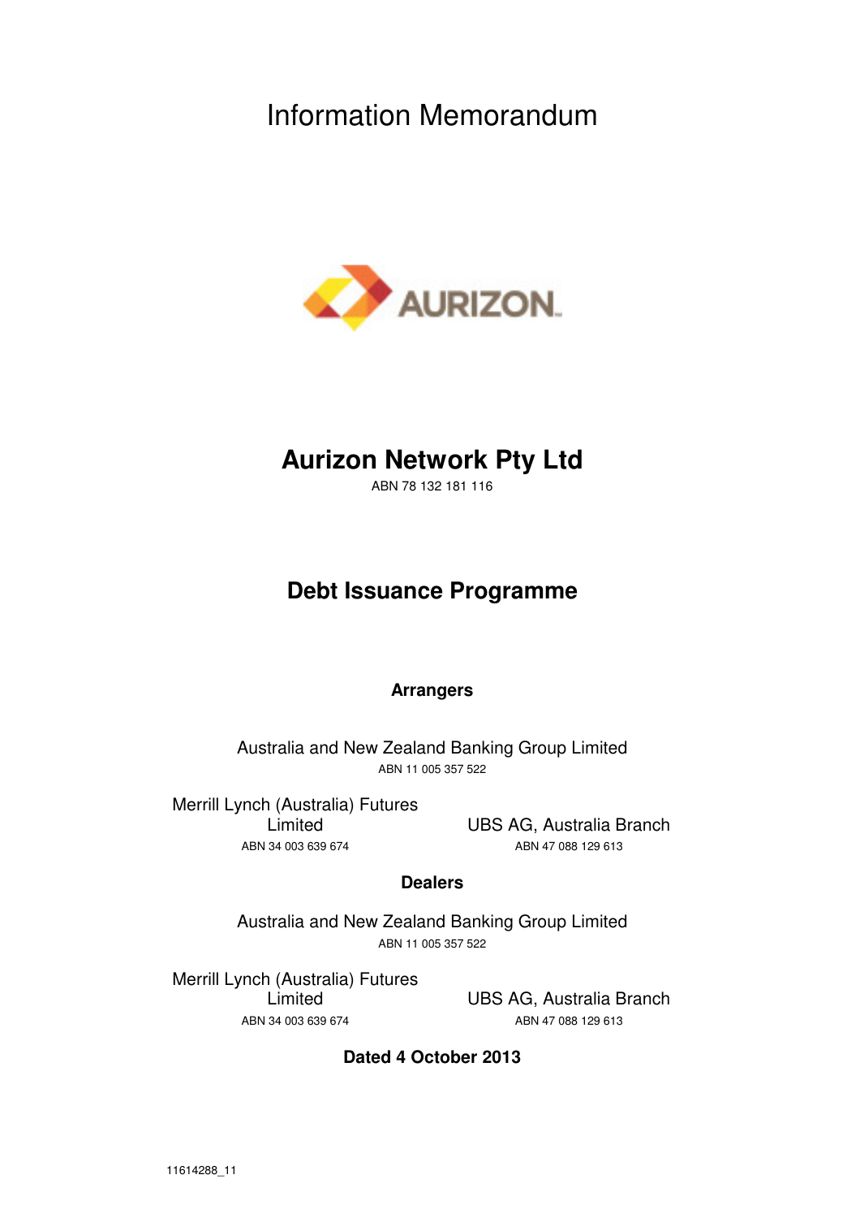# Information Memorandum

AURIZON

## Aurizon Network Pty Ltd

ABN 78 132 181 116

## Debt Issuance Programme

**Arrangers**

Australia and New Zealand Banking Group Limited
ABN 11 005 357 522

Merrill Lynch (Australia) Futures Limited
ABN 34 003 639 674

UBS AG, Australia Branch
ABN 47 088 129 613

**Dealers**

Australia and New Zealand Banking Group Limited
ABN 11 005 357 522

Merrill Lynch (Australia) Futures Limited
ABN 34 003 639 674

UBS AG, Australia Branch
ABN 47 088 129 613

**Dated 4 October 2013**

11614288_11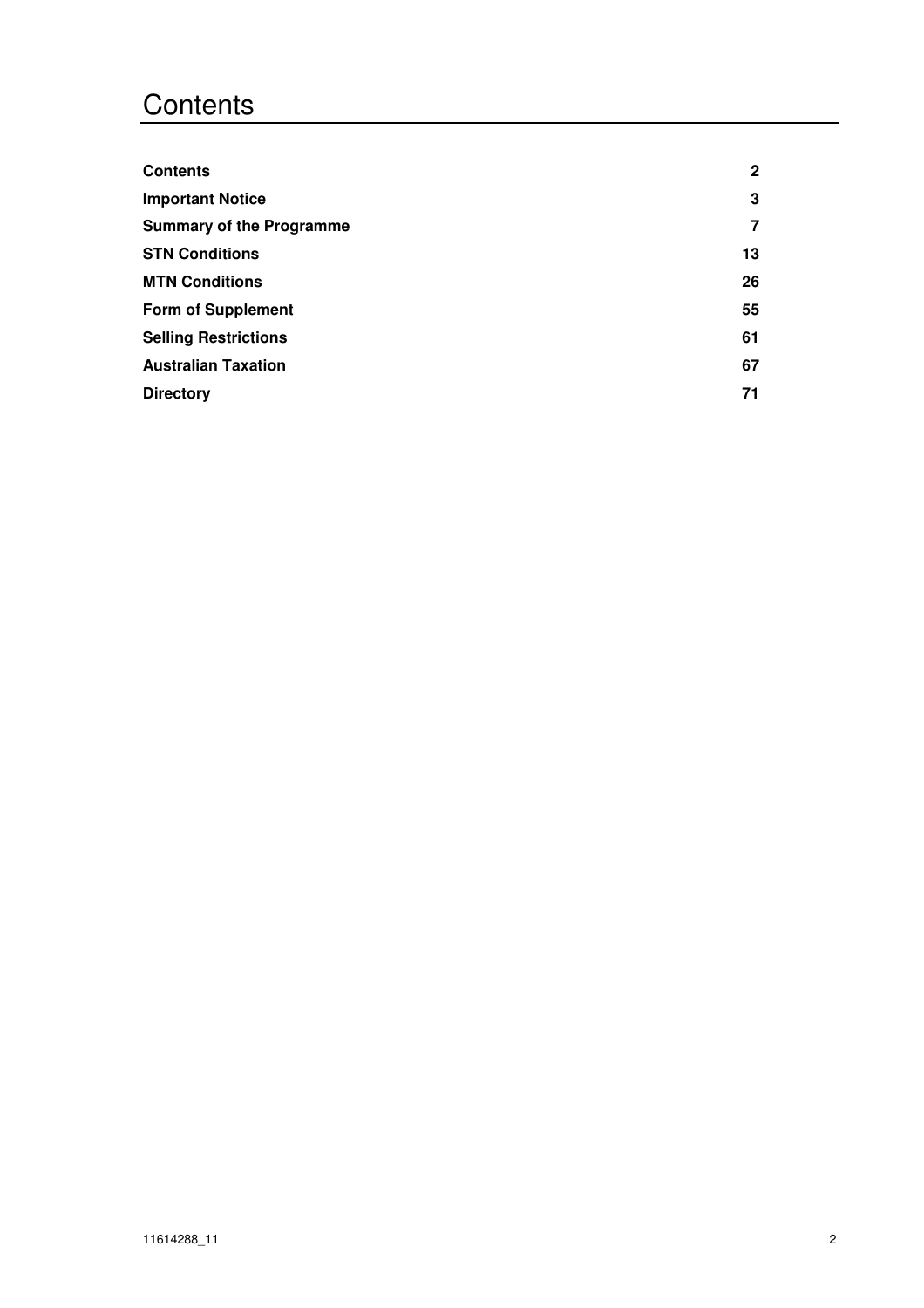# Contents

| | |
|---|---|
| **Contents** | **2** |
| **Important Notice** | **3** |
| **Summary of the Programme** | **7** |
| **STN Conditions** | **13** |
| **MTN Conditions** | **26** |
| **Form of Supplement** | **55** |
| **Selling Restrictions** | **61** |
| **Australian Taxation** | **67** |
| **Directory** | **71** |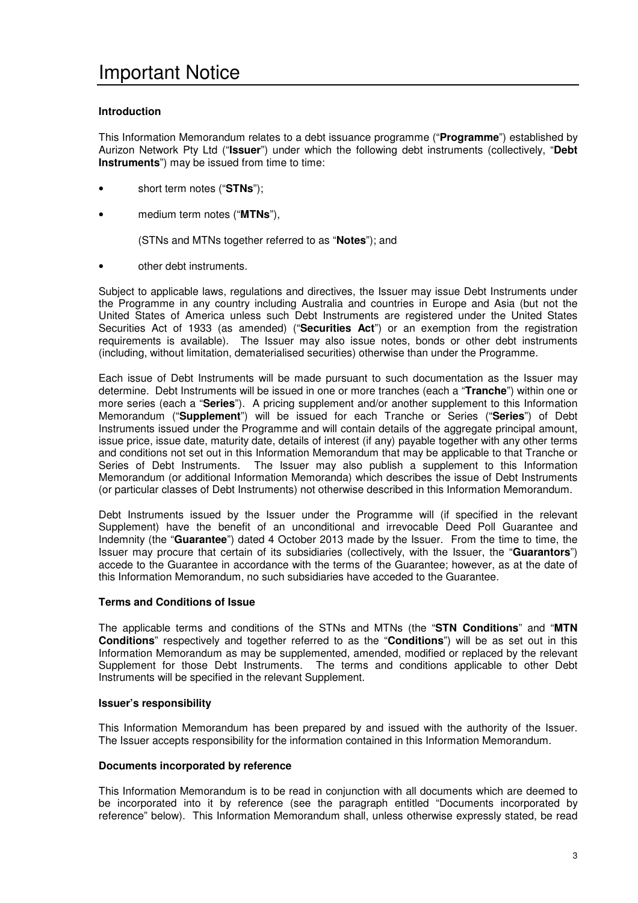# Important Notice

**Introduction**

This Information Memorandum relates to a debt issuance programme ("**Programme**") established by Aurizon Network Pty Ltd ("**Issuer**") under which the following debt instruments (collectively, "**Debt Instruments**") may be issued from time to time:

- short term notes ("**STNs**");
- medium term notes ("**MTNs**"),

  (STNs and MTNs together referred to as "**Notes**"); and

- other debt instruments.

Subject to applicable laws, regulations and directives, the Issuer may issue Debt Instruments under the Programme in any country including Australia and countries in Europe and Asia (but not the United States of America unless such Debt Instruments are registered under the United States Securities Act of 1933 (as amended) ("**Securities Act**") or an exemption from the registration requirements is available). The Issuer may also issue notes, bonds or other debt instruments (including, without limitation, dematerialised securities) otherwise than under the Programme.

Each issue of Debt Instruments will be made pursuant to such documentation as the Issuer may determine. Debt Instruments will be issued in one or more tranches (each a "**Tranche**") within one or more series (each a "**Series**"). A pricing supplement and/or another supplement to this Information Memorandum ("**Supplement**") will be issued for each Tranche or Series ("**Series**") of Debt Instruments issued under the Programme and will contain details of the aggregate principal amount, issue price, issue date, maturity date, details of interest (if any) payable together with any other terms and conditions not set out in this Information Memorandum that may be applicable to that Tranche or Series of Debt Instruments. The Issuer may also publish a supplement to this Information Memorandum (or additional Information Memoranda) which describes the issue of Debt Instruments (or particular classes of Debt Instruments) not otherwise described in this Information Memorandum.

Debt Instruments issued by the Issuer under the Programme will (if specified in the relevant Supplement) have the benefit of an unconditional and irrevocable Deed Poll Guarantee and Indemnity (the "**Guarantee**") dated 4 October 2013 made by the Issuer. From the time to time, the Issuer may procure that certain of its subsidiaries (collectively, with the Issuer, the "**Guarantors**") accede to the Guarantee in accordance with the terms of the Guarantee; however, as at the date of this Information Memorandum, no such subsidiaries have acceded to the Guarantee.

**Terms and Conditions of Issue**

The applicable terms and conditions of the STNs and MTNs (the "**STN Conditions**" and "**MTN Conditions**" respectively and together referred to as the "**Conditions**") will be as set out in this Information Memorandum as may be supplemented, amended, modified or replaced by the relevant Supplement for those Debt Instruments. The terms and conditions applicable to other Debt Instruments will be specified in the relevant Supplement.

**Issuer's responsibility**

This Information Memorandum has been prepared by and issued with the authority of the Issuer. The Issuer accepts responsibility for the information contained in this Information Memorandum.

**Documents incorporated by reference**

This Information Memorandum is to be read in conjunction with all documents which are deemed to be incorporated into it by reference (see the paragraph entitled "Documents incorporated by reference" below). This Information Memorandum shall, unless otherwise expressly stated, be read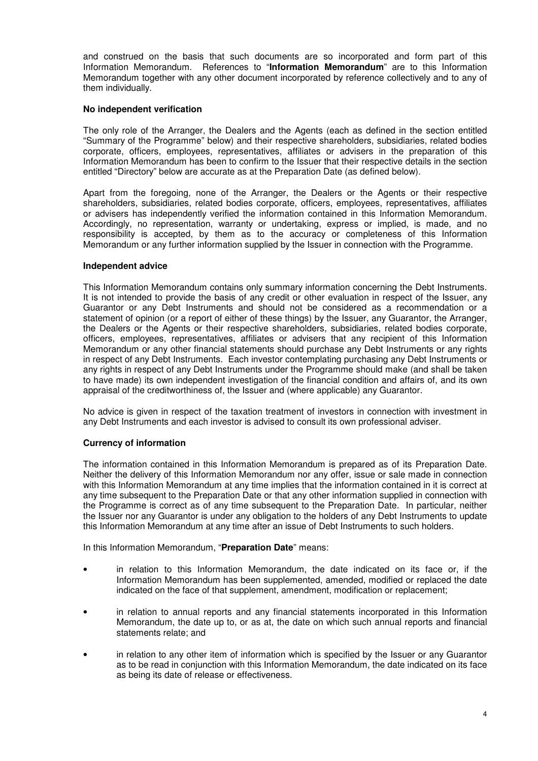and construed on the basis that such documents are so incorporated and form part of this Information Memorandum. References to "**Information Memorandum**" are to this Information Memorandum together with any other document incorporated by reference collectively and to any of them individually.

**No independent verification**

The only role of the Arranger, the Dealers and the Agents (each as defined in the section entitled "Summary of the Programme" below) and their respective shareholders, subsidiaries, related bodies corporate, officers, employees, representatives, affiliates or advisers in the preparation of this Information Memorandum has been to confirm to the Issuer that their respective details in the section entitled "Directory" below are accurate as at the Preparation Date (as defined below).

Apart from the foregoing, none of the Arranger, the Dealers or the Agents or their respective shareholders, subsidiaries, related bodies corporate, officers, employees, representatives, affiliates or advisers has independently verified the information contained in this Information Memorandum. Accordingly, no representation, warranty or undertaking, express or implied, is made, and no responsibility is accepted, by them as to the accuracy or completeness of this Information Memorandum or any further information supplied by the Issuer in connection with the Programme.

**Independent advice**

This Information Memorandum contains only summary information concerning the Debt Instruments. It is not intended to provide the basis of any credit or other evaluation in respect of the Issuer, any Guarantor or any Debt Instruments and should not be considered as a recommendation or a statement of opinion (or a report of either of these things) by the Issuer, any Guarantor, the Arranger, the Dealers or the Agents or their respective shareholders, subsidiaries, related bodies corporate, officers, employees, representatives, affiliates or advisers that any recipient of this Information Memorandum or any other financial statements should purchase any Debt Instruments or any rights in respect of any Debt Instruments. Each investor contemplating purchasing any Debt Instruments or any rights in respect of any Debt Instruments under the Programme should make (and shall be taken to have made) its own independent investigation of the financial condition and affairs of, and its own appraisal of the creditworthiness of, the Issuer and (where applicable) any Guarantor.

No advice is given in respect of the taxation treatment of investors in connection with investment in any Debt Instruments and each investor is advised to consult its own professional adviser.

**Currency of information**

The information contained in this Information Memorandum is prepared as of its Preparation Date. Neither the delivery of this Information Memorandum nor any offer, issue or sale made in connection with this Information Memorandum at any time implies that the information contained in it is correct at any time subsequent to the Preparation Date or that any other information supplied in connection with the Programme is correct as of any time subsequent to the Preparation Date. In particular, neither the Issuer nor any Guarantor is under any obligation to the holders of any Debt Instruments to update this Information Memorandum at any time after an issue of Debt Instruments to such holders.

In this Information Memorandum, "**Preparation Date**" means:

- in relation to this Information Memorandum, the date indicated on its face or, if the Information Memorandum has been supplemented, amended, modified or replaced the date indicated on the face of that supplement, amendment, modification or replacement;
- in relation to annual reports and any financial statements incorporated in this Information Memorandum, the date up to, or as at, the date on which such annual reports and financial statements relate; and
- in relation to any other item of information which is specified by the Issuer or any Guarantor as to be read in conjunction with this Information Memorandum, the date indicated on its face as being its date of release or effectiveness.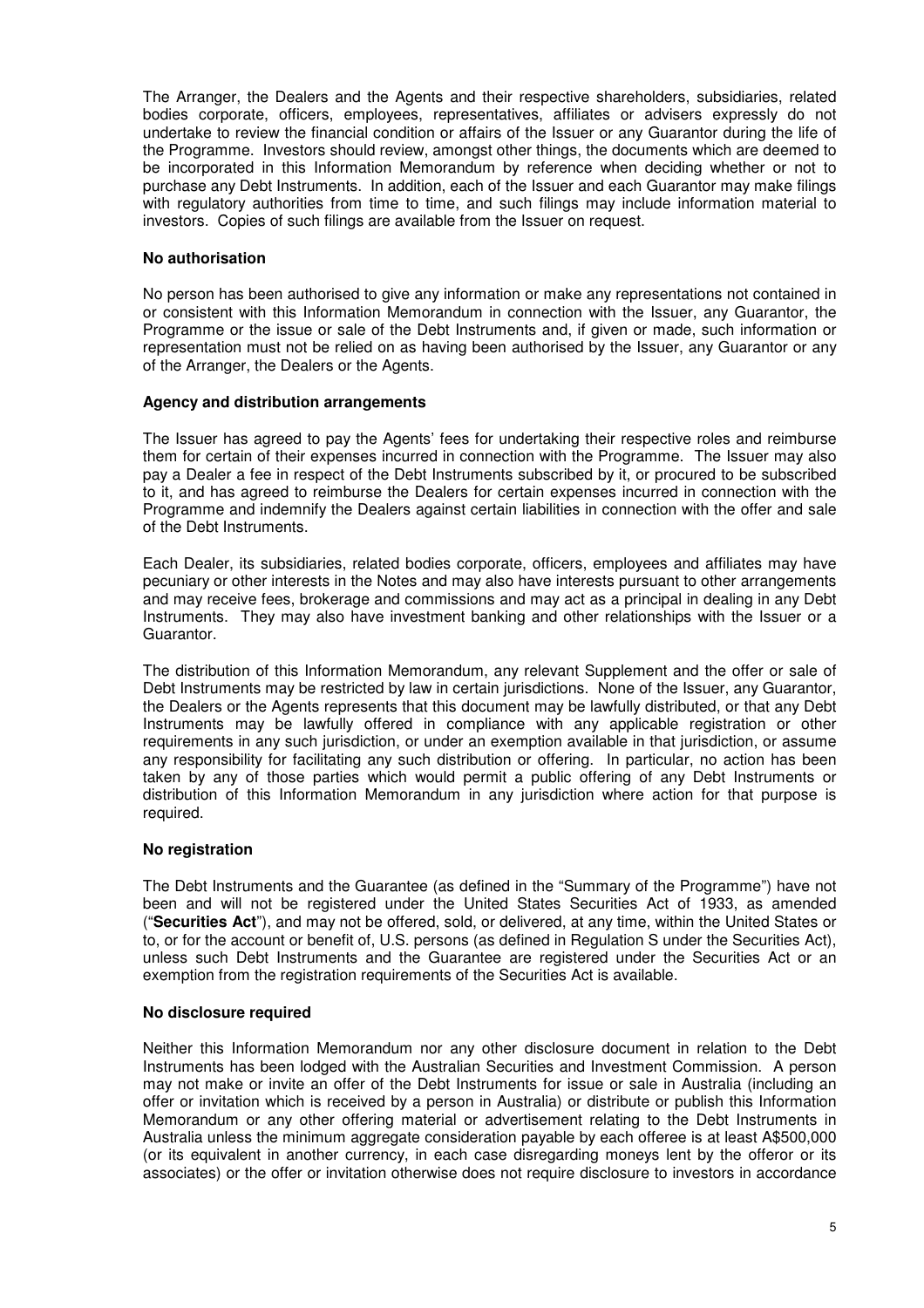The Arranger, the Dealers and the Agents and their respective shareholders, subsidiaries, related bodies corporate, officers, employees, representatives, affiliates or advisers expressly do not undertake to review the financial condition or affairs of the Issuer or any Guarantor during the life of the Programme. Investors should review, amongst other things, the documents which are deemed to be incorporated in this Information Memorandum by reference when deciding whether or not to purchase any Debt Instruments. In addition, each of the Issuer and each Guarantor may make filings with regulatory authorities from time to time, and such filings may include information material to investors. Copies of such filings are available from the Issuer on request.

**No authorisation**

No person has been authorised to give any information or make any representations not contained in or consistent with this Information Memorandum in connection with the Issuer, any Guarantor, the Programme or the issue or sale of the Debt Instruments and, if given or made, such information or representation must not be relied on as having been authorised by the Issuer, any Guarantor or any of the Arranger, the Dealers or the Agents.

**Agency and distribution arrangements**

The Issuer has agreed to pay the Agents' fees for undertaking their respective roles and reimburse them for certain of their expenses incurred in connection with the Programme. The Issuer may also pay a Dealer a fee in respect of the Debt Instruments subscribed by it, or procured to be subscribed to it, and has agreed to reimburse the Dealers for certain expenses incurred in connection with the Programme and indemnify the Dealers against certain liabilities in connection with the offer and sale of the Debt Instruments.

Each Dealer, its subsidiaries, related bodies corporate, officers, employees and affiliates may have pecuniary or other interests in the Notes and may also have interests pursuant to other arrangements and may receive fees, brokerage and commissions and may act as a principal in dealing in any Debt Instruments. They may also have investment banking and other relationships with the Issuer or a Guarantor.

The distribution of this Information Memorandum, any relevant Supplement and the offer or sale of Debt Instruments may be restricted by law in certain jurisdictions. None of the Issuer, any Guarantor, the Dealers or the Agents represents that this document may be lawfully distributed, or that any Debt Instruments may be lawfully offered in compliance with any applicable registration or other requirements in any such jurisdiction, or under an exemption available in that jurisdiction, or assume any responsibility for facilitating any such distribution or offering. In particular, no action has been taken by any of those parties which would permit a public offering of any Debt Instruments or distribution of this Information Memorandum in any jurisdiction where action for that purpose is required.

**No registration**

The Debt Instruments and the Guarantee (as defined in the "Summary of the Programme") have not been and will not be registered under the United States Securities Act of 1933, as amended ("**Securities Act**"), and may not be offered, sold, or delivered, at any time, within the United States or to, or for the account or benefit of, U.S. persons (as defined in Regulation S under the Securities Act), unless such Debt Instruments and the Guarantee are registered under the Securities Act or an exemption from the registration requirements of the Securities Act is available.

**No disclosure required**

Neither this Information Memorandum nor any other disclosure document in relation to the Debt Instruments has been lodged with the Australian Securities and Investment Commission. A person may not make or invite an offer of the Debt Instruments for issue or sale in Australia (including an offer or invitation which is received by a person in Australia) or distribute or publish this Information Memorandum or any other offering material or advertisement relating to the Debt Instruments in Australia unless the minimum aggregate consideration payable by each offeree is at least A$500,000 (or its equivalent in another currency, in each case disregarding moneys lent by the offeror or its associates) or the offer or invitation otherwise does not require disclosure to investors in accordance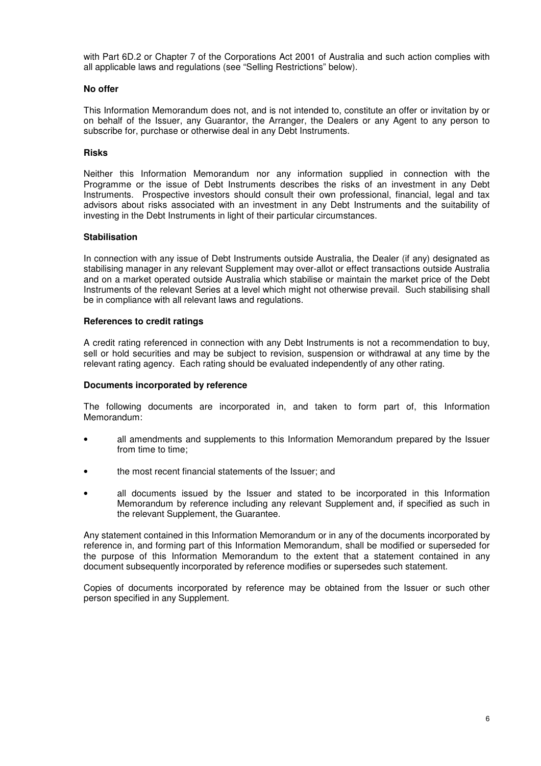with Part 6D.2 or Chapter 7 of the Corporations Act 2001 of Australia and such action complies with all applicable laws and regulations (see "Selling Restrictions" below).

**No offer**

This Information Memorandum does not, and is not intended to, constitute an offer or invitation by or on behalf of the Issuer, any Guarantor, the Arranger, the Dealers or any Agent to any person to subscribe for, purchase or otherwise deal in any Debt Instruments.

**Risks**

Neither this Information Memorandum nor any information supplied in connection with the Programme or the issue of Debt Instruments describes the risks of an investment in any Debt Instruments. Prospective investors should consult their own professional, financial, legal and tax advisors about risks associated with an investment in any Debt Instruments and the suitability of investing in the Debt Instruments in light of their particular circumstances.

**Stabilisation**

In connection with any issue of Debt Instruments outside Australia, the Dealer (if any) designated as stabilising manager in any relevant Supplement may over-allot or effect transactions outside Australia and on a market operated outside Australia which stabilise or maintain the market price of the Debt Instruments of the relevant Series at a level which might not otherwise prevail. Such stabilising shall be in compliance with all relevant laws and regulations.

**References to credit ratings**

A credit rating referenced in connection with any Debt Instruments is not a recommendation to buy, sell or hold securities and may be subject to revision, suspension or withdrawal at any time by the relevant rating agency. Each rating should be evaluated independently of any other rating.

**Documents incorporated by reference**

The following documents are incorporated in, and taken to form part of, this Information Memorandum:

- all amendments and supplements to this Information Memorandum prepared by the Issuer from time to time;
- the most recent financial statements of the Issuer; and
- all documents issued by the Issuer and stated to be incorporated in this Information Memorandum by reference including any relevant Supplement and, if specified as such in the relevant Supplement, the Guarantee.

Any statement contained in this Information Memorandum or in any of the documents incorporated by reference in, and forming part of this Information Memorandum, shall be modified or superseded for the purpose of this Information Memorandum to the extent that a statement contained in any document subsequently incorporated by reference modifies or supersedes such statement.

Copies of documents incorporated by reference may be obtained from the Issuer or such other person specified in any Supplement.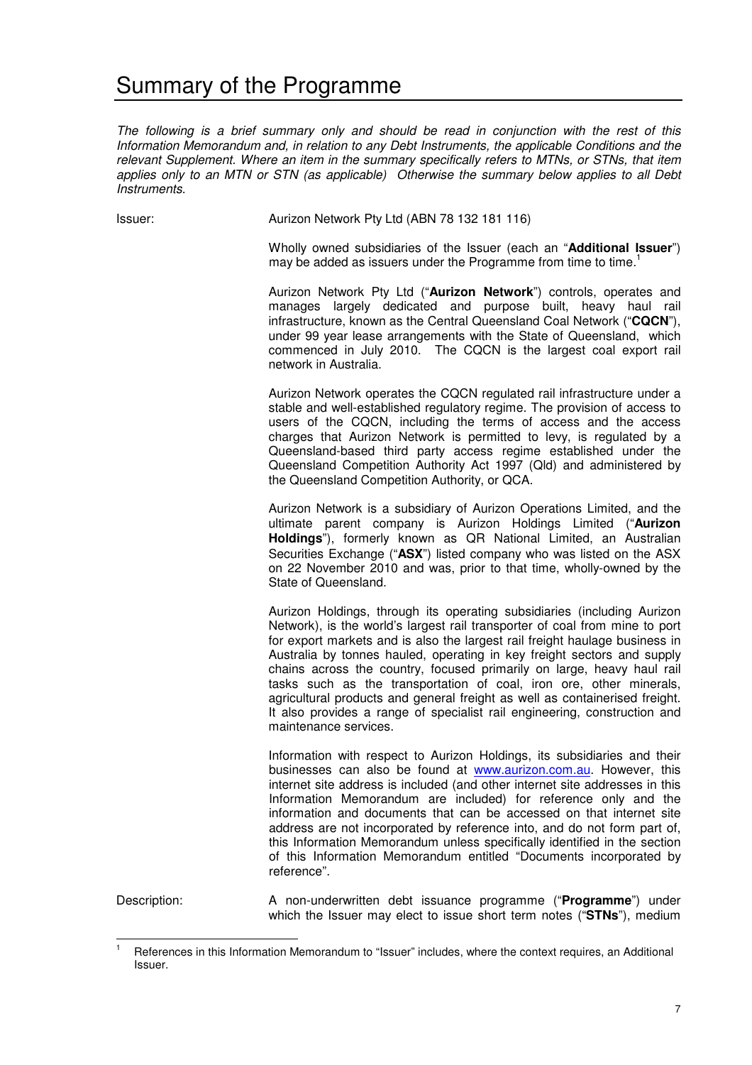# Summary of the Programme

*The following is a brief summary only and should be read in conjunction with the rest of this Information Memorandum and, in relation to any Debt Instruments, the applicable Conditions and the relevant Supplement. Where an item in the summary specifically refers to MTNs, or STNs, that item applies only to an MTN or STN (as applicable) Otherwise the summary below applies to all Debt Instruments.*

| | |
|---|---|
| Issuer: | Aurizon Network Pty Ltd (ABN 78 132 181 116) |
| | Wholly owned subsidiaries of the Issuer (each an "**Additional Issuer**") may be added as issuers under the Programme from time to time.[1] |
| | Aurizon Network Pty Ltd ("**Aurizon Network**") controls, operates and manages largely dedicated and purpose built, heavy haul rail infrastructure, known as the Central Queensland Coal Network ("**CQCN**"), under 99 year lease arrangements with the State of Queensland, which commenced in July 2010. The CQCN is the largest coal export rail network in Australia. |
| | Aurizon Network operates the CQCN regulated rail infrastructure under a stable and well-established regulatory regime. The provision of access to users of the CQCN, including the terms of access and the access charges that Aurizon Network is permitted to levy, is regulated by a Queensland-based third party access regime established under the Queensland Competition Authority Act 1997 (Qld) and administered by the Queensland Competition Authority, or QCA. |
| | Aurizon Network is a subsidiary of Aurizon Operations Limited, and the ultimate parent company is Aurizon Holdings Limited ("**Aurizon Holdings**"), formerly known as QR National Limited, an Australian Securities Exchange ("**ASX**") listed company who was listed on the ASX on 22 November 2010 and was, prior to that time, wholly-owned by the State of Queensland. |
| | Aurizon Holdings, through its operating subsidiaries (including Aurizon Network), is the world's largest rail transporter of coal from mine to port for export markets and is also the largest rail freight haulage business in Australia by tonnes hauled, operating in key freight sectors and supply chains across the country, focused primarily on large, heavy haul rail tasks such as the transportation of coal, iron ore, other minerals, agricultural products and general freight as well as containerised freight. It also provides a range of specialist rail engineering, construction and maintenance services. |
| | Information with respect to Aurizon Holdings, its subsidiaries and their businesses can also be found at www.aurizon.com.au. However, this internet site address is included (and other internet site addresses in this Information Memorandum are included) for reference only and the information and documents that can be accessed on that internet site address are not incorporated by reference into, and do not form part of, this Information Memorandum unless specifically identified in the section of this Information Memorandum entitled "Documents incorporated by reference". |
| Description: | A non-underwritten debt issuance programme ("**Programme**") under which the Issuer may elect to issue short term notes ("**STNs**"), medium |

[1] References in this Information Memorandum to "Issuer" includes, where the context requires, an Additional Issuer.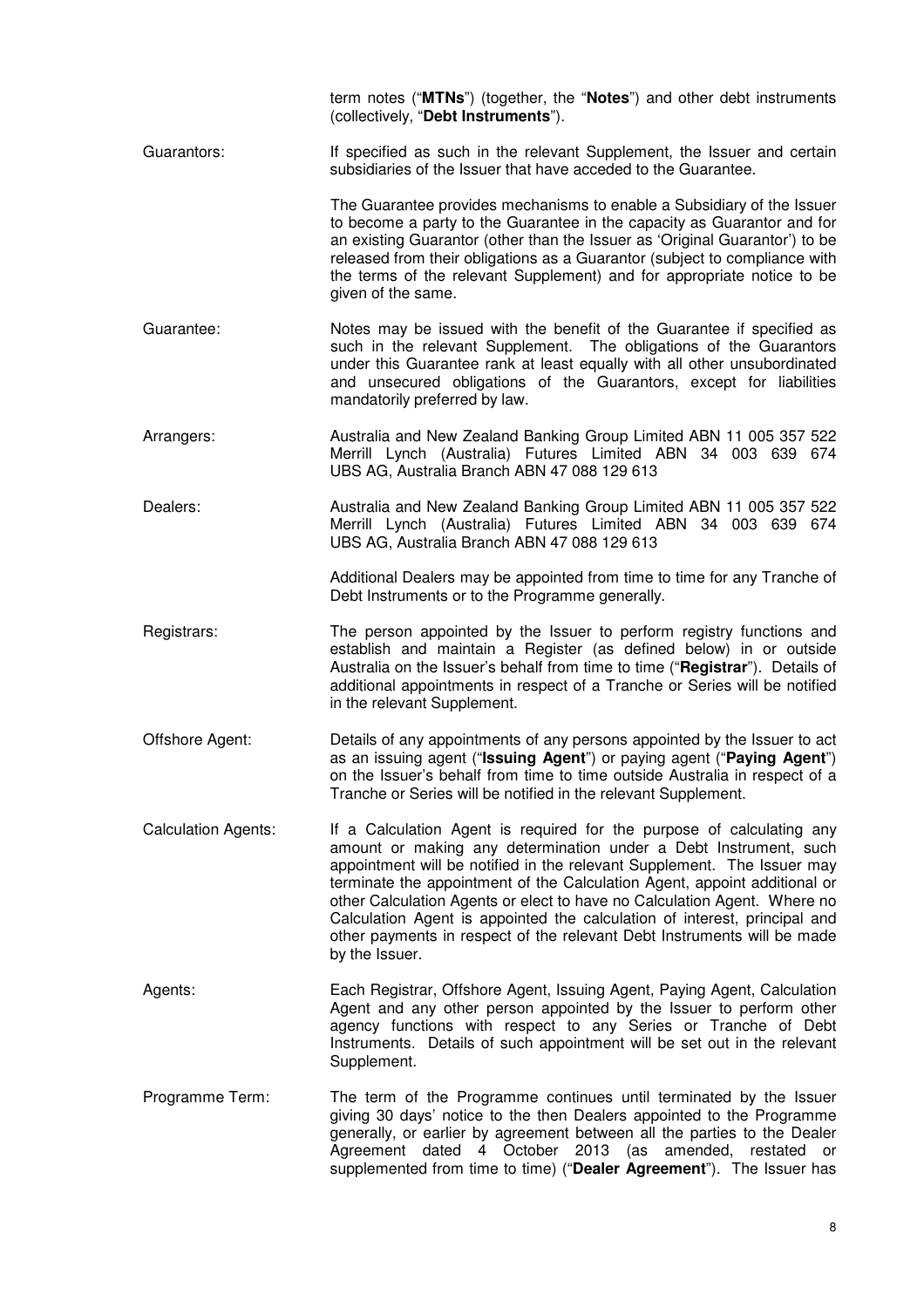term notes ("**MTNs**") (together, the "**Notes**") and other debt instruments (collectively, "**Debt Instruments**").

| | |
|---|---|
| Guarantors: | If specified as such in the relevant Supplement, the Issuer and certain subsidiaries of the Issuer that have acceded to the Guarantee.<br><br>The Guarantee provides mechanisms to enable a Subsidiary of the Issuer to become a party to the Guarantee in the capacity as Guarantor and for an existing Guarantor (other than the Issuer as 'Original Guarantor') to be released from their obligations as a Guarantor (subject to compliance with the terms of the relevant Supplement) and for appropriate notice to be given of the same. |
| Guarantee: | Notes may be issued with the benefit of the Guarantee if specified as such in the relevant Supplement. The obligations of the Guarantors under this Guarantee rank at least equally with all other unsubordinated and unsecured obligations of the Guarantors, except for liabilities mandatorily preferred by law. |
| Arrangers: | Australia and New Zealand Banking Group Limited ABN 11 005 357 522<br>Merrill Lynch (Australia) Futures Limited ABN 34 003 639 674<br>UBS AG, Australia Branch ABN 47 088 129 613 |
| Dealers: | Australia and New Zealand Banking Group Limited ABN 11 005 357 522<br>Merrill Lynch (Australia) Futures Limited ABN 34 003 639 674<br>UBS AG, Australia Branch ABN 47 088 129 613<br><br>Additional Dealers may be appointed from time to time for any Tranche of Debt Instruments or to the Programme generally. |
| Registrars: | The person appointed by the Issuer to perform registry functions and establish and maintain a Register (as defined below) in or outside Australia on the Issuer's behalf from time to time ("**Registrar**"). Details of additional appointments in respect of a Tranche or Series will be notified in the relevant Supplement. |
| Offshore Agent: | Details of any appointments of any persons appointed by the Issuer to act as an issuing agent ("**Issuing Agent**") or paying agent ("**Paying Agent**") on the Issuer's behalf from time to time outside Australia in respect of a Tranche or Series will be notified in the relevant Supplement. |
| Calculation Agents: | If a Calculation Agent is required for the purpose of calculating any amount or making any determination under a Debt Instrument, such appointment will be notified in the relevant Supplement. The Issuer may terminate the appointment of the Calculation Agent, appoint additional or other Calculation Agents or elect to have no Calculation Agent. Where no Calculation Agent is appointed the calculation of interest, principal and other payments in respect of the relevant Debt Instruments will be made by the Issuer. |
| Agents: | Each Registrar, Offshore Agent, Issuing Agent, Paying Agent, Calculation Agent and any other person appointed by the Issuer to perform other agency functions with respect to any Series or Tranche of Debt Instruments. Details of such appointment will be set out in the relevant Supplement. |
| Programme Term: | The term of the Programme continues until terminated by the Issuer giving 30 days' notice to the then Dealers appointed to the Programme generally, or earlier by agreement between all the parties to the Dealer Agreement dated 4 October 2013 (as amended, restated or supplemented from time to time) ("**Dealer Agreement**"). The Issuer has |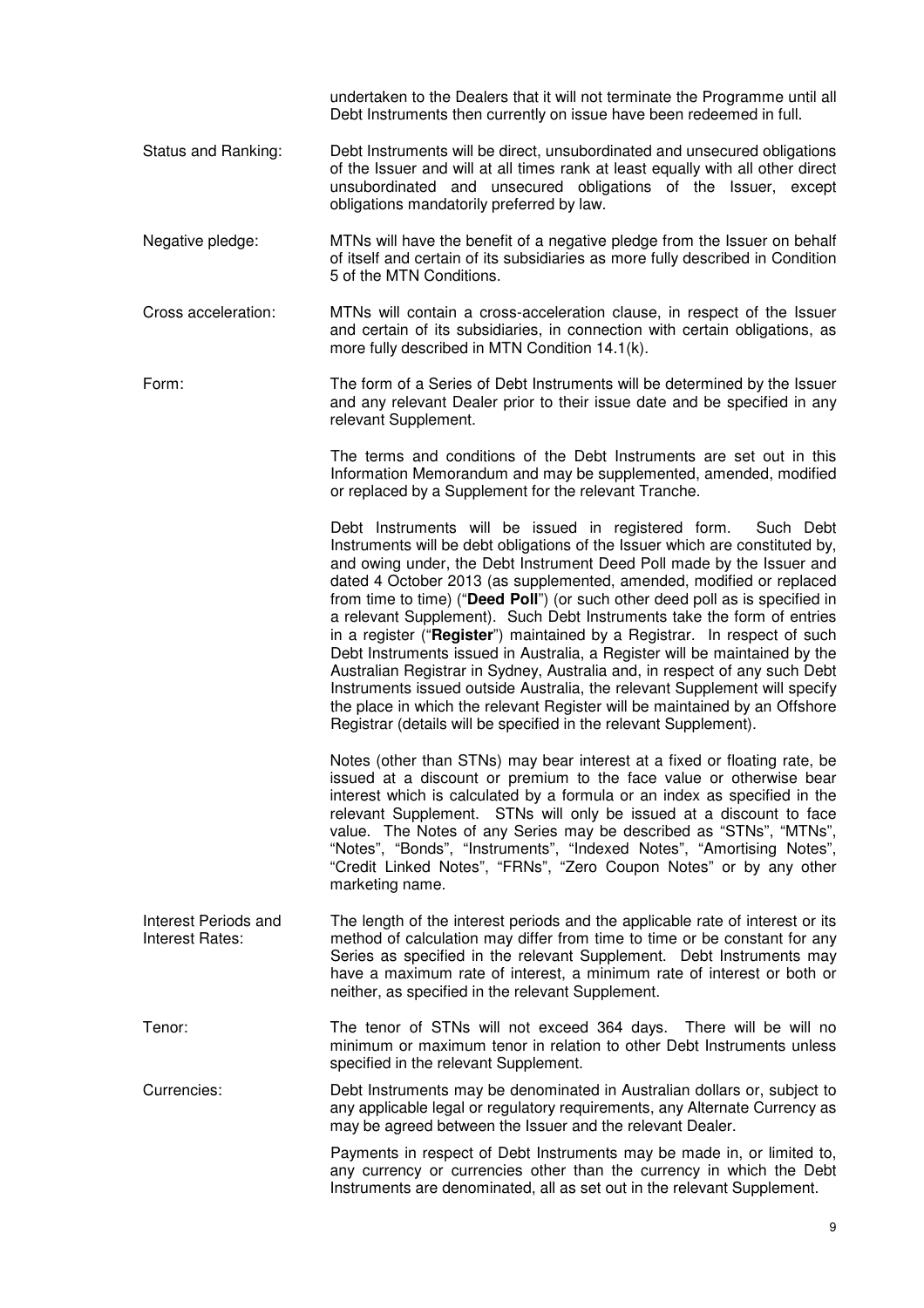undertaken to the Dealers that it will not terminate the Programme until all Debt Instruments then currently on issue have been redeemed in full.

| | |
|---|---|
| Status and Ranking: | Debt Instruments will be direct, unsubordinated and unsecured obligations of the Issuer and will at all times rank at least equally with all other direct unsubordinated and unsecured obligations of the Issuer, except obligations mandatorily preferred by law. |
| Negative pledge: | MTNs will have the benefit of a negative pledge from the Issuer on behalf of itself and certain of its subsidiaries as more fully described in Condition 5 of the MTN Conditions. |
| Cross acceleration: | MTNs will contain a cross-acceleration clause, in respect of the Issuer and certain of its subsidiaries, in connection with certain obligations, as more fully described in MTN Condition 14.1(k). |
| Form: | The form of a Series of Debt Instruments will be determined by the Issuer and any relevant Dealer prior to their issue date and be specified in any relevant Supplement.<br><br>The terms and conditions of the Debt Instruments are set out in this Information Memorandum and may be supplemented, amended, modified or replaced by a Supplement for the relevant Tranche.<br><br>Debt Instruments will be issued in registered form. Such Debt Instruments will be debt obligations of the Issuer which are constituted by, and owing under, the Debt Instrument Deed Poll made by the Issuer and dated 4 October 2013 (as supplemented, amended, modified or replaced from time to time) ("**Deed Poll**") (or such other deed poll as is specified in a relevant Supplement). Such Debt Instruments take the form of entries in a register ("**Register**") maintained by a Registrar. In respect of such Debt Instruments issued in Australia, a Register will be maintained by the Australian Registrar in Sydney, Australia and, in respect of any such Debt Instruments issued outside Australia, the relevant Supplement will specify the place in which the relevant Register will be maintained by an Offshore Registrar (details will be specified in the relevant Supplement).<br><br>Notes (other than STNs) may bear interest at a fixed or floating rate, be issued at a discount or premium to the face value or otherwise bear interest which is calculated by a formula or an index as specified in the relevant Supplement. STNs will only be issued at a discount to face value. The Notes of any Series may be described as "STNs", "MTNs", "Notes", "Bonds", "Instruments", "Indexed Notes", "Amortising Notes", "Credit Linked Notes", "FRNs", "Zero Coupon Notes" or by any other marketing name. |
| Interest Periods and Interest Rates: | The length of the interest periods and the applicable rate of interest or its method of calculation may differ from time to time or be constant for any Series as specified in the relevant Supplement. Debt Instruments may have a maximum rate of interest, a minimum rate of interest or both or neither, as specified in the relevant Supplement. |
| Tenor: | The tenor of STNs will not exceed 364 days. There will be will no minimum or maximum tenor in relation to other Debt Instruments unless specified in the relevant Supplement. |
| Currencies: | Debt Instruments may be denominated in Australian dollars or, subject to any applicable legal or regulatory requirements, any Alternate Currency as may be agreed between the Issuer and the relevant Dealer.<br><br>Payments in respect of Debt Instruments may be made in, or limited to, any currency or currencies other than the currency in which the Debt Instruments are denominated, all as set out in the relevant Supplement. |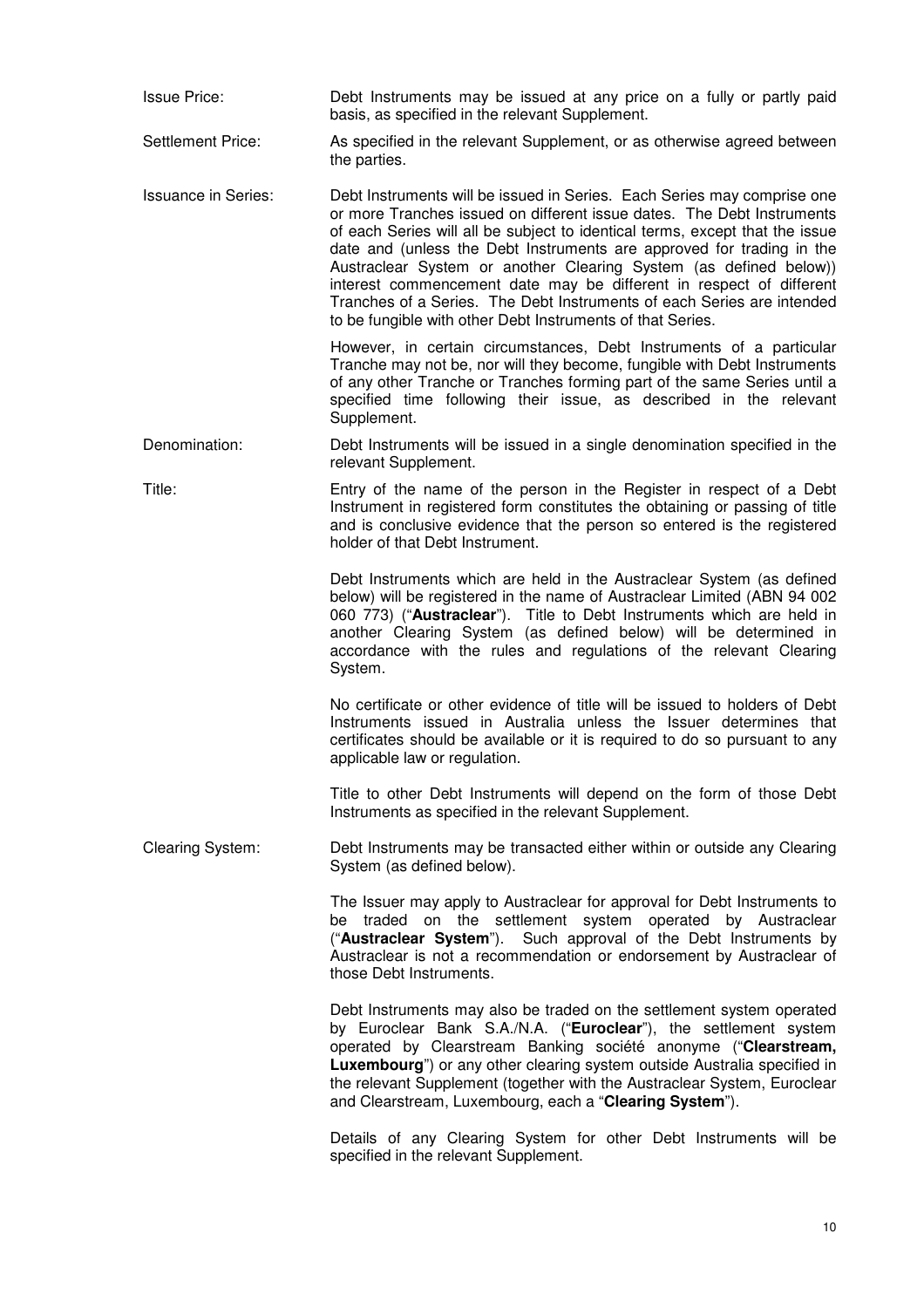**Issue Price:** Debt Instruments may be issued at any price on a fully or partly paid basis, as specified in the relevant Supplement.

**Settlement Price:** As specified in the relevant Supplement, or as otherwise agreed between the parties.

**Issuance in Series:** Debt Instruments will be issued in Series. Each Series may comprise one or more Tranches issued on different issue dates. The Debt Instruments of each Series will all be subject to identical terms, except that the issue date and (unless the Debt Instruments are approved for trading in the Austraclear System or another Clearing System (as defined below)) interest commencement date may be different in respect of different Tranches of a Series. The Debt Instruments of each Series are intended to be fungible with other Debt Instruments of that Series.

However, in certain circumstances, Debt Instruments of a particular Tranche may not be, nor will they become, fungible with Debt Instruments of any other Tranche or Tranches forming part of the same Series until a specified time following their issue, as described in the relevant Supplement.

**Denomination:** Debt Instruments will be issued in a single denomination specified in the relevant Supplement.

**Title:** Entry of the name of the person in the Register in respect of a Debt Instrument in registered form constitutes the obtaining or passing of title and is conclusive evidence that the person so entered is the registered holder of that Debt Instrument.

Debt Instruments which are held in the Austraclear System (as defined below) will be registered in the name of Austraclear Limited (ABN 94 002 060 773) ("**Austraclear**"). Title to Debt Instruments which are held in another Clearing System (as defined below) will be determined in accordance with the rules and regulations of the relevant Clearing System.

No certificate or other evidence of title will be issued to holders of Debt Instruments issued in Australia unless the Issuer determines that certificates should be available or it is required to do so pursuant to any applicable law or regulation.

Title to other Debt Instruments will depend on the form of those Debt Instruments as specified in the relevant Supplement.

**Clearing System:** Debt Instruments may be transacted either within or outside any Clearing System (as defined below).

The Issuer may apply to Austraclear for approval for Debt Instruments to be traded on the settlement system operated by Austraclear ("**Austraclear System**"). Such approval of the Debt Instruments by Austraclear is not a recommendation or endorsement by Austraclear of those Debt Instruments.

Debt Instruments may also be traded on the settlement system operated by Euroclear Bank S.A./N.A. ("**Euroclear**"), the settlement system operated by Clearstream Banking société anonyme ("**Clearstream, Luxembourg**") or any other clearing system outside Australia specified in the relevant Supplement (together with the Austraclear System, Euroclear and Clearstream, Luxembourg, each a "**Clearing System**").

Details of any Clearing System for other Debt Instruments will be specified in the relevant Supplement.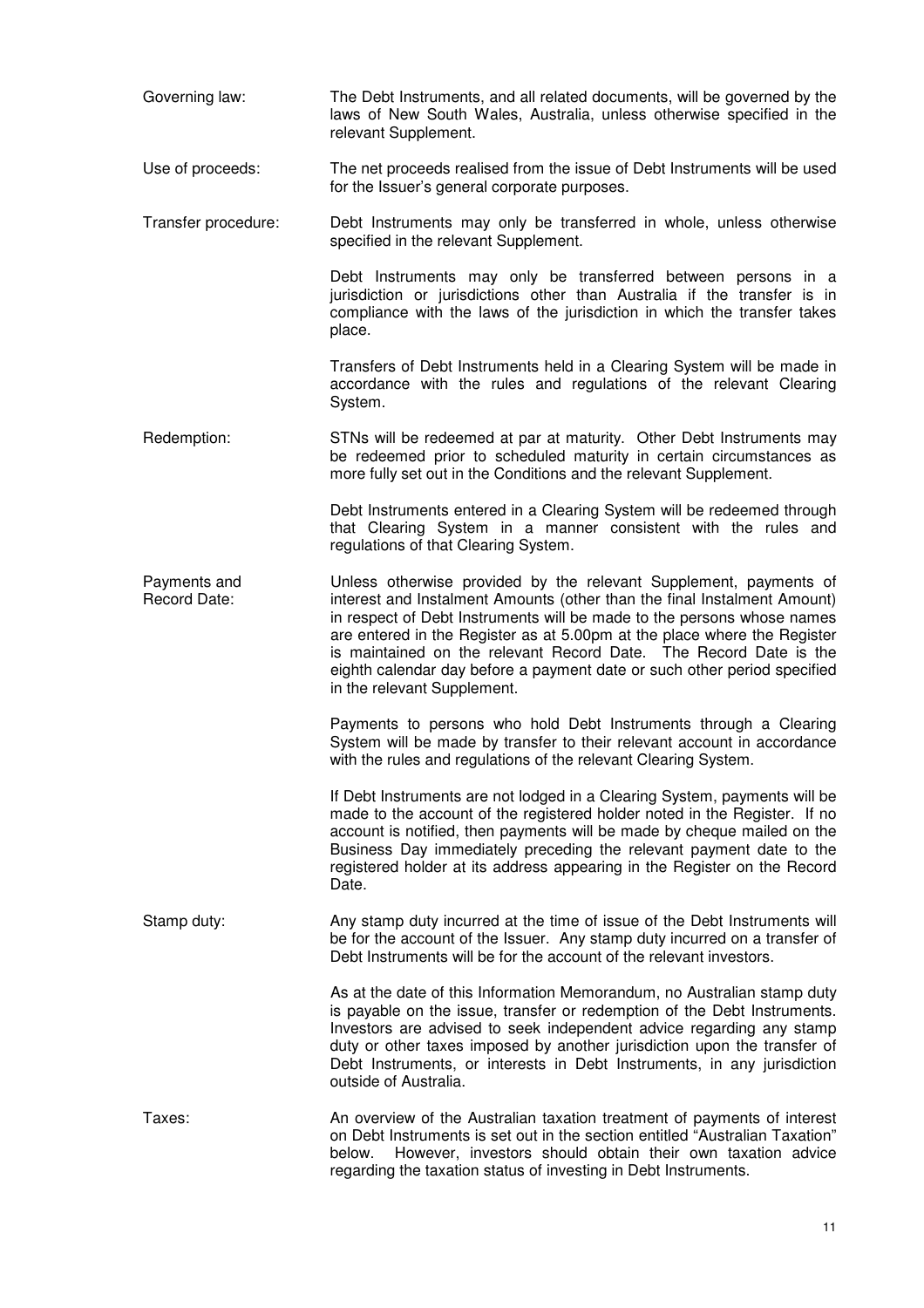| | |
|---|---|
| Governing law: | The Debt Instruments, and all related documents, will be governed by the laws of New South Wales, Australia, unless otherwise specified in the relevant Supplement. |
| Use of proceeds: | The net proceeds realised from the issue of Debt Instruments will be used for the Issuer's general corporate purposes. |
| Transfer procedure: | Debt Instruments may only be transferred in whole, unless otherwise specified in the relevant Supplement.<br><br>Debt Instruments may only be transferred between persons in a jurisdiction or jurisdictions other than Australia if the transfer is in compliance with the laws of the jurisdiction in which the transfer takes place.<br><br>Transfers of Debt Instruments held in a Clearing System will be made in accordance with the rules and regulations of the relevant Clearing System. |
| Redemption: | STNs will be redeemed at par at maturity. Other Debt Instruments may be redeemed prior to scheduled maturity in certain circumstances as more fully set out in the Conditions and the relevant Supplement.<br><br>Debt Instruments entered in a Clearing System will be redeemed through that Clearing System in a manner consistent with the rules and regulations of that Clearing System. |
| Payments and Record Date: | Unless otherwise provided by the relevant Supplement, payments of interest and Instalment Amounts (other than the final Instalment Amount) in respect of Debt Instruments will be made to the persons whose names are entered in the Register as at 5.00pm at the place where the Register is maintained on the relevant Record Date. The Record Date is the eighth calendar day before a payment date or such other period specified in the relevant Supplement.<br><br>Payments to persons who hold Debt Instruments through a Clearing System will be made by transfer to their relevant account in accordance with the rules and regulations of the relevant Clearing System.<br><br>If Debt Instruments are not lodged in a Clearing System, payments will be made to the account of the registered holder noted in the Register. If no account is notified, then payments will be made by cheque mailed on the Business Day immediately preceding the relevant payment date to the registered holder at its address appearing in the Register on the Record Date. |
| Stamp duty: | Any stamp duty incurred at the time of issue of the Debt Instruments will be for the account of the Issuer. Any stamp duty incurred on a transfer of Debt Instruments will be for the account of the relevant investors.<br><br>As at the date of this Information Memorandum, no Australian stamp duty is payable on the issue, transfer or redemption of the Debt Instruments. Investors are advised to seek independent advice regarding any stamp duty or other taxes imposed by another jurisdiction upon the transfer of Debt Instruments, or interests in Debt Instruments, in any jurisdiction outside of Australia. |
| Taxes: | An overview of the Australian taxation treatment of payments of interest on Debt Instruments is set out in the section entitled "Australian Taxation" below. However, investors should obtain their own taxation advice regarding the taxation status of investing in Debt Instruments. |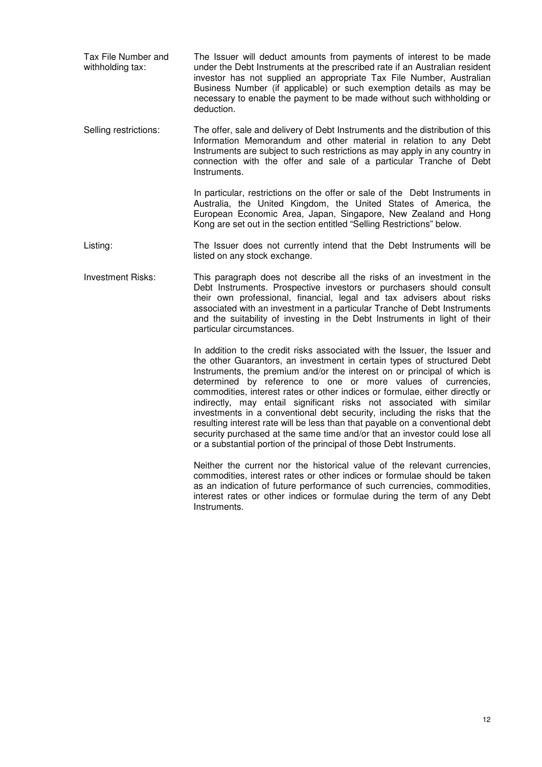| | |
|---|---|
| Tax File Number and withholding tax: | The Issuer will deduct amounts from payments of interest to be made under the Debt Instruments at the prescribed rate if an Australian resident investor has not supplied an appropriate Tax File Number, Australian Business Number (if applicable) or such exemption details as may be necessary to enable the payment to be made without such withholding or deduction. |
| Selling restrictions: | The offer, sale and delivery of Debt Instruments and the distribution of this Information Memorandum and other material in relation to any Debt Instruments are subject to such restrictions as may apply in any country in connection with the offer and sale of a particular Tranche of Debt Instruments.<br><br>In particular, restrictions on the offer or sale of the Debt Instruments in Australia, the United Kingdom, the United States of America, the European Economic Area, Japan, Singapore, New Zealand and Hong Kong are set out in the section entitled "Selling Restrictions" below. |
| Listing: | The Issuer does not currently intend that the Debt Instruments will be listed on any stock exchange. |
| Investment Risks: | This paragraph does not describe all the risks of an investment in the Debt Instruments. Prospective investors or purchasers should consult their own professional, financial, legal and tax advisers about risks associated with an investment in a particular Tranche of Debt Instruments and the suitability of investing in the Debt Instruments in light of their particular circumstances.<br><br>In addition to the credit risks associated with the Issuer, the Issuer and the other Guarantors, an investment in certain types of structured Debt Instruments, the premium and/or the interest on or principal of which is determined by reference to one or more values of currencies, commodities, interest rates or other indices or formulae, either directly or indirectly, may entail significant risks not associated with similar investments in a conventional debt security, including the risks that the resulting interest rate will be less than that payable on a conventional debt security purchased at the same time and/or that an investor could lose all or a substantial portion of the principal of those Debt Instruments.<br><br>Neither the current nor the historical value of the relevant currencies, commodities, interest rates or other indices or formulae should be taken as an indication of future performance of such currencies, commodities, interest rates or other indices or formulae during the term of any Debt Instruments. |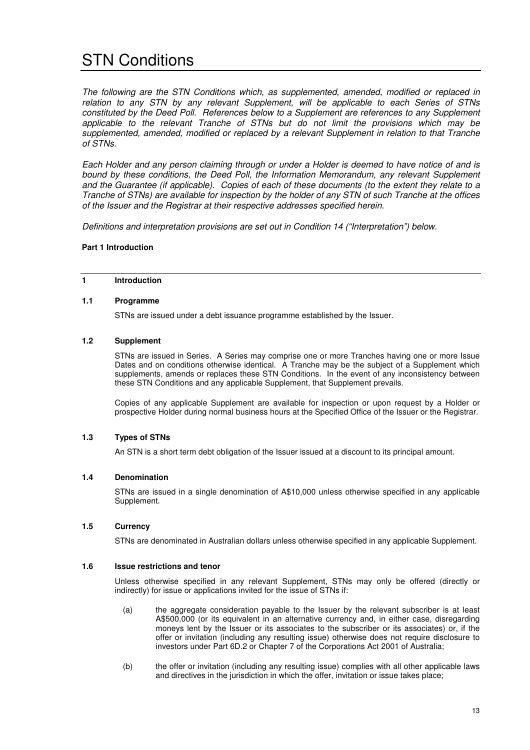# STN Conditions

*The following are the STN Conditions which, as supplemented, amended, modified or replaced in relation to any STN by any relevant Supplement, will be applicable to each Series of STNs constituted by the Deed Poll. References below to a Supplement are references to any Supplement applicable to the relevant Tranche of STNs but do not limit the provisions which may be supplemented, amended, modified or replaced by a relevant Supplement in relation to that Tranche of STNs.*

*Each Holder and any person claiming through or under a Holder is deemed to have notice of and is bound by these conditions, the Deed Poll, the Information Memorandum, any relevant Supplement and the Guarantee (if applicable). Copies of each of these documents (to the extent they relate to a Tranche of STNs) are available for inspection by the holder of any STN of such Tranche at the offices of the Issuer and the Registrar at their respective addresses specified herein.*

*Definitions and interpretation provisions are set out in Condition 14 ("Interpretation") below.*

**Part 1 Introduction**

## 1 Introduction

### 1.1 Programme

STNs are issued under a debt issuance programme established by the Issuer.

### 1.2 Supplement

STNs are issued in Series. A Series may comprise one or more Tranches having one or more Issue Dates and on conditions otherwise identical. A Tranche may be the subject of a Supplement which supplements, amends or replaces these STN Conditions. In the event of any inconsistency between these STN Conditions and any applicable Supplement, that Supplement prevails.

Copies of any applicable Supplement are available for inspection or upon request by a Holder or prospective Holder during normal business hours at the Specified Office of the Issuer or the Registrar.

### 1.3 Types of STNs

An STN is a short term debt obligation of the Issuer issued at a discount to its principal amount.

### 1.4 Denomination

STNs are issued in a single denomination of A$10,000 unless otherwise specified in any applicable Supplement.

### 1.5 Currency

STNs are denominated in Australian dollars unless otherwise specified in any applicable Supplement.

### 1.6 Issue restrictions and tenor

Unless otherwise specified in any relevant Supplement, STNs may only be offered (directly or indirectly) for issue or applications invited for the issue of STNs if:

(a) the aggregate consideration payable to the Issuer by the relevant subscriber is at least A$500,000 (or its equivalent in an alternative currency and, in either case, disregarding moneys lent by the Issuer or its associates to the subscriber or its associates) or, if the offer or invitation (including any resulting issue) otherwise does not require disclosure to investors under Part 6D.2 or Chapter 7 of the Corporations Act 2001 of Australia;

(b) the offer or invitation (including any resulting issue) complies with all other applicable laws and directives in the jurisdiction in which the offer, invitation or issue takes place;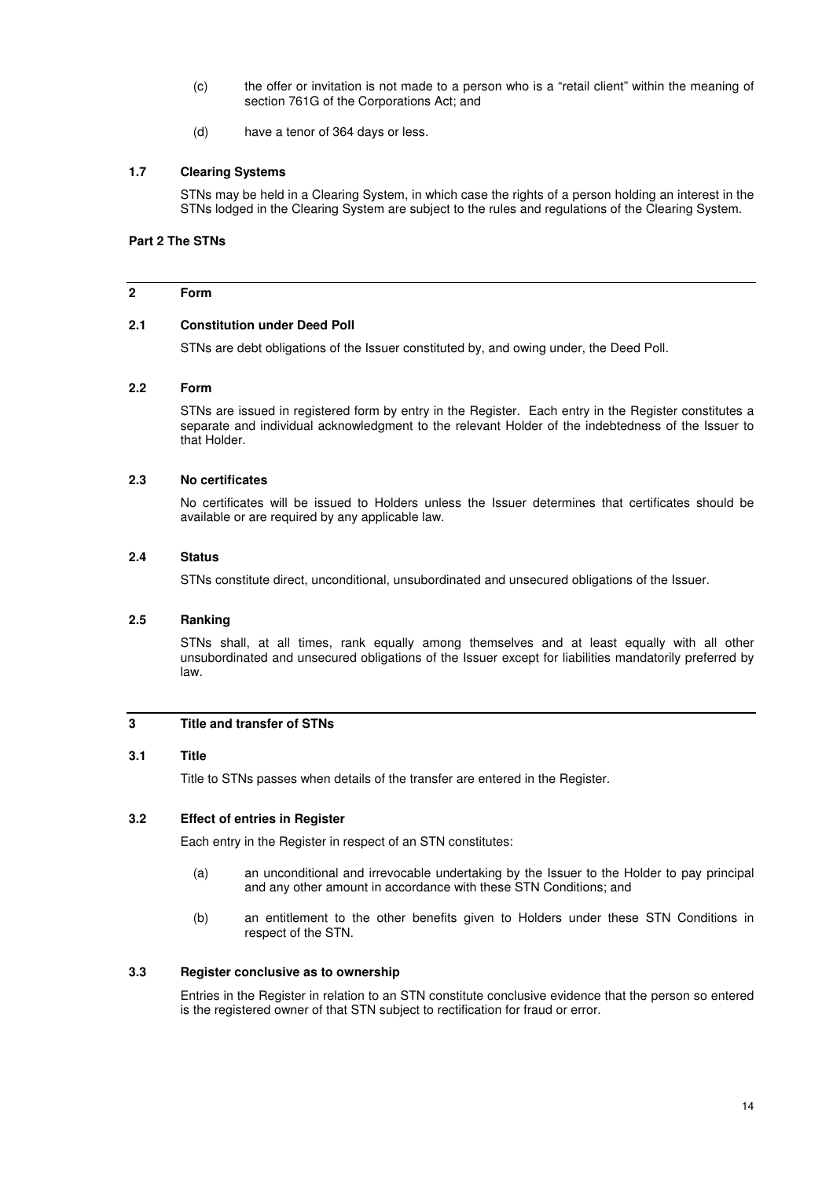(c) the offer or invitation is not made to a person who is a "retail client" within the meaning of section 761G of the Corporations Act; and

(d) have a tenor of 364 days or less.

### 1.7 Clearing Systems

STNs may be held in a Clearing System, in which case the rights of a person holding an interest in the STNs lodged in the Clearing System are subject to the rules and regulations of the Clearing System.

## Part 2 The STNs

## 2 Form

### 2.1 Constitution under Deed Poll

STNs are debt obligations of the Issuer constituted by, and owing under, the Deed Poll.

### 2.2 Form

STNs are issued in registered form by entry in the Register. Each entry in the Register constitutes a separate and individual acknowledgment to the relevant Holder of the indebtedness of the Issuer to that Holder.

### 2.3 No certificates

No certificates will be issued to Holders unless the Issuer determines that certificates should be available or are required by any applicable law.

### 2.4 Status

STNs constitute direct, unconditional, unsubordinated and unsecured obligations of the Issuer.

### 2.5 Ranking

STNs shall, at all times, rank equally among themselves and at least equally with all other unsubordinated and unsecured obligations of the Issuer except for liabilities mandatorily preferred by law.

## 3 Title and transfer of STNs

### 3.1 Title

Title to STNs passes when details of the transfer are entered in the Register.

### 3.2 Effect of entries in Register

Each entry in the Register in respect of an STN constitutes:

(a) an unconditional and irrevocable undertaking by the Issuer to the Holder to pay principal and any other amount in accordance with these STN Conditions; and

(b) an entitlement to the other benefits given to Holders under these STN Conditions in respect of the STN.

### 3.3 Register conclusive as to ownership

Entries in the Register in relation to an STN constitute conclusive evidence that the person so entered is the registered owner of that STN subject to rectification for fraud or error.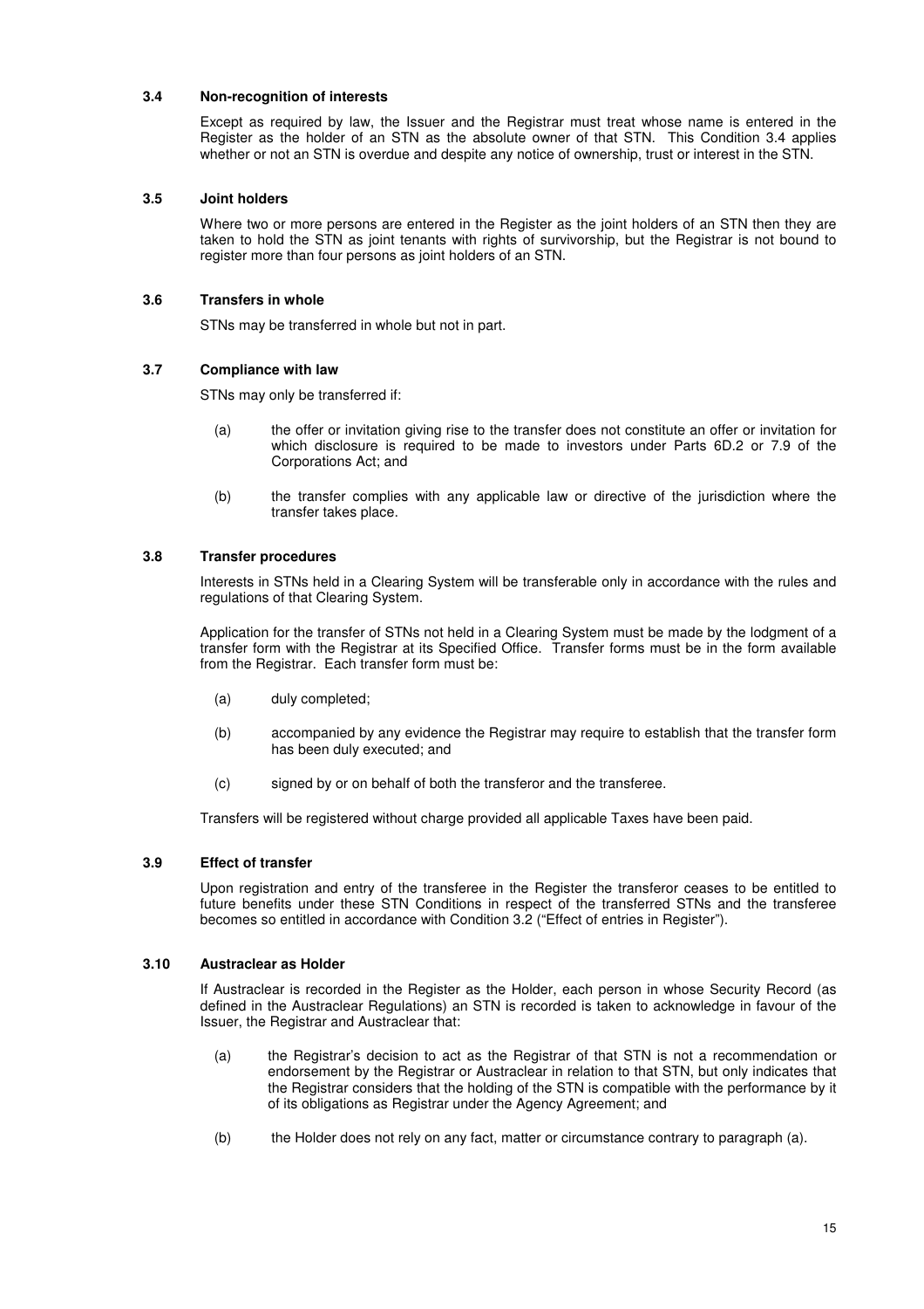### 3.4 Non-recognition of interests

Except as required by law, the Issuer and the Registrar must treat whose name is entered in the Register as the holder of an STN as the absolute owner of that STN. This Condition 3.4 applies whether or not an STN is overdue and despite any notice of ownership, trust or interest in the STN.

### 3.5 Joint holders

Where two or more persons are entered in the Register as the joint holders of an STN then they are taken to hold the STN as joint tenants with rights of survivorship, but the Registrar is not bound to register more than four persons as joint holders of an STN.

### 3.6 Transfers in whole

STNs may be transferred in whole but not in part.

### 3.7 Compliance with law

STNs may only be transferred if:

(a) the offer or invitation giving rise to the transfer does not constitute an offer or invitation for which disclosure is required to be made to investors under Parts 6D.2 or 7.9 of the Corporations Act; and

(b) the transfer complies with any applicable law or directive of the jurisdiction where the transfer takes place.

### 3.8 Transfer procedures

Interests in STNs held in a Clearing System will be transferable only in accordance with the rules and regulations of that Clearing System.

Application for the transfer of STNs not held in a Clearing System must be made by the lodgment of a transfer form with the Registrar at its Specified Office. Transfer forms must be in the form available from the Registrar. Each transfer form must be:

(a) duly completed;

(b) accompanied by any evidence the Registrar may require to establish that the transfer form has been duly executed; and

(c) signed by or on behalf of both the transferor and the transferee.

Transfers will be registered without charge provided all applicable Taxes have been paid.

### 3.9 Effect of transfer

Upon registration and entry of the transferee in the Register the transferor ceases to be entitled to future benefits under these STN Conditions in respect of the transferred STNs and the transferee becomes so entitled in accordance with Condition 3.2 ("Effect of entries in Register").

### 3.10 Austraclear as Holder

If Austraclear is recorded in the Register as the Holder, each person in whose Security Record (as defined in the Austraclear Regulations) an STN is recorded is taken to acknowledge in favour of the Issuer, the Registrar and Austraclear that:

(a) the Registrar's decision to act as the Registrar of that STN is not a recommendation or endorsement by the Registrar or Austraclear in relation to that STN, but only indicates that the Registrar considers that the holding of the STN is compatible with the performance by it of its obligations as Registrar under the Agency Agreement; and

(b) the Holder does not rely on any fact, matter or circumstance contrary to paragraph (a).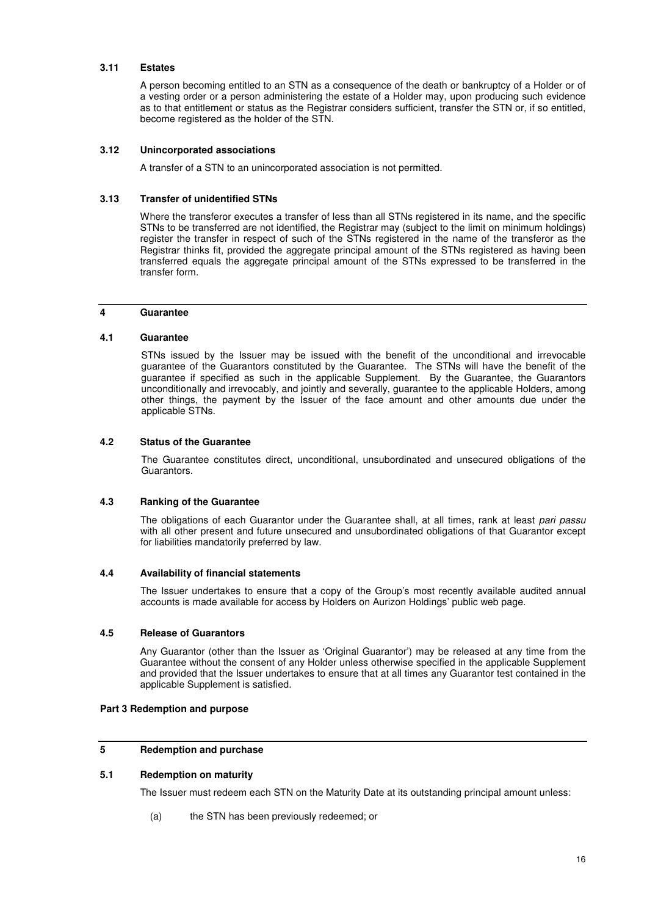### 3.11 Estates

A person becoming entitled to an STN as a consequence of the death or bankruptcy of a Holder or of a vesting order or a person administering the estate of a Holder may, upon producing such evidence as to that entitlement or status as the Registrar considers sufficient, transfer the STN or, if so entitled, become registered as the holder of the STN.

### 3.12 Unincorporated associations

A transfer of a STN to an unincorporated association is not permitted.

### 3.13 Transfer of unidentified STNs

Where the transferor executes a transfer of less than all STNs registered in its name, and the specific STNs to be transferred are not identified, the Registrar may (subject to the limit on minimum holdings) register the transfer in respect of such of the STNs registered in the name of the transferor as the Registrar thinks fit, provided the aggregate principal amount of the STNs registered as having been transferred equals the aggregate principal amount of the STNs expressed to be transferred in the transfer form.

## 4 Guarantee

### 4.1 Guarantee

STNs issued by the Issuer may be issued with the benefit of the unconditional and irrevocable guarantee of the Guarantors constituted by the Guarantee. The STNs will have the benefit of the guarantee if specified as such in the applicable Supplement. By the Guarantee, the Guarantors unconditionally and irrevocably, and jointly and severally, guarantee to the applicable Holders, among other things, the payment by the Issuer of the face amount and other amounts due under the applicable STNs.

### 4.2 Status of the Guarantee

The Guarantee constitutes direct, unconditional, unsubordinated and unsecured obligations of the Guarantors.

### 4.3 Ranking of the Guarantee

The obligations of each Guarantor under the Guarantee shall, at all times, rank at least *pari passu* with all other present and future unsecured and unsubordinated obligations of that Guarantor except for liabilities mandatorily preferred by law.

### 4.4 Availability of financial statements

The Issuer undertakes to ensure that a copy of the Group's most recently available audited annual accounts is made available for access by Holders on Aurizon Holdings' public web page.

### 4.5 Release of Guarantors

Any Guarantor (other than the Issuer as 'Original Guarantor') may be released at any time from the Guarantee without the consent of any Holder unless otherwise specified in the applicable Supplement and provided that the Issuer undertakes to ensure that at all times any Guarantor test contained in the applicable Supplement is satisfied.

**Part 3 Redemption and purpose**

## 5 Redemption and purchase

### 5.1 Redemption on maturity

The Issuer must redeem each STN on the Maturity Date at its outstanding principal amount unless:

(a) the STN has been previously redeemed; or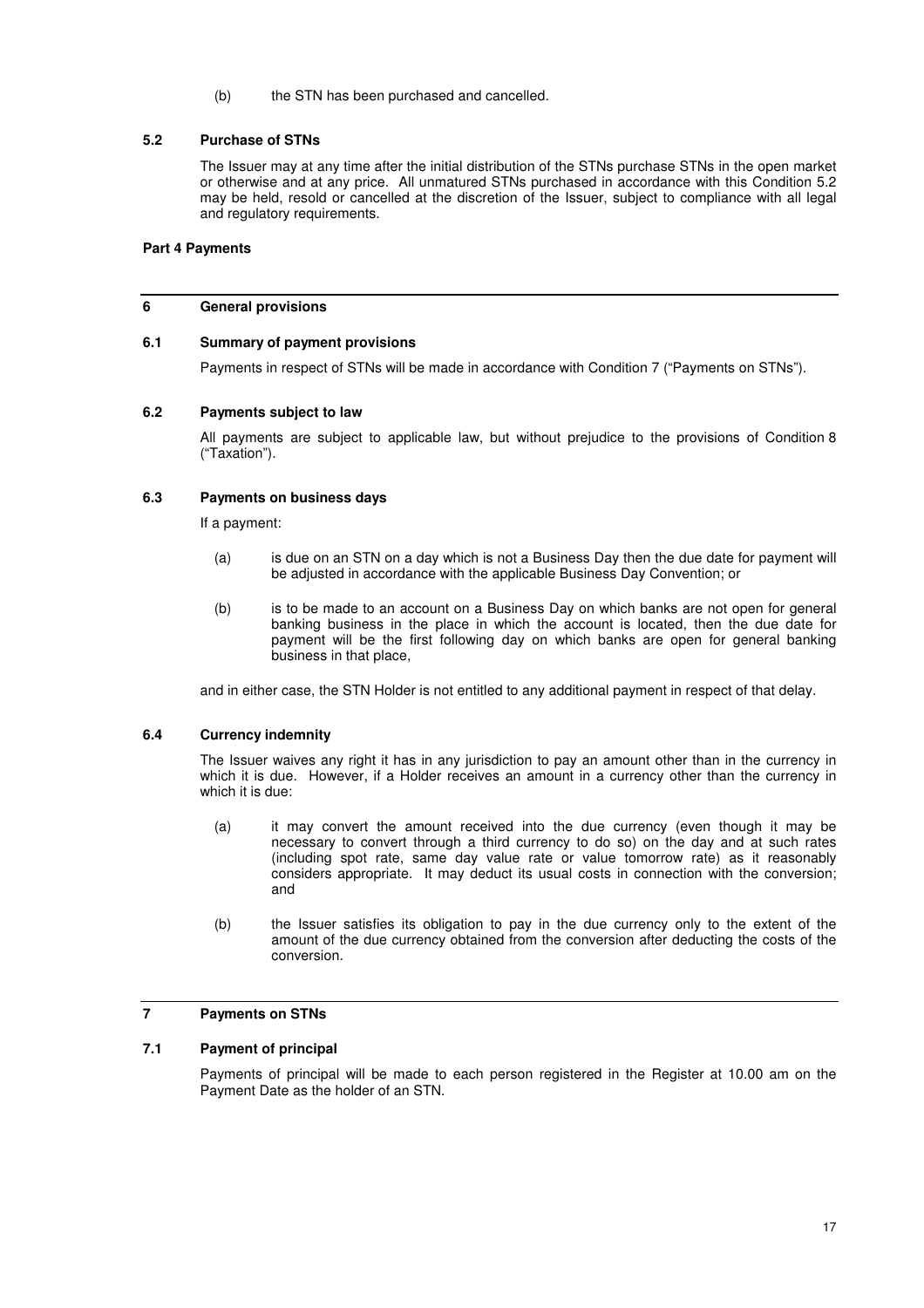(b) the STN has been purchased and cancelled.

### 5.2 Purchase of STNs

The Issuer may at any time after the initial distribution of the STNs purchase STNs in the open market or otherwise and at any price. All unmatured STNs purchased in accordance with this Condition 5.2 may be held, resold or cancelled at the discretion of the Issuer, subject to compliance with all legal and regulatory requirements.

## Part 4 Payments

## 6 General provisions

### 6.1 Summary of payment provisions

Payments in respect of STNs will be made in accordance with Condition 7 ("Payments on STNs").

### 6.2 Payments subject to law

All payments are subject to applicable law, but without prejudice to the provisions of Condition 8 ("Taxation").

### 6.3 Payments on business days

If a payment:

(a) is due on an STN on a day which is not a Business Day then the due date for payment will be adjusted in accordance with the applicable Business Day Convention; or

(b) is to be made to an account on a Business Day on which banks are not open for general banking business in the place in which the account is located, then the due date for payment will be the first following day on which banks are open for general banking business in that place,

and in either case, the STN Holder is not entitled to any additional payment in respect of that delay.

### 6.4 Currency indemnity

The Issuer waives any right it has in any jurisdiction to pay an amount other than in the currency in which it is due. However, if a Holder receives an amount in a currency other than the currency in which it is due:

(a) it may convert the amount received into the due currency (even though it may be necessary to convert through a third currency to do so) on the day and at such rates (including spot rate, same day value rate or value tomorrow rate) as it reasonably considers appropriate. It may deduct its usual costs in connection with the conversion; and

(b) the Issuer satisfies its obligation to pay in the due currency only to the extent of the amount of the due currency obtained from the conversion after deducting the costs of the conversion.

## 7 Payments on STNs

### 7.1 Payment of principal

Payments of principal will be made to each person registered in the Register at 10.00 am on the Payment Date as the holder of an STN.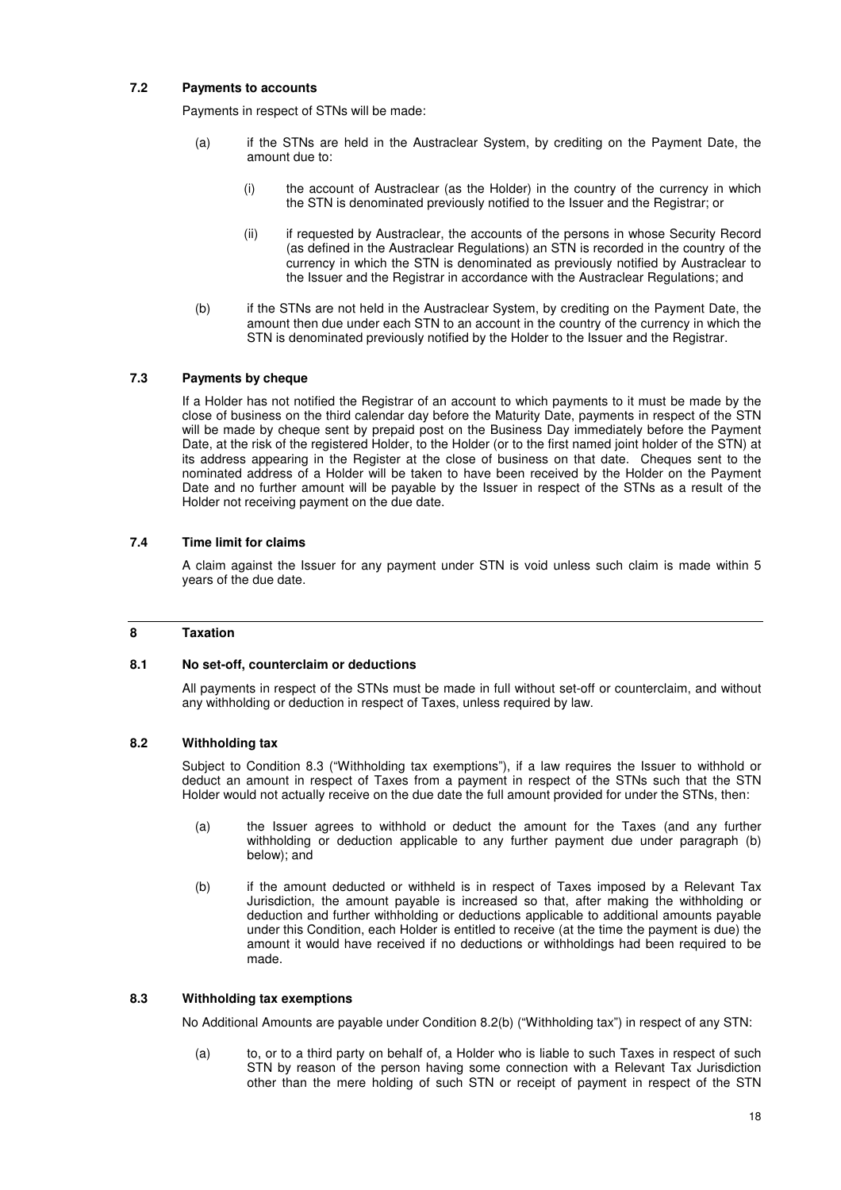### 7.2 Payments to accounts

Payments in respect of STNs will be made:

(a) if the STNs are held in the Austraclear System, by crediting on the Payment Date, the amount due to:

(i) the account of Austraclear (as the Holder) in the country of the currency in which the STN is denominated previously notified to the Issuer and the Registrar; or

(ii) if requested by Austraclear, the accounts of the persons in whose Security Record (as defined in the Austraclear Regulations) an STN is recorded in the country of the currency in which the STN is denominated as previously notified by Austraclear to the Issuer and the Registrar in accordance with the Austraclear Regulations; and

(b) if the STNs are not held in the Austraclear System, by crediting on the Payment Date, the amount then due under each STN to an account in the country of the currency in which the STN is denominated previously notified by the Holder to the Issuer and the Registrar.

### 7.3 Payments by cheque

If a Holder has not notified the Registrar of an account to which payments to it must be made by the close of business on the third calendar day before the Maturity Date, payments in respect of the STN will be made by cheque sent by prepaid post on the Business Day immediately before the Payment Date, at the risk of the registered Holder, to the Holder (or to the first named joint holder of the STN) at its address appearing in the Register at the close of business on that date. Cheques sent to the nominated address of a Holder will be taken to have been received by the Holder on the Payment Date and no further amount will be payable by the Issuer in respect of the STNs as a result of the Holder not receiving payment on the due date.

### 7.4 Time limit for claims

A claim against the Issuer for any payment under STN is void unless such claim is made within 5 years of the due date.

## 8 Taxation

### 8.1 No set-off, counterclaim or deductions

All payments in respect of the STNs must be made in full without set-off or counterclaim, and without any withholding or deduction in respect of Taxes, unless required by law.

### 8.2 Withholding tax

Subject to Condition 8.3 ("Withholding tax exemptions"), if a law requires the Issuer to withhold or deduct an amount in respect of Taxes from a payment in respect of the STNs such that the STN Holder would not actually receive on the due date the full amount provided for under the STNs, then:

(a) the Issuer agrees to withhold or deduct the amount for the Taxes (and any further withholding or deduction applicable to any further payment due under paragraph (b) below); and

(b) if the amount deducted or withheld is in respect of Taxes imposed by a Relevant Tax Jurisdiction, the amount payable is increased so that, after making the withholding or deduction and further withholding or deductions applicable to additional amounts payable under this Condition, each Holder is entitled to receive (at the time the payment is due) the amount it would have received if no deductions or withholdings had been required to be made.

### 8.3 Withholding tax exemptions

No Additional Amounts are payable under Condition 8.2(b) ("Withholding tax") in respect of any STN:

(a) to, or to a third party on behalf of, a Holder who is liable to such Taxes in respect of such STN by reason of the person having some connection with a Relevant Tax Jurisdiction other than the mere holding of such STN or receipt of payment in respect of the STN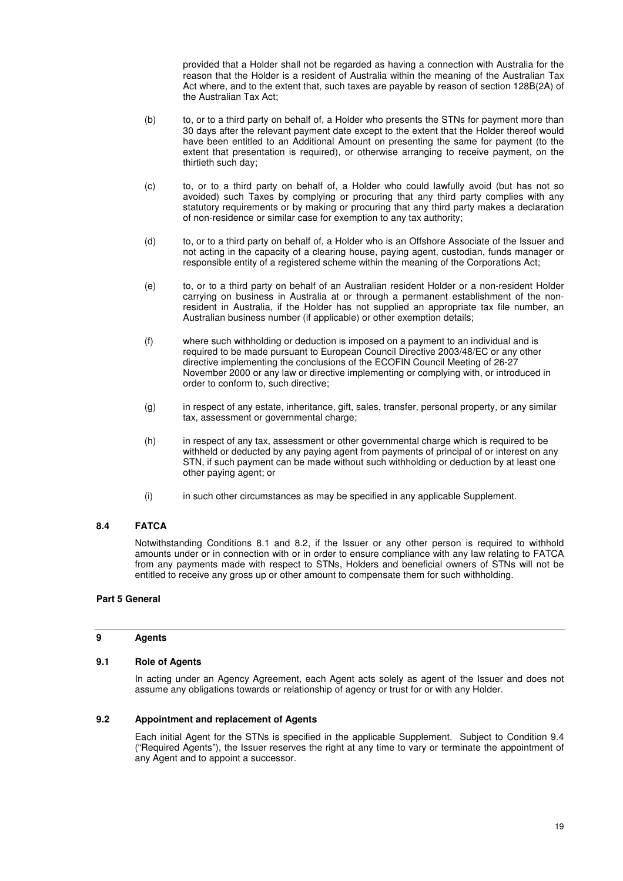provided that a Holder shall not be regarded as having a connection with Australia for the reason that the Holder is a resident of Australia within the meaning of the Australian Tax Act where, and to the extent that, such taxes are payable by reason of section 128B(2A) of the Australian Tax Act;

(b) to, or to a third party on behalf of, a Holder who presents the STNs for payment more than 30 days after the relevant payment date except to the extent that the Holder thereof would have been entitled to an Additional Amount on presenting the same for payment (to the extent that presentation is required), or otherwise arranging to receive payment, on the thirtieth such day;

(c) to, or to a third party on behalf of, a Holder who could lawfully avoid (but has not so avoided) such Taxes by complying or procuring that any third party complies with any statutory requirements or by making or procuring that any third party makes a declaration of non-residence or similar case for exemption to any tax authority;

(d) to, or to a third party on behalf of, a Holder who is an Offshore Associate of the Issuer and not acting in the capacity of a clearing house, paying agent, custodian, funds manager or responsible entity of a registered scheme within the meaning of the Corporations Act;

(e) to, or to a third party on behalf of an Australian resident Holder or a non-resident Holder carrying on business in Australia at or through a permanent establishment of the non-resident in Australia, if the Holder has not supplied an appropriate tax file number, an Australian business number (if applicable) or other exemption details;

(f) where such withholding or deduction is imposed on a payment to an individual and is required to be made pursuant to European Council Directive 2003/48/EC or any other directive implementing the conclusions of the ECOFIN Council Meeting of 26-27 November 2000 or any law or directive implementing or complying with, or introduced in order to conform to, such directive;

(g) in respect of any estate, inheritance, gift, sales, transfer, personal property, or any similar tax, assessment or governmental charge;

(h) in respect of any tax, assessment or other governmental charge which is required to be withheld or deducted by any paying agent from payments of principal of or interest on any STN, if such payment can be made without such withholding or deduction by at least one other paying agent; or

(i) in such other circumstances as may be specified in any applicable Supplement.

### 8.4 FATCA

Notwithstanding Conditions 8.1 and 8.2, if the Issuer or any other person is required to withhold amounts under or in connection with or in order to ensure compliance with any law relating to FATCA from any payments made with respect to STNs, Holders and beneficial owners of STNs will not be entitled to receive any gross up or other amount to compensate them for such withholding.

## Part 5 General

## 9 Agents

### 9.1 Role of Agents

In acting under an Agency Agreement, each Agent acts solely as agent of the Issuer and does not assume any obligations towards or relationship of agency or trust for or with any Holder.

### 9.2 Appointment and replacement of Agents

Each initial Agent for the STNs is specified in the applicable Supplement. Subject to Condition 9.4 ("Required Agents"), the Issuer reserves the right at any time to vary or terminate the appointment of any Agent and to appoint a successor.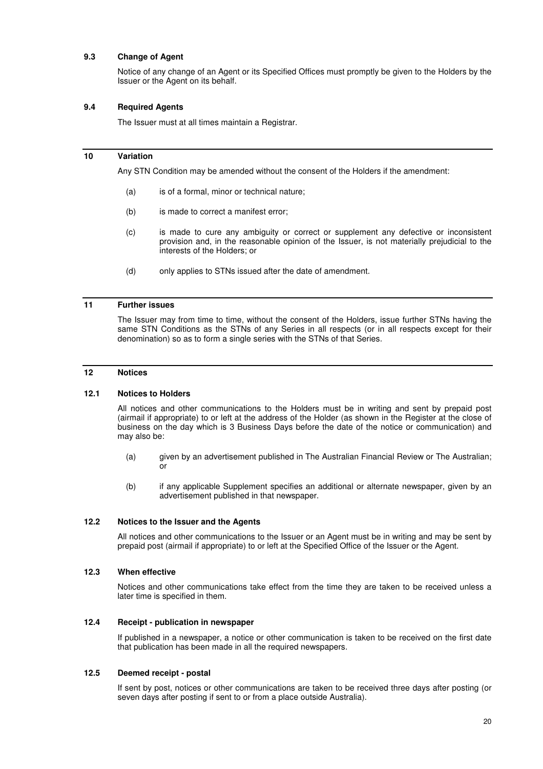### 9.3 Change of Agent

Notice of any change of an Agent or its Specified Offices must promptly be given to the Holders by the Issuer or the Agent on its behalf.

### 9.4 Required Agents

The Issuer must at all times maintain a Registrar.

## 10 Variation

Any STN Condition may be amended without the consent of the Holders if the amendment:

(a) is of a formal, minor or technical nature;

(b) is made to correct a manifest error;

(c) is made to cure any ambiguity or correct or supplement any defective or inconsistent provision and, in the reasonable opinion of the Issuer, is not materially prejudicial to the interests of the Holders; or

(d) only applies to STNs issued after the date of amendment.

## 11 Further issues

The Issuer may from time to time, without the consent of the Holders, issue further STNs having the same STN Conditions as the STNs of any Series in all respects (or in all respects except for their denomination) so as to form a single series with the STNs of that Series.

## 12 Notices

### 12.1 Notices to Holders

All notices and other communications to the Holders must be in writing and sent by prepaid post (airmail if appropriate) to or left at the address of the Holder (as shown in the Register at the close of business on the day which is 3 Business Days before the date of the notice or communication) and may also be:

(a) given by an advertisement published in The Australian Financial Review or The Australian; or

(b) if any applicable Supplement specifies an additional or alternate newspaper, given by an advertisement published in that newspaper.

### 12.2 Notices to the Issuer and the Agents

All notices and other communications to the Issuer or an Agent must be in writing and may be sent by prepaid post (airmail if appropriate) to or left at the Specified Office of the Issuer or the Agent.

### 12.3 When effective

Notices and other communications take effect from the time they are taken to be received unless a later time is specified in them.

### 12.4 Receipt - publication in newspaper

If published in a newspaper, a notice or other communication is taken to be received on the first date that publication has been made in all the required newspapers.

### 12.5 Deemed receipt - postal

If sent by post, notices or other communications are taken to be received three days after posting (or seven days after posting if sent to or from a place outside Australia).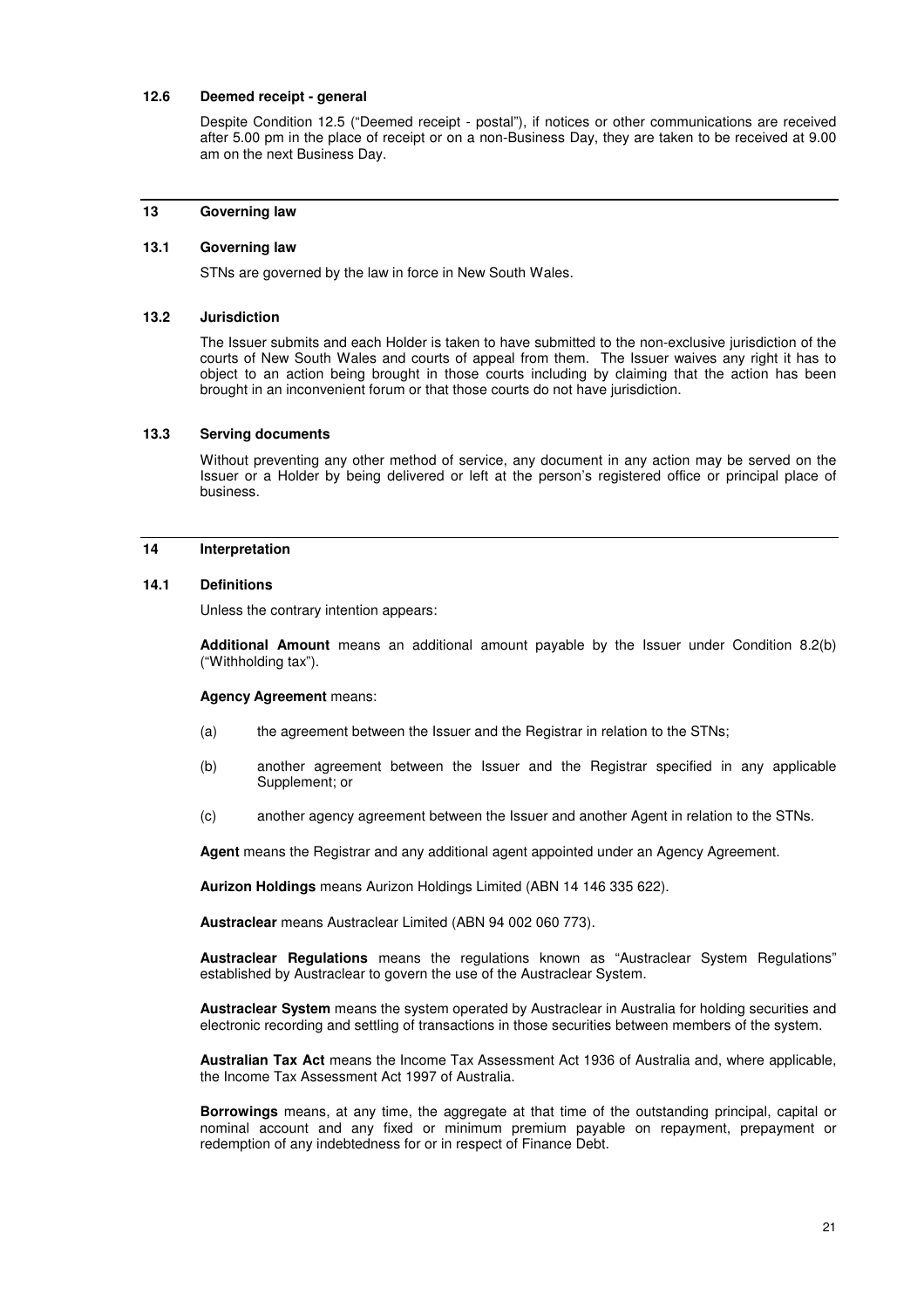### 12.6 Deemed receipt - general

Despite Condition 12.5 ("Deemed receipt - postal"), if notices or other communications are received after 5.00 pm in the place of receipt or on a non-Business Day, they are taken to be received at 9.00 am on the next Business Day.

## 13 Governing law

### 13.1 Governing law

STNs are governed by the law in force in New South Wales.

### 13.2 Jurisdiction

The Issuer submits and each Holder is taken to have submitted to the non-exclusive jurisdiction of the courts of New South Wales and courts of appeal from them. The Issuer waives any right it has to object to an action being brought in those courts including by claiming that the action has been brought in an inconvenient forum or that those courts do not have jurisdiction.

### 13.3 Serving documents

Without preventing any other method of service, any document in any action may be served on the Issuer or a Holder by being delivered or left at the person's registered office or principal place of business.

## 14 Interpretation

### 14.1 Definitions

Unless the contrary intention appears:

**Additional Amount** means an additional amount payable by the Issuer under Condition 8.2(b) ("Withholding tax").

**Agency Agreement** means:

(a) the agreement between the Issuer and the Registrar in relation to the STNs;

(b) another agreement between the Issuer and the Registrar specified in any applicable Supplement; or

(c) another agency agreement between the Issuer and another Agent in relation to the STNs.

**Agent** means the Registrar and any additional agent appointed under an Agency Agreement.

**Aurizon Holdings** means Aurizon Holdings Limited (ABN 14 146 335 622).

**Austraclear** means Austraclear Limited (ABN 94 002 060 773).

**Austraclear Regulations** means the regulations known as "Austraclear System Regulations" established by Austraclear to govern the use of the Austraclear System.

**Austraclear System** means the system operated by Austraclear in Australia for holding securities and electronic recording and settling of transactions in those securities between members of the system.

**Australian Tax Act** means the Income Tax Assessment Act 1936 of Australia and, where applicable, the Income Tax Assessment Act 1997 of Australia.

**Borrowings** means, at any time, the aggregate at that time of the outstanding principal, capital or nominal account and any fixed or minimum premium payable on repayment, prepayment or redemption of any indebtedness for or in respect of Finance Debt.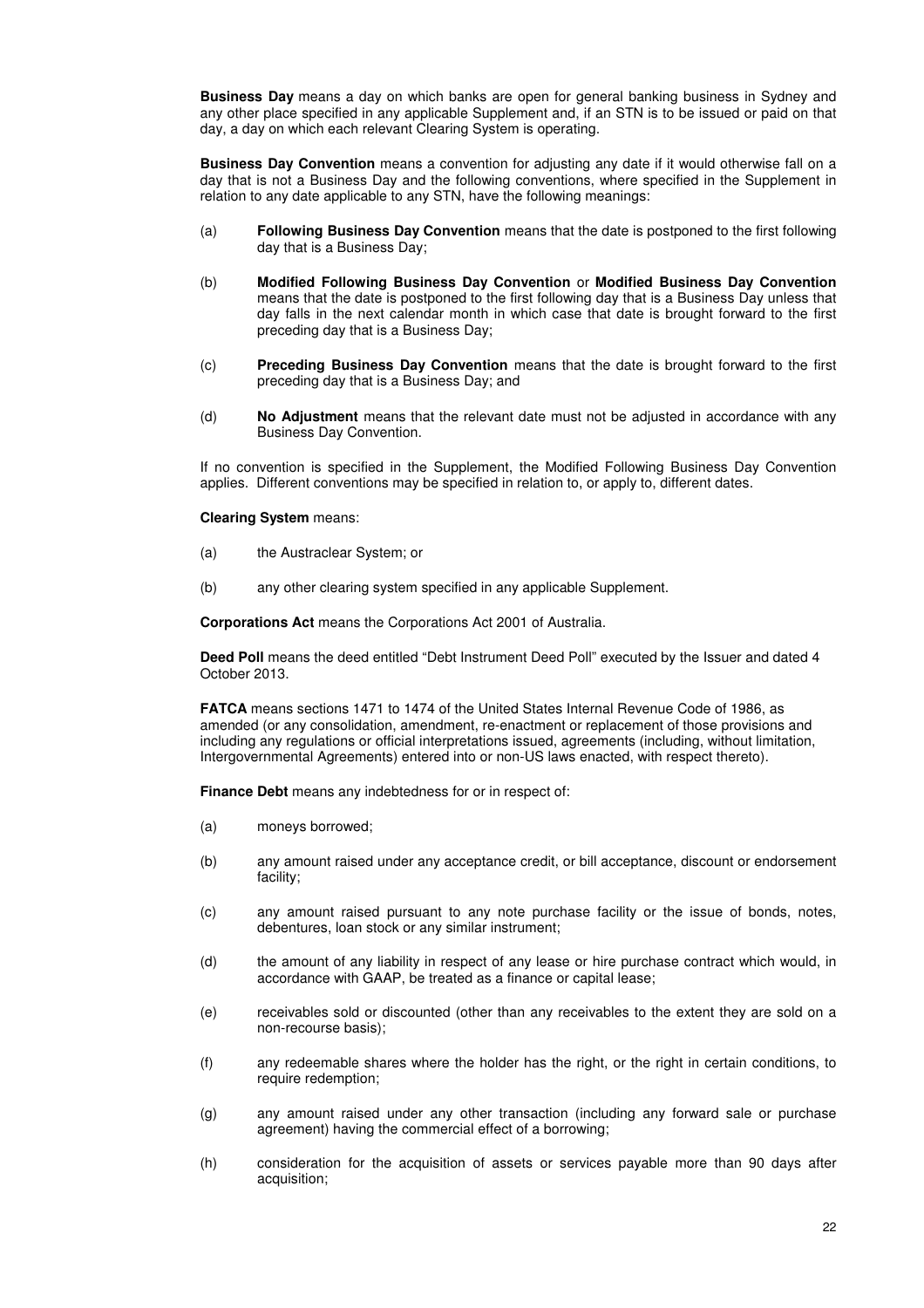**Business Day** means a day on which banks are open for general banking business in Sydney and any other place specified in any applicable Supplement and, if an STN is to be issued or paid on that day, a day on which each relevant Clearing System is operating.

**Business Day Convention** means a convention for adjusting any date if it would otherwise fall on a day that is not a Business Day and the following conventions, where specified in the Supplement in relation to any date applicable to any STN, have the following meanings:

(a) **Following Business Day Convention** means that the date is postponed to the first following day that is a Business Day;

(b) **Modified Following Business Day Convention** or **Modified Business Day Convention** means that the date is postponed to the first following day that is a Business Day unless that day falls in the next calendar month in which case that date is brought forward to the first preceding day that is a Business Day;

(c) **Preceding Business Day Convention** means that the date is brought forward to the first preceding day that is a Business Day; and

(d) **No Adjustment** means that the relevant date must not be adjusted in accordance with any Business Day Convention.

If no convention is specified in the Supplement, the Modified Following Business Day Convention applies. Different conventions may be specified in relation to, or apply to, different dates.

**Clearing System** means:

(a) the Austraclear System; or

(b) any other clearing system specified in any applicable Supplement.

**Corporations Act** means the Corporations Act 2001 of Australia.

**Deed Poll** means the deed entitled "Debt Instrument Deed Poll" executed by the Issuer and dated 4 October 2013.

**FATCA** means sections 1471 to 1474 of the United States Internal Revenue Code of 1986, as amended (or any consolidation, amendment, re-enactment or replacement of those provisions and including any regulations or official interpretations issued, agreements (including, without limitation, Intergovernmental Agreements) entered into or non-US laws enacted, with respect thereto).

**Finance Debt** means any indebtedness for or in respect of:

(a) moneys borrowed;

(b) any amount raised under any acceptance credit, or bill acceptance, discount or endorsement facility;

(c) any amount raised pursuant to any note purchase facility or the issue of bonds, notes, debentures, loan stock or any similar instrument;

(d) the amount of any liability in respect of any lease or hire purchase contract which would, in accordance with GAAP, be treated as a finance or capital lease;

(e) receivables sold or discounted (other than any receivables to the extent they are sold on a non-recourse basis);

(f) any redeemable shares where the holder has the right, or the right in certain conditions, to require redemption;

(g) any amount raised under any other transaction (including any forward sale or purchase agreement) having the commercial effect of a borrowing;

(h) consideration for the acquisition of assets or services payable more than 90 days after acquisition;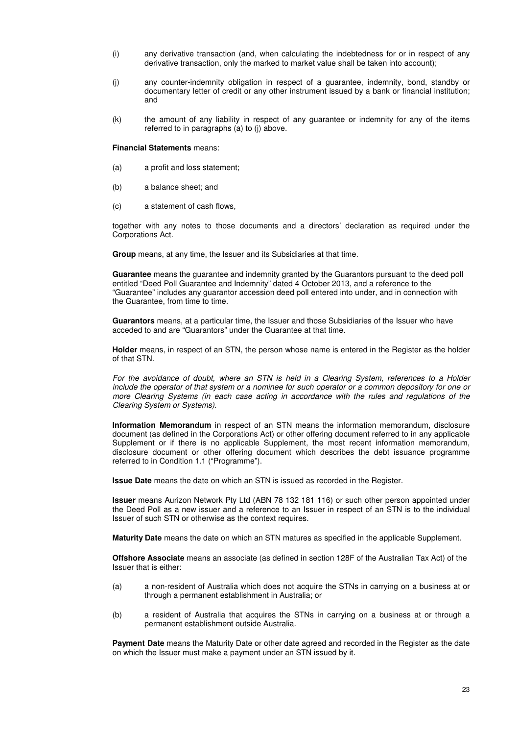(i) any derivative transaction (and, when calculating the indebtedness for or in respect of any derivative transaction, only the marked to market value shall be taken into account);

(j) any counter-indemnity obligation in respect of a guarantee, indemnity, bond, standby or documentary letter of credit or any other instrument issued by a bank or financial institution; and

(k) the amount of any liability in respect of any guarantee or indemnity for any of the items referred to in paragraphs (a) to (j) above.

**Financial Statements** means:

(a) a profit and loss statement;

(b) a balance sheet; and

(c) a statement of cash flows,

together with any notes to those documents and a directors' declaration as required under the Corporations Act.

**Group** means, at any time, the Issuer and its Subsidiaries at that time.

**Guarantee** means the guarantee and indemnity granted by the Guarantors pursuant to the deed poll entitled "Deed Poll Guarantee and Indemnity" dated 4 October 2013, and a reference to the "Guarantee" includes any guarantor accession deed poll entered into under, and in connection with the Guarantee, from time to time.

**Guarantors** means, at a particular time, the Issuer and those Subsidiaries of the Issuer who have acceded to and are "Guarantors" under the Guarantee at that time.

**Holder** means, in respect of an STN, the person whose name is entered in the Register as the holder of that STN.

*For the avoidance of doubt, where an STN is held in a Clearing System, references to a Holder include the operator of that system or a nominee for such operator or a common depository for one or more Clearing Systems (in each case acting in accordance with the rules and regulations of the Clearing System or Systems).*

**Information Memorandum** in respect of an STN means the information memorandum, disclosure document (as defined in the Corporations Act) or other offering document referred to in any applicable Supplement or if there is no applicable Supplement, the most recent information memorandum, disclosure document or other offering document which describes the debt issuance programme referred to in Condition 1.1 ("Programme").

**Issue Date** means the date on which an STN is issued as recorded in the Register.

**Issuer** means Aurizon Network Pty Ltd (ABN 78 132 181 116) or such other person appointed under the Deed Poll as a new issuer and a reference to an Issuer in respect of an STN is to the individual Issuer of such STN or otherwise as the context requires.

**Maturity Date** means the date on which an STN matures as specified in the applicable Supplement.

**Offshore Associate** means an associate (as defined in section 128F of the Australian Tax Act) of the Issuer that is either:

(a) a non-resident of Australia which does not acquire the STNs in carrying on a business at or through a permanent establishment in Australia; or

(b) a resident of Australia that acquires the STNs in carrying on a business at or through a permanent establishment outside Australia.

**Payment Date** means the Maturity Date or other date agreed and recorded in the Register as the date on which the Issuer must make a payment under an STN issued by it.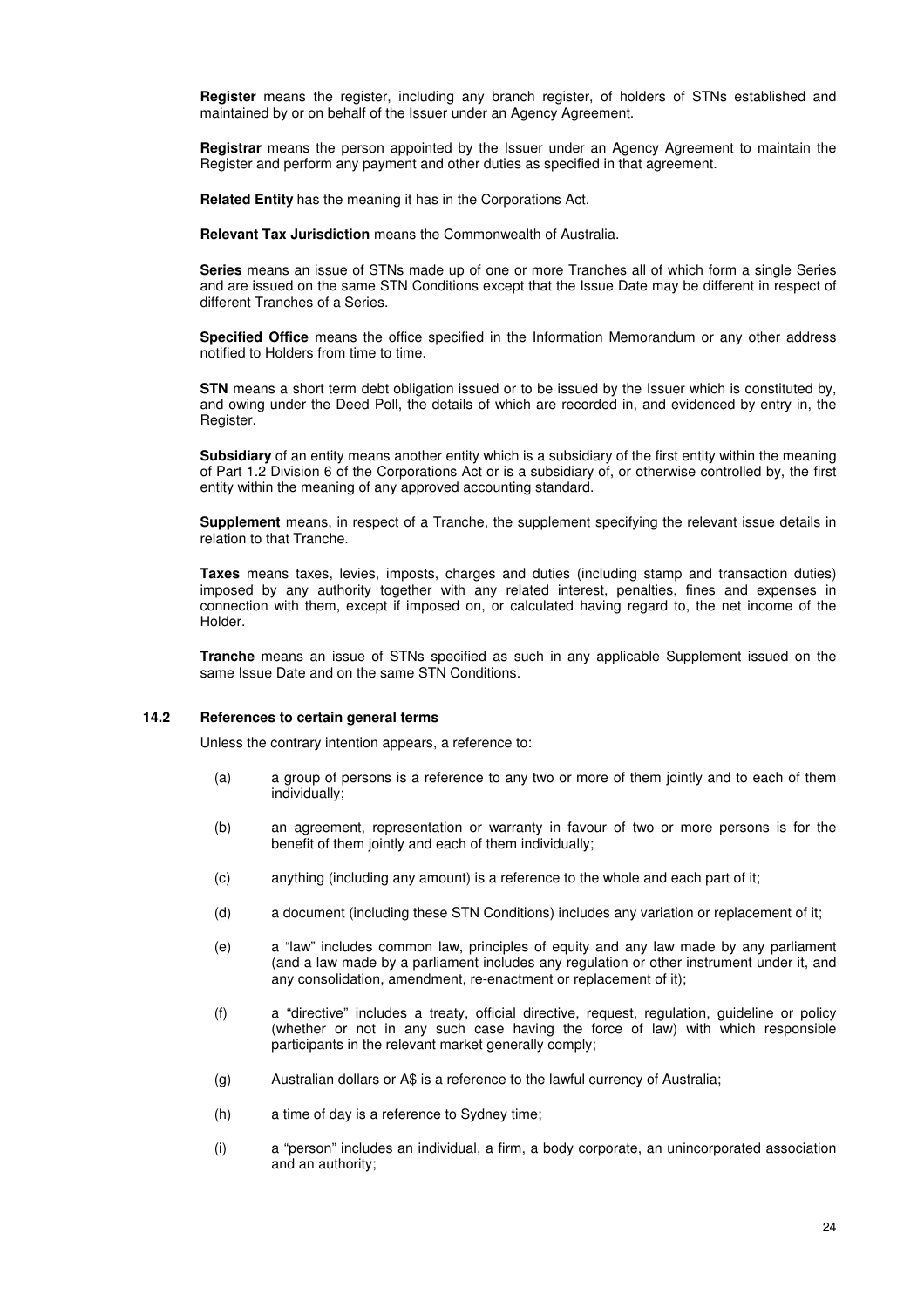**Register** means the register, including any branch register, of holders of STNs established and maintained by or on behalf of the Issuer under an Agency Agreement.

**Registrar** means the person appointed by the Issuer under an Agency Agreement to maintain the Register and perform any payment and other duties as specified in that agreement.

**Related Entity** has the meaning it has in the Corporations Act.

**Relevant Tax Jurisdiction** means the Commonwealth of Australia.

**Series** means an issue of STNs made up of one or more Tranches all of which form a single Series and are issued on the same STN Conditions except that the Issue Date may be different in respect of different Tranches of a Series.

**Specified Office** means the office specified in the Information Memorandum or any other address notified to Holders from time to time.

**STN** means a short term debt obligation issued or to be issued by the Issuer which is constituted by, and owing under the Deed Poll, the details of which are recorded in, and evidenced by entry in, the Register.

**Subsidiary** of an entity means another entity which is a subsidiary of the first entity within the meaning of Part 1.2 Division 6 of the Corporations Act or is a subsidiary of, or otherwise controlled by, the first entity within the meaning of any approved accounting standard.

**Supplement** means, in respect of a Tranche, the supplement specifying the relevant issue details in relation to that Tranche.

**Taxes** means taxes, levies, imposts, charges and duties (including stamp and transaction duties) imposed by any authority together with any related interest, penalties, fines and expenses in connection with them, except if imposed on, or calculated having regard to, the net income of the Holder.

**Tranche** means an issue of STNs specified as such in any applicable Supplement issued on the same Issue Date and on the same STN Conditions.

### 14.2 References to certain general terms

Unless the contrary intention appears, a reference to:

(a) a group of persons is a reference to any two or more of them jointly and to each of them individually;

(b) an agreement, representation or warranty in favour of two or more persons is for the benefit of them jointly and each of them individually;

(c) anything (including any amount) is a reference to the whole and each part of it;

(d) a document (including these STN Conditions) includes any variation or replacement of it;

(e) a "law" includes common law, principles of equity and any law made by any parliament (and a law made by a parliament includes any regulation or other instrument under it, and any consolidation, amendment, re-enactment or replacement of it);

(f) a "directive" includes a treaty, official directive, request, regulation, guideline or policy (whether or not in any such case having the force of law) with which responsible participants in the relevant market generally comply;

(g) Australian dollars or A$ is a reference to the lawful currency of Australia;

(h) a time of day is a reference to Sydney time;

(i) a "person" includes an individual, a firm, a body corporate, an unincorporated association and an authority;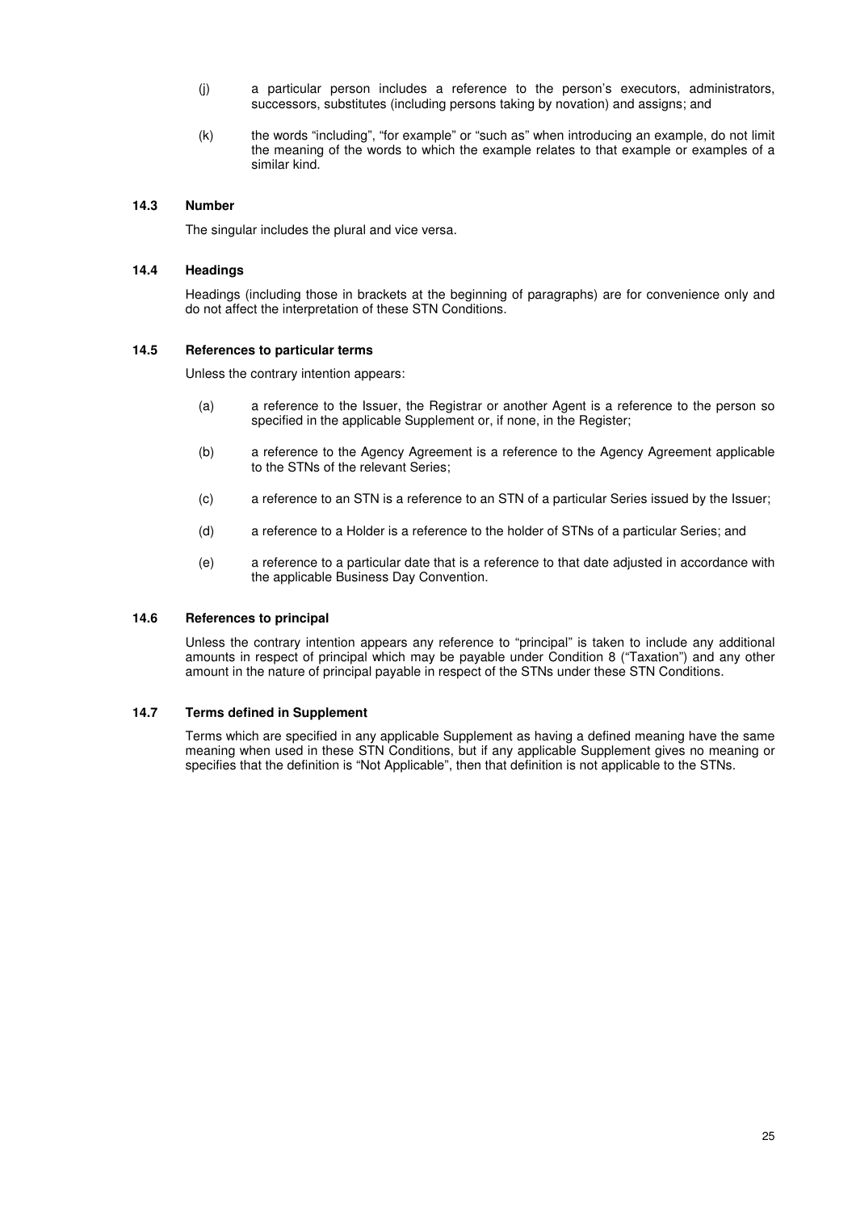(j) a particular person includes a reference to the person's executors, administrators, successors, substitutes (including persons taking by novation) and assigns; and

(k) the words "including", "for example" or "such as" when introducing an example, do not limit the meaning of the words to which the example relates to that example or examples of a similar kind.

### 14.3 Number

The singular includes the plural and vice versa.

### 14.4 Headings

Headings (including those in brackets at the beginning of paragraphs) are for convenience only and do not affect the interpretation of these STN Conditions.

### 14.5 References to particular terms

Unless the contrary intention appears:

(a) a reference to the Issuer, the Registrar or another Agent is a reference to the person so specified in the applicable Supplement or, if none, in the Register;

(b) a reference to the Agency Agreement is a reference to the Agency Agreement applicable to the STNs of the relevant Series;

(c) a reference to an STN is a reference to an STN of a particular Series issued by the Issuer;

(d) a reference to a Holder is a reference to the holder of STNs of a particular Series; and

(e) a reference to a particular date that is a reference to that date adjusted in accordance with the applicable Business Day Convention.

### 14.6 References to principal

Unless the contrary intention appears any reference to "principal" is taken to include any additional amounts in respect of principal which may be payable under Condition 8 ("Taxation") and any other amount in the nature of principal payable in respect of the STNs under these STN Conditions.

### 14.7 Terms defined in Supplement

Terms which are specified in any applicable Supplement as having a defined meaning have the same meaning when used in these STN Conditions, but if any applicable Supplement gives no meaning or specifies that the definition is "Not Applicable", then that definition is not applicable to the STNs.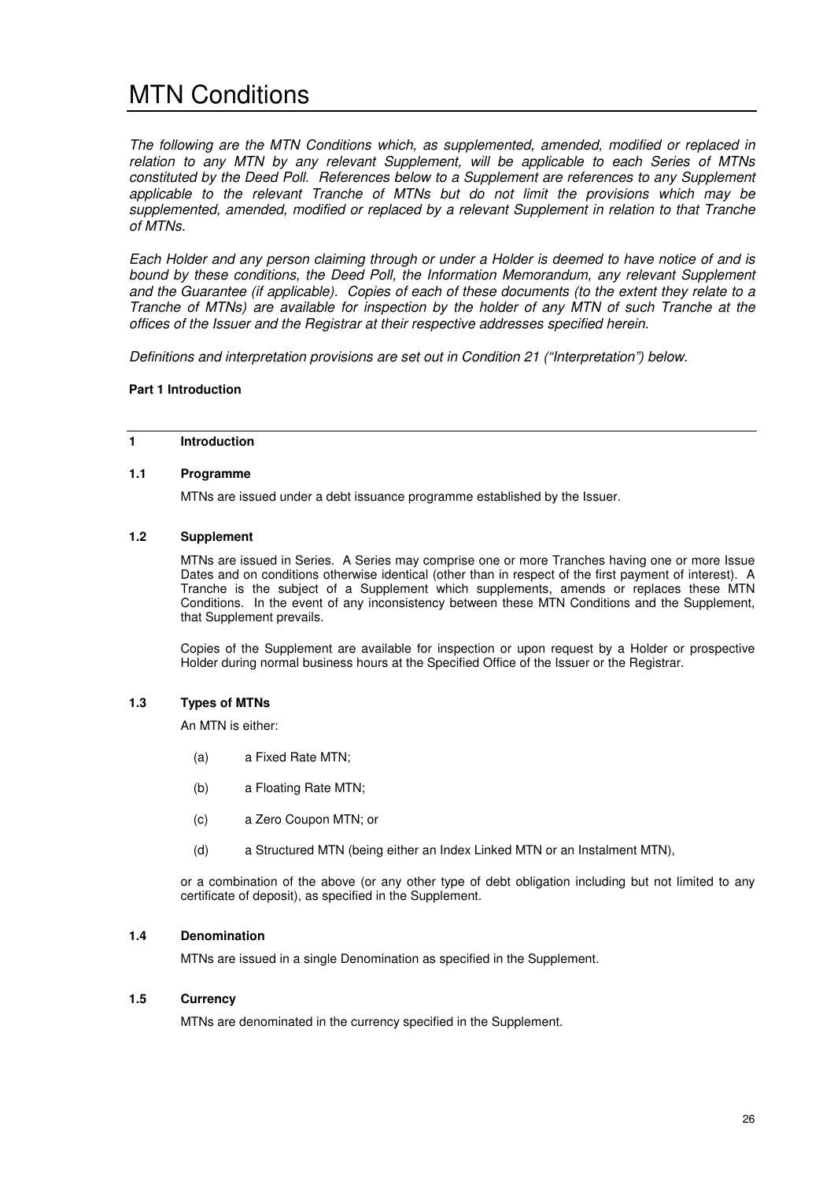# MTN Conditions

*The following are the MTN Conditions which, as supplemented, amended, modified or replaced in relation to any MTN by any relevant Supplement, will be applicable to each Series of MTNs constituted by the Deed Poll. References below to a Supplement are references to any Supplement applicable to the relevant Tranche of MTNs but do not limit the provisions which may be supplemented, amended, modified or replaced by a relevant Supplement in relation to that Tranche of MTNs.*

*Each Holder and any person claiming through or under a Holder is deemed to have notice of and is bound by these conditions, the Deed Poll, the Information Memorandum, any relevant Supplement and the Guarantee (if applicable). Copies of each of these documents (to the extent they relate to a Tranche of MTNs) are available for inspection by the holder of any MTN of such Tranche at the offices of the Issuer and the Registrar at their respective addresses specified herein.*

*Definitions and interpretation provisions are set out in Condition 21 ("Interpretation") below.*

**Part 1 Introduction**

## 1 Introduction

### 1.1 Programme

MTNs are issued under a debt issuance programme established by the Issuer.

### 1.2 Supplement

MTNs are issued in Series. A Series may comprise one or more Tranches having one or more Issue Dates and on conditions otherwise identical (other than in respect of the first payment of interest). A Tranche is the subject of a Supplement which supplements, amends or replaces these MTN Conditions. In the event of any inconsistency between these MTN Conditions and the Supplement, that Supplement prevails.

Copies of the Supplement are available for inspection or upon request by a Holder or prospective Holder during normal business hours at the Specified Office of the Issuer or the Registrar.

### 1.3 Types of MTNs

An MTN is either:

(a) a Fixed Rate MTN;

(b) a Floating Rate MTN;

(c) a Zero Coupon MTN; or

(d) a Structured MTN (being either an Index Linked MTN or an Instalment MTN),

or a combination of the above (or any other type of debt obligation including but not limited to any certificate of deposit), as specified in the Supplement.

### 1.4 Denomination

MTNs are issued in a single Denomination as specified in the Supplement.

### 1.5 Currency

MTNs are denominated in the currency specified in the Supplement.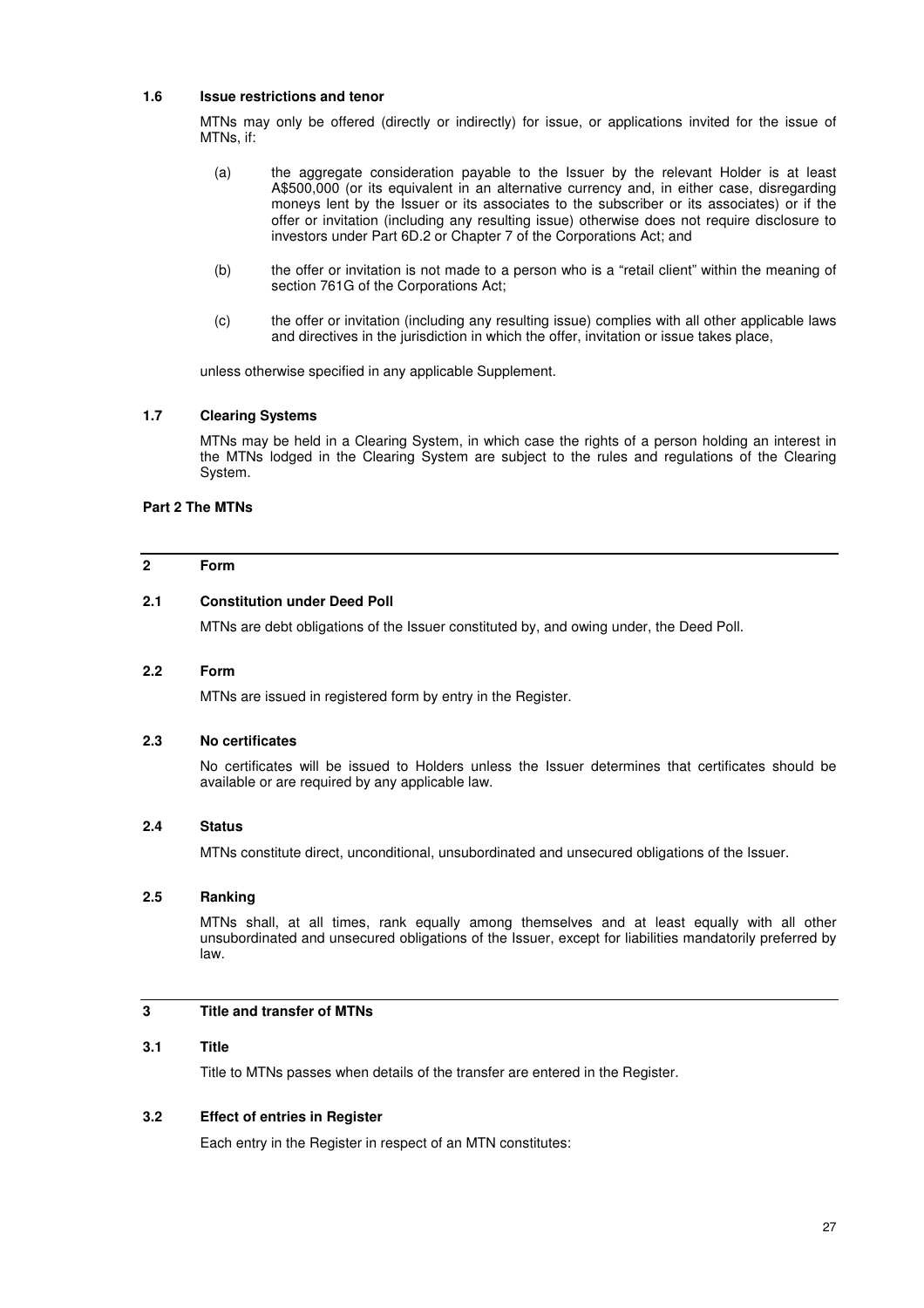### 1.6 Issue restrictions and tenor

MTNs may only be offered (directly or indirectly) for issue, or applications invited for the issue of MTNs, if:

(a) the aggregate consideration payable to the Issuer by the relevant Holder is at least A$500,000 (or its equivalent in an alternative currency and, in either case, disregarding moneys lent by the Issuer or its associates to the subscriber or its associates) or if the offer or invitation (including any resulting issue) otherwise does not require disclosure to investors under Part 6D.2 or Chapter 7 of the Corporations Act; and

(b) the offer or invitation is not made to a person who is a "retail client" within the meaning of section 761G of the Corporations Act;

(c) the offer or invitation (including any resulting issue) complies with all other applicable laws and directives in the jurisdiction in which the offer, invitation or issue takes place,

unless otherwise specified in any applicable Supplement.

### 1.7 Clearing Systems

MTNs may be held in a Clearing System, in which case the rights of a person holding an interest in the MTNs lodged in the Clearing System are subject to the rules and regulations of the Clearing System.

## Part 2 The MTNs

## 2 Form

### 2.1 Constitution under Deed Poll

MTNs are debt obligations of the Issuer constituted by, and owing under, the Deed Poll.

### 2.2 Form

MTNs are issued in registered form by entry in the Register.

### 2.3 No certificates

No certificates will be issued to Holders unless the Issuer determines that certificates should be available or are required by any applicable law.

### 2.4 Status

MTNs constitute direct, unconditional, unsubordinated and unsecured obligations of the Issuer.

### 2.5 Ranking

MTNs shall, at all times, rank equally among themselves and at least equally with all other unsubordinated and unsecured obligations of the Issuer, except for liabilities mandatorily preferred by law.

## 3 Title and transfer of MTNs

### 3.1 Title

Title to MTNs passes when details of the transfer are entered in the Register.

### 3.2 Effect of entries in Register

Each entry in the Register in respect of an MTN constitutes: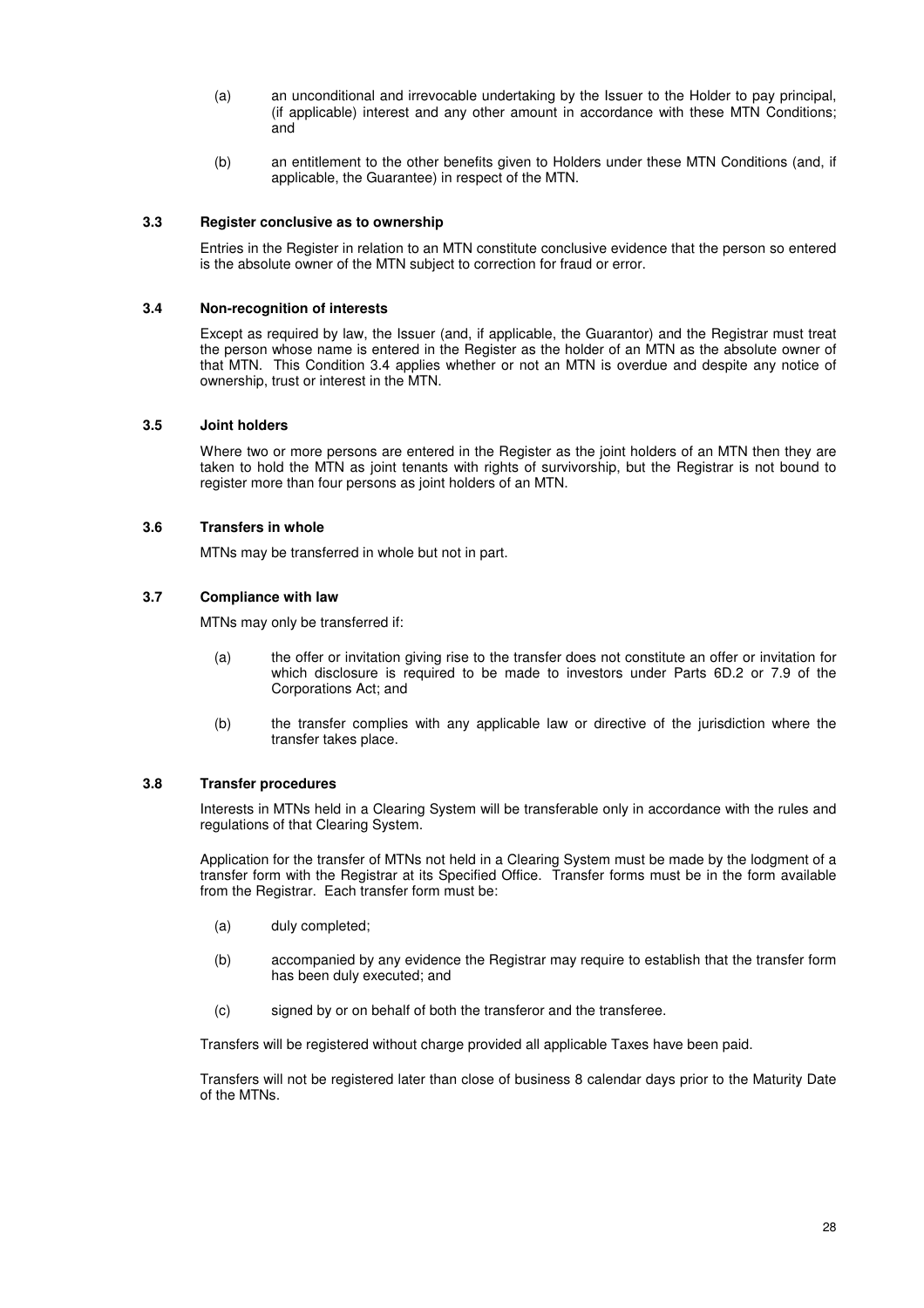(a) an unconditional and irrevocable undertaking by the Issuer to the Holder to pay principal, (if applicable) interest and any other amount in accordance with these MTN Conditions; and

(b) an entitlement to the other benefits given to Holders under these MTN Conditions (and, if applicable, the Guarantee) in respect of the MTN.

### 3.3 Register conclusive as to ownership

Entries in the Register in relation to an MTN constitute conclusive evidence that the person so entered is the absolute owner of the MTN subject to correction for fraud or error.

### 3.4 Non-recognition of interests

Except as required by law, the Issuer (and, if applicable, the Guarantor) and the Registrar must treat the person whose name is entered in the Register as the holder of an MTN as the absolute owner of that MTN. This Condition 3.4 applies whether or not an MTN is overdue and despite any notice of ownership, trust or interest in the MTN.

### 3.5 Joint holders

Where two or more persons are entered in the Register as the joint holders of an MTN then they are taken to hold the MTN as joint tenants with rights of survivorship, but the Registrar is not bound to register more than four persons as joint holders of an MTN.

### 3.6 Transfers in whole

MTNs may be transferred in whole but not in part.

### 3.7 Compliance with law

MTNs may only be transferred if:

(a) the offer or invitation giving rise to the transfer does not constitute an offer or invitation for which disclosure is required to be made to investors under Parts 6D.2 or 7.9 of the Corporations Act; and

(b) the transfer complies with any applicable law or directive of the jurisdiction where the transfer takes place.

### 3.8 Transfer procedures

Interests in MTNs held in a Clearing System will be transferable only in accordance with the rules and regulations of that Clearing System.

Application for the transfer of MTNs not held in a Clearing System must be made by the lodgment of a transfer form with the Registrar at its Specified Office. Transfer forms must be in the form available from the Registrar. Each transfer form must be:

(a) duly completed;

(b) accompanied by any evidence the Registrar may require to establish that the transfer form has been duly executed; and

(c) signed by or on behalf of both the transferor and the transferee.

Transfers will be registered without charge provided all applicable Taxes have been paid.

Transfers will not be registered later than close of business 8 calendar days prior to the Maturity Date of the MTNs.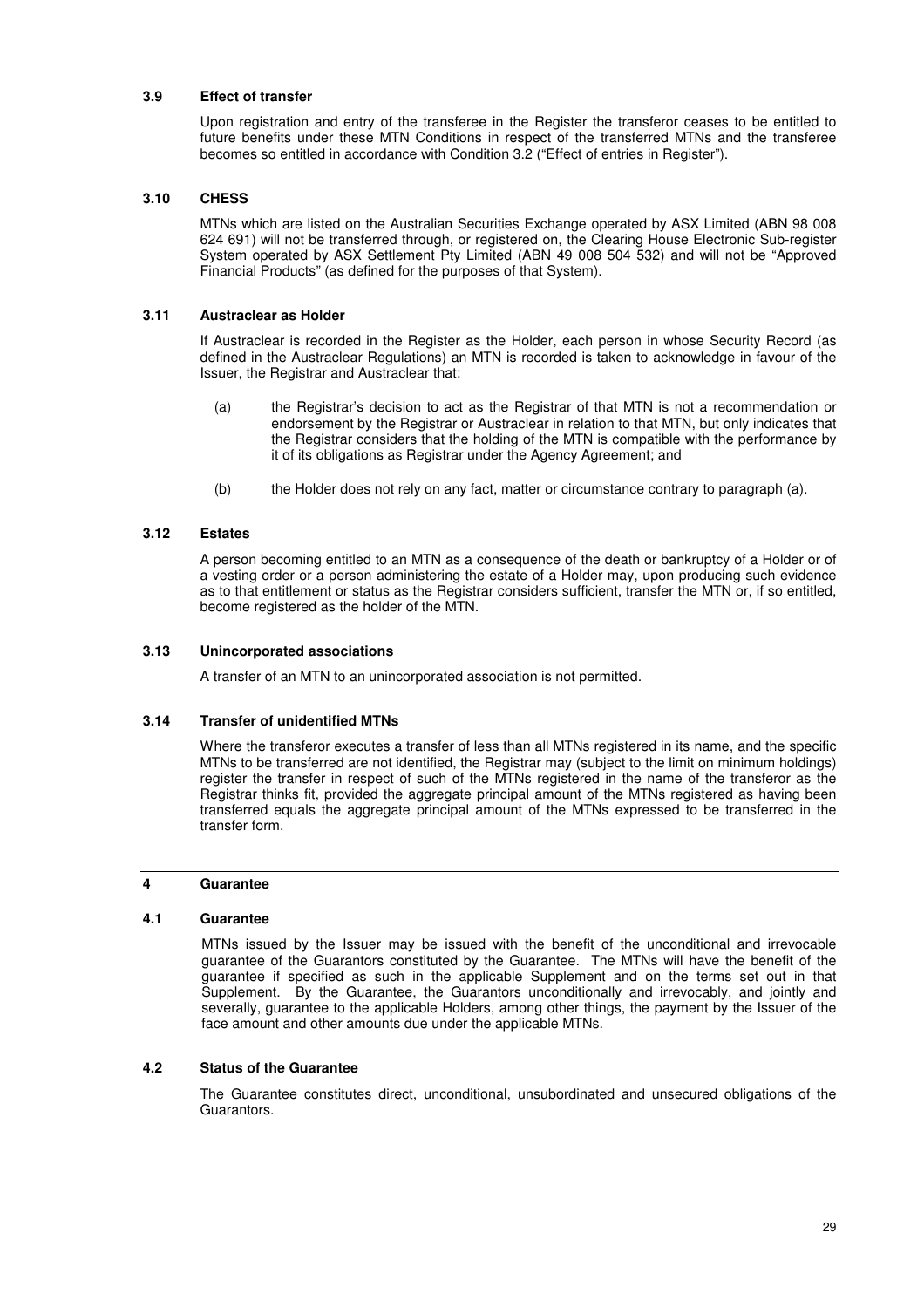### 3.9 Effect of transfer

Upon registration and entry of the transferee in the Register the transferor ceases to be entitled to future benefits under these MTN Conditions in respect of the transferred MTNs and the transferee becomes so entitled in accordance with Condition 3.2 ("Effect of entries in Register").

### 3.10 CHESS

MTNs which are listed on the Australian Securities Exchange operated by ASX Limited (ABN 98 008 624 691) will not be transferred through, or registered on, the Clearing House Electronic Sub-register System operated by ASX Settlement Pty Limited (ABN 49 008 504 532) and will not be "Approved Financial Products" (as defined for the purposes of that System).

### 3.11 Austraclear as Holder

If Austraclear is recorded in the Register as the Holder, each person in whose Security Record (as defined in the Austraclear Regulations) an MTN is recorded is taken to acknowledge in favour of the Issuer, the Registrar and Austraclear that:

(a) the Registrar's decision to act as the Registrar of that MTN is not a recommendation or endorsement by the Registrar or Austraclear in relation to that MTN, but only indicates that the Registrar considers that the holding of the MTN is compatible with the performance by it of its obligations as Registrar under the Agency Agreement; and

(b) the Holder does not rely on any fact, matter or circumstance contrary to paragraph (a).

### 3.12 Estates

A person becoming entitled to an MTN as a consequence of the death or bankruptcy of a Holder or of a vesting order or a person administering the estate of a Holder may, upon producing such evidence as to that entitlement or status as the Registrar considers sufficient, transfer the MTN or, if so entitled, become registered as the holder of the MTN.

### 3.13 Unincorporated associations

A transfer of an MTN to an unincorporated association is not permitted.

### 3.14 Transfer of unidentified MTNs

Where the transferor executes a transfer of less than all MTNs registered in its name, and the specific MTNs to be transferred are not identified, the Registrar may (subject to the limit on minimum holdings) register the transfer in respect of such of the MTNs registered in the name of the transferor as the Registrar thinks fit, provided the aggregate principal amount of the MTNs registered as having been transferred equals the aggregate principal amount of the MTNs expressed to be transferred in the transfer form.

## 4 Guarantee

### 4.1 Guarantee

MTNs issued by the Issuer may be issued with the benefit of the unconditional and irrevocable guarantee of the Guarantors constituted by the Guarantee. The MTNs will have the benefit of the guarantee if specified as such in the applicable Supplement and on the terms set out in that Supplement. By the Guarantee, the Guarantors unconditionally and irrevocably, and jointly and severally, guarantee to the applicable Holders, among other things, the payment by the Issuer of the face amount and other amounts due under the applicable MTNs.

### 4.2 Status of the Guarantee

The Guarantee constitutes direct, unconditional, unsubordinated and unsecured obligations of the Guarantors.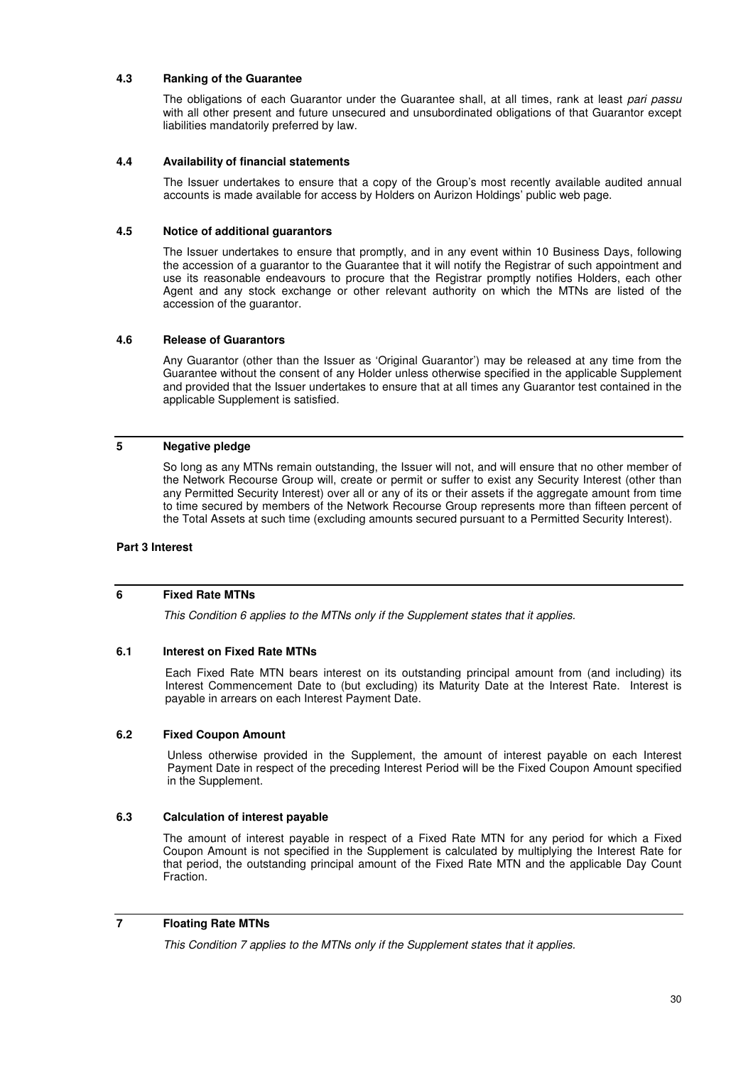### 4.3 Ranking of the Guarantee

The obligations of each Guarantor under the Guarantee shall, at all times, rank at least *pari passu* with all other present and future unsecured and unsubordinated obligations of that Guarantor except liabilities mandatorily preferred by law.

### 4.4 Availability of financial statements

The Issuer undertakes to ensure that a copy of the Group's most recently available audited annual accounts is made available for access by Holders on Aurizon Holdings' public web page.

### 4.5 Notice of additional guarantors

The Issuer undertakes to ensure that promptly, and in any event within 10 Business Days, following the accession of a guarantor to the Guarantee that it will notify the Registrar of such appointment and use its reasonable endeavours to procure that the Registrar promptly notifies Holders, each other Agent and any stock exchange or other relevant authority on which the MTNs are listed of the accession of the guarantor.

### 4.6 Release of Guarantors

Any Guarantor (other than the Issuer as 'Original Guarantor') may be released at any time from the Guarantee without the consent of any Holder unless otherwise specified in the applicable Supplement and provided that the Issuer undertakes to ensure that at all times any Guarantor test contained in the applicable Supplement is satisfied.

## 5 Negative pledge

So long as any MTNs remain outstanding, the Issuer will not, and will ensure that no other member of the Network Recourse Group will, create or permit or suffer to exist any Security Interest (other than any Permitted Security Interest) over all or any of its or their assets if the aggregate amount from time to time secured by members of the Network Recourse Group represents more than fifteen percent of the Total Assets at such time (excluding amounts secured pursuant to a Permitted Security Interest).

**Part 3 Interest**

## 6 Fixed Rate MTNs

*This Condition 6 applies to the MTNs only if the Supplement states that it applies.*

### 6.1 Interest on Fixed Rate MTNs

Each Fixed Rate MTN bears interest on its outstanding principal amount from (and including) its Interest Commencement Date to (but excluding) its Maturity Date at the Interest Rate. Interest is payable in arrears on each Interest Payment Date.

### 6.2 Fixed Coupon Amount

Unless otherwise provided in the Supplement, the amount of interest payable on each Interest Payment Date in respect of the preceding Interest Period will be the Fixed Coupon Amount specified in the Supplement.

### 6.3 Calculation of interest payable

The amount of interest payable in respect of a Fixed Rate MTN for any period for which a Fixed Coupon Amount is not specified in the Supplement is calculated by multiplying the Interest Rate for that period, the outstanding principal amount of the Fixed Rate MTN and the applicable Day Count Fraction.

## 7 Floating Rate MTNs

*This Condition 7 applies to the MTNs only if the Supplement states that it applies.*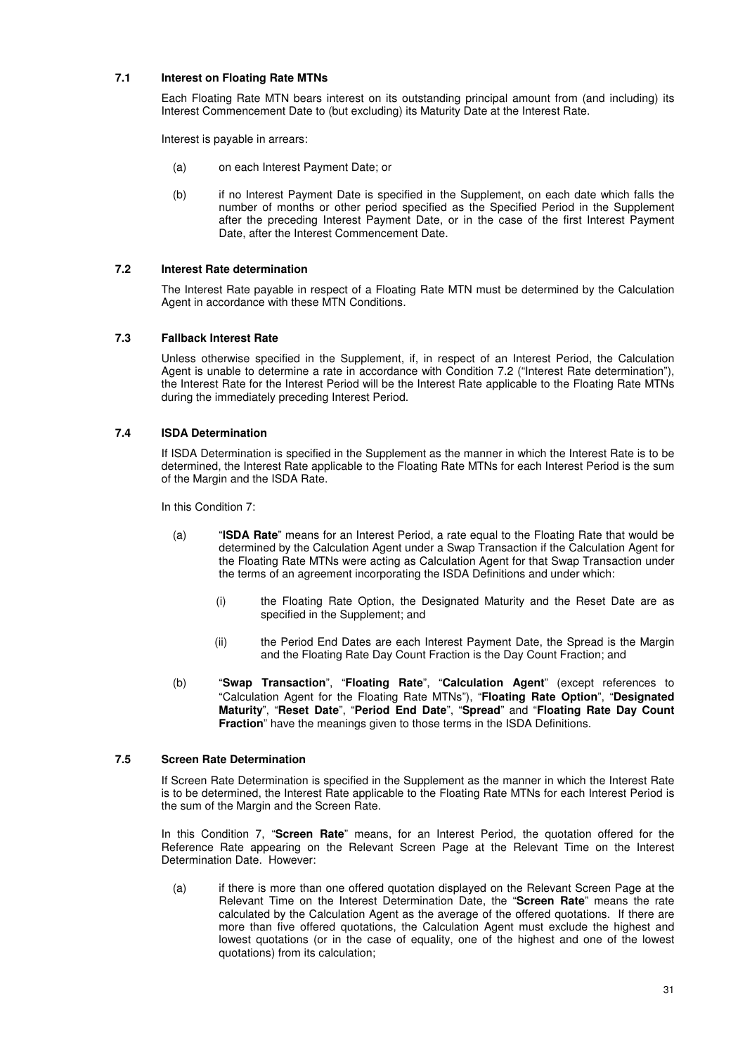### 7.1 Interest on Floating Rate MTNs

Each Floating Rate MTN bears interest on its outstanding principal amount from (and including) its Interest Commencement Date to (but excluding) its Maturity Date at the Interest Rate.

Interest is payable in arrears:

(a) on each Interest Payment Date; or

(b) if no Interest Payment Date is specified in the Supplement, on each date which falls the number of months or other period specified as the Specified Period in the Supplement after the preceding Interest Payment Date, or in the case of the first Interest Payment Date, after the Interest Commencement Date.

### 7.2 Interest Rate determination

The Interest Rate payable in respect of a Floating Rate MTN must be determined by the Calculation Agent in accordance with these MTN Conditions.

### 7.3 Fallback Interest Rate

Unless otherwise specified in the Supplement, if, in respect of an Interest Period, the Calculation Agent is unable to determine a rate in accordance with Condition 7.2 ("Interest Rate determination"), the Interest Rate for the Interest Period will be the Interest Rate applicable to the Floating Rate MTNs during the immediately preceding Interest Period.

### 7.4 ISDA Determination

If ISDA Determination is specified in the Supplement as the manner in which the Interest Rate is to be determined, the Interest Rate applicable to the Floating Rate MTNs for each Interest Period is the sum of the Margin and the ISDA Rate.

In this Condition 7:

(a) "**ISDA Rate**" means for an Interest Period, a rate equal to the Floating Rate that would be determined by the Calculation Agent under a Swap Transaction if the Calculation Agent for the Floating Rate MTNs were acting as Calculation Agent for that Swap Transaction under the terms of an agreement incorporating the ISDA Definitions and under which:

  (i) the Floating Rate Option, the Designated Maturity and the Reset Date are as specified in the Supplement; and

  (ii) the Period End Dates are each Interest Payment Date, the Spread is the Margin and the Floating Rate Day Count Fraction is the Day Count Fraction; and

(b) "**Swap Transaction**", "**Floating Rate**", "**Calculation Agent**" (except references to "Calculation Agent for the Floating Rate MTNs"), "**Floating Rate Option**", "**Designated Maturity**", "**Reset Date**", "**Period End Date**", "**Spread**" and "**Floating Rate Day Count Fraction**" have the meanings given to those terms in the ISDA Definitions.

### 7.5 Screen Rate Determination

If Screen Rate Determination is specified in the Supplement as the manner in which the Interest Rate is to be determined, the Interest Rate applicable to the Floating Rate MTNs for each Interest Period is the sum of the Margin and the Screen Rate.

In this Condition 7, "**Screen Rate**" means, for an Interest Period, the quotation offered for the Reference Rate appearing on the Relevant Screen Page at the Relevant Time on the Interest Determination Date. However:

(a) if there is more than one offered quotation displayed on the Relevant Screen Page at the Relevant Time on the Interest Determination Date, the "**Screen Rate**" means the rate calculated by the Calculation Agent as the average of the offered quotations. If there are more than five offered quotations, the Calculation Agent must exclude the highest and lowest quotations (or in the case of equality, one of the highest and one of the lowest quotations) from its calculation;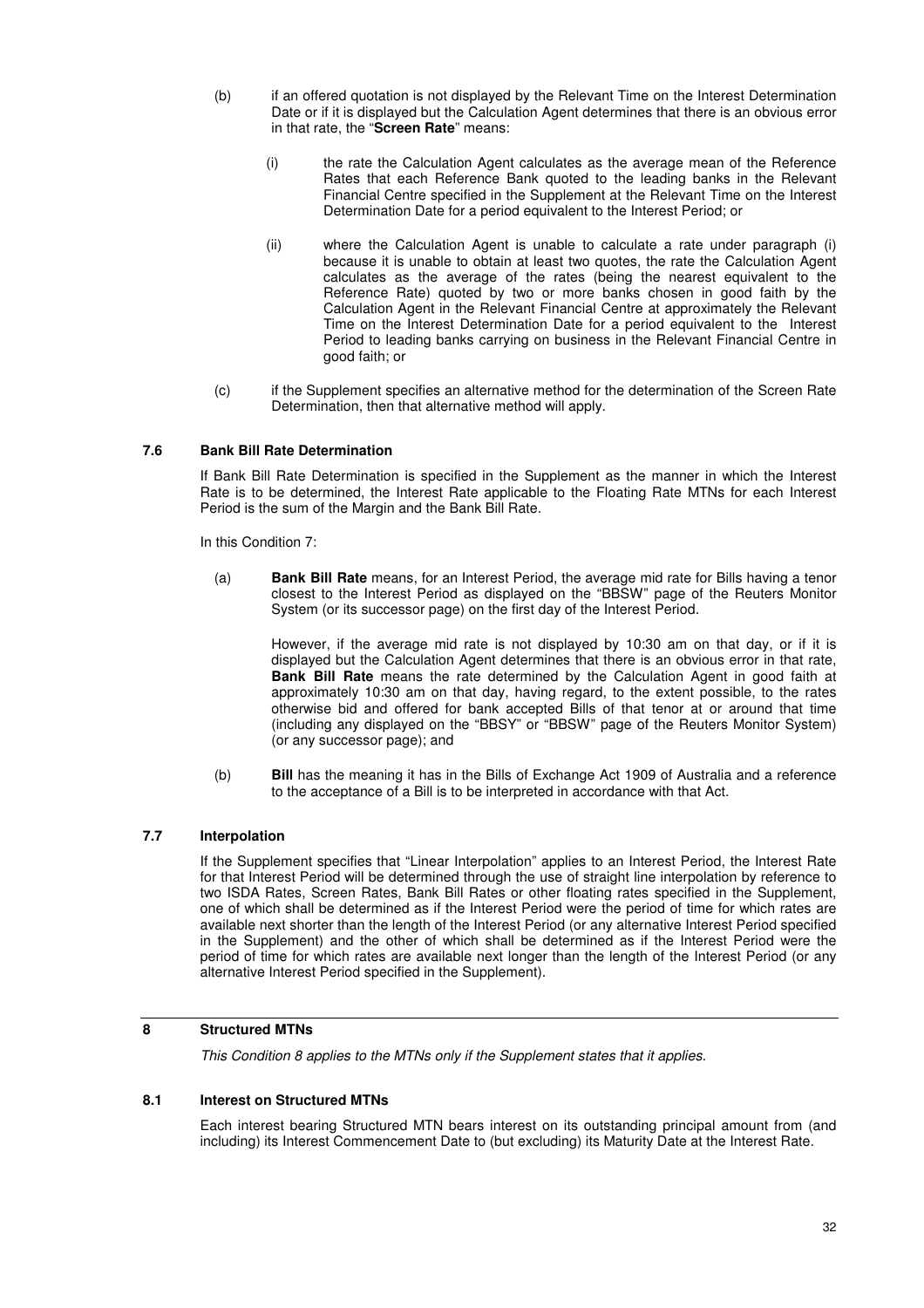(b) if an offered quotation is not displayed by the Relevant Time on the Interest Determination Date or if it is displayed but the Calculation Agent determines that there is an obvious error in that rate, the "**Screen Rate**" means:

  (i) the rate the Calculation Agent calculates as the average mean of the Reference Rates that each Reference Bank quoted to the leading banks in the Relevant Financial Centre specified in the Supplement at the Relevant Time on the Interest Determination Date for a period equivalent to the Interest Period; or

  (ii) where the Calculation Agent is unable to calculate a rate under paragraph (i) because it is unable to obtain at least two quotes, the rate the Calculation Agent calculates as the average of the rates (being the nearest equivalent to the Reference Rate) quoted by two or more banks chosen in good faith by the Calculation Agent in the Relevant Financial Centre at approximately the Relevant Time on the Interest Determination Date for a period equivalent to the Interest Period to leading banks carrying on business in the Relevant Financial Centre in good faith; or

(c) if the Supplement specifies an alternative method for the determination of the Screen Rate Determination, then that alternative method will apply.

### 7.6 Bank Bill Rate Determination

If Bank Bill Rate Determination is specified in the Supplement as the manner in which the Interest Rate is to be determined, the Interest Rate applicable to the Floating Rate MTNs for each Interest Period is the sum of the Margin and the Bank Bill Rate.

In this Condition 7:

(a) **Bank Bill Rate** means, for an Interest Period, the average mid rate for Bills having a tenor closest to the Interest Period as displayed on the "BBSW" page of the Reuters Monitor System (or its successor page) on the first day of the Interest Period.

  However, if the average mid rate is not displayed by 10:30 am on that day, or if it is displayed but the Calculation Agent determines that there is an obvious error in that rate, **Bank Bill Rate** means the rate determined by the Calculation Agent in good faith at approximately 10:30 am on that day, having regard, to the extent possible, to the rates otherwise bid and offered for bank accepted Bills of that tenor at or around that time (including any displayed on the "BBSY" or "BBSW" page of the Reuters Monitor System) (or any successor page); and

(b) **Bill** has the meaning it has in the Bills of Exchange Act 1909 of Australia and a reference to the acceptance of a Bill is to be interpreted in accordance with that Act.

### 7.7 Interpolation

If the Supplement specifies that "Linear Interpolation" applies to an Interest Period, the Interest Rate for that Interest Period will be determined through the use of straight line interpolation by reference to two ISDA Rates, Screen Rates, Bank Bill Rates or other floating rates specified in the Supplement, one of which shall be determined as if the Interest Period were the period of time for which rates are available next shorter than the length of the Interest Period (or any alternative Interest Period specified in the Supplement) and the other of which shall be determined as if the Interest Period were the period of time for which rates are available next longer than the length of the Interest Period (or any alternative Interest Period specified in the Supplement).

## 8 Structured MTNs

*This Condition 8 applies to the MTNs only if the Supplement states that it applies.*

### 8.1 Interest on Structured MTNs

Each interest bearing Structured MTN bears interest on its outstanding principal amount from (and including) its Interest Commencement Date to (but excluding) its Maturity Date at the Interest Rate.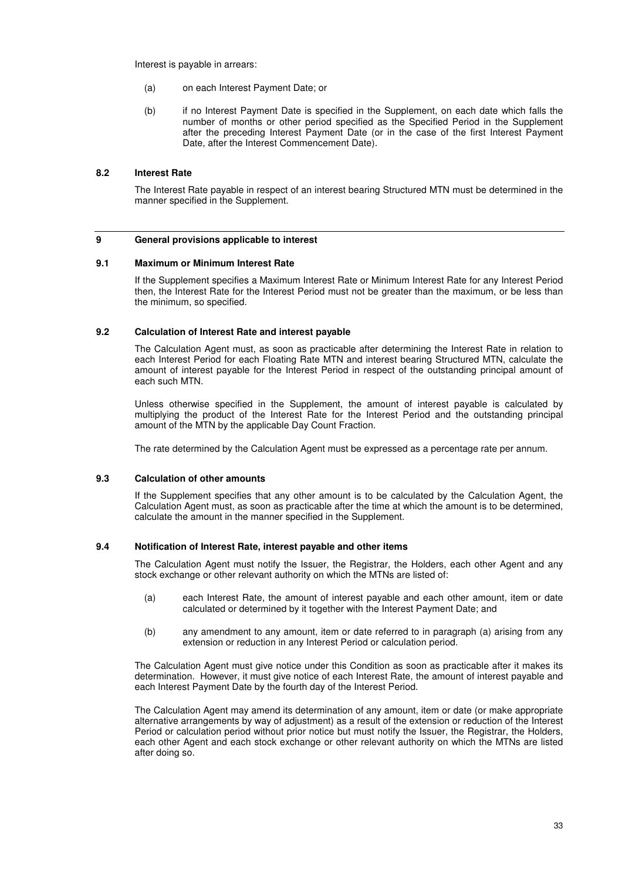Interest is payable in arrears:

(a) on each Interest Payment Date; or

(b) if no Interest Payment Date is specified in the Supplement, on each date which falls the number of months or other period specified as the Specified Period in the Supplement after the preceding Interest Payment Date (or in the case of the first Interest Payment Date, after the Interest Commencement Date).

### 8.2 Interest Rate

The Interest Rate payable in respect of an interest bearing Structured MTN must be determined in the manner specified in the Supplement.

## 9 General provisions applicable to interest

### 9.1 Maximum or Minimum Interest Rate

If the Supplement specifies a Maximum Interest Rate or Minimum Interest Rate for any Interest Period then, the Interest Rate for the Interest Period must not be greater than the maximum, or be less than the minimum, so specified.

### 9.2 Calculation of Interest Rate and interest payable

The Calculation Agent must, as soon as practicable after determining the Interest Rate in relation to each Interest Period for each Floating Rate MTN and interest bearing Structured MTN, calculate the amount of interest payable for the Interest Period in respect of the outstanding principal amount of each such MTN.

Unless otherwise specified in the Supplement, the amount of interest payable is calculated by multiplying the product of the Interest Rate for the Interest Period and the outstanding principal amount of the MTN by the applicable Day Count Fraction.

The rate determined by the Calculation Agent must be expressed as a percentage rate per annum.

### 9.3 Calculation of other amounts

If the Supplement specifies that any other amount is to be calculated by the Calculation Agent, the Calculation Agent must, as soon as practicable after the time at which the amount is to be determined, calculate the amount in the manner specified in the Supplement.

### 9.4 Notification of Interest Rate, interest payable and other items

The Calculation Agent must notify the Issuer, the Registrar, the Holders, each other Agent and any stock exchange or other relevant authority on which the MTNs are listed of:

(a) each Interest Rate, the amount of interest payable and each other amount, item or date calculated or determined by it together with the Interest Payment Date; and

(b) any amendment to any amount, item or date referred to in paragraph (a) arising from any extension or reduction in any Interest Period or calculation period.

The Calculation Agent must give notice under this Condition as soon as practicable after it makes its determination. However, it must give notice of each Interest Rate, the amount of interest payable and each Interest Payment Date by the fourth day of the Interest Period.

The Calculation Agent may amend its determination of any amount, item or date (or make appropriate alternative arrangements by way of adjustment) as a result of the extension or reduction of the Interest Period or calculation period without prior notice but must notify the Issuer, the Registrar, the Holders, each other Agent and each stock exchange or other relevant authority on which the MTNs are listed after doing so.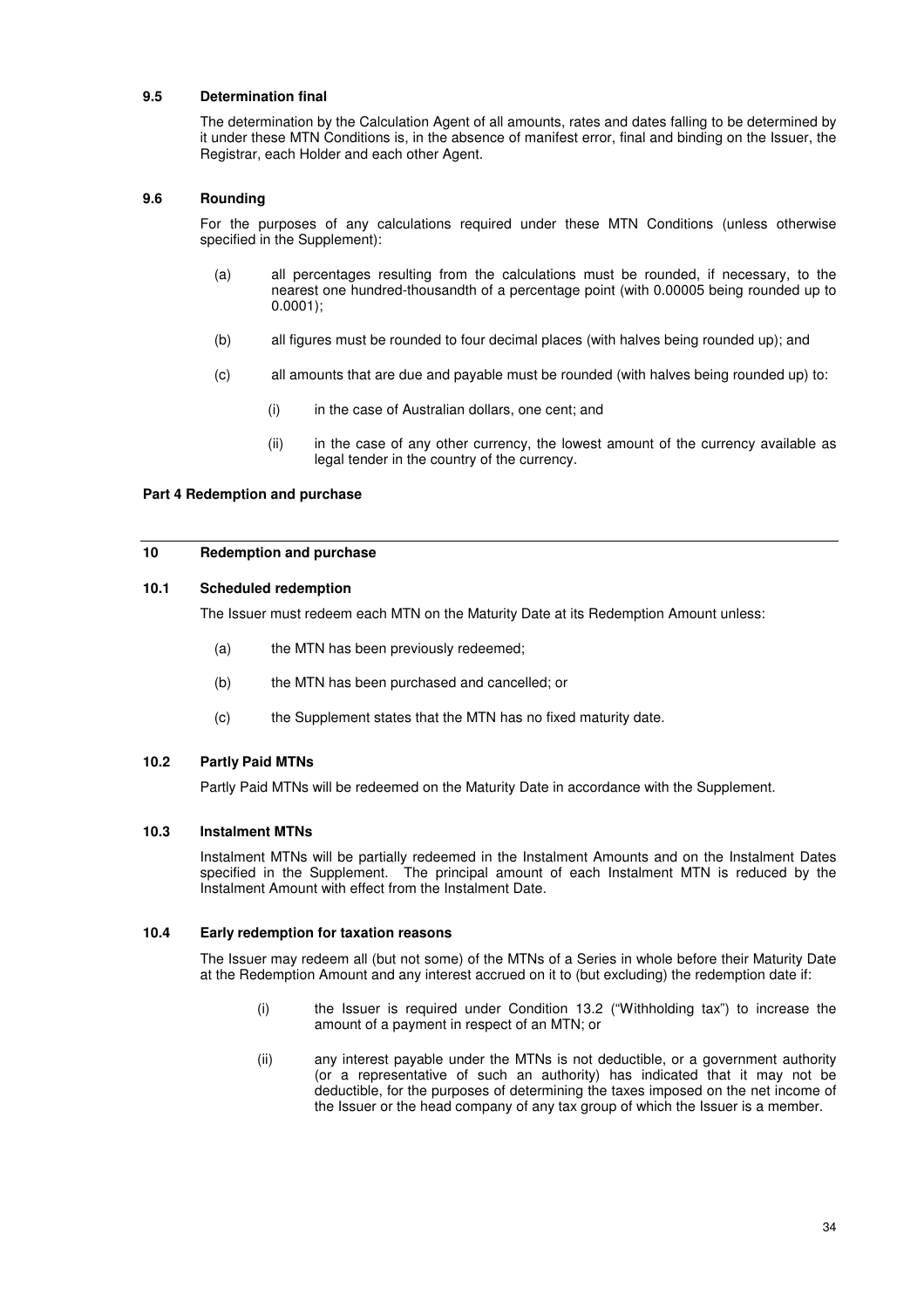### 9.5 Determination final

The determination by the Calculation Agent of all amounts, rates and dates falling to be determined by it under these MTN Conditions is, in the absence of manifest error, final and binding on the Issuer, the Registrar, each Holder and each other Agent.

### 9.6 Rounding

For the purposes of any calculations required under these MTN Conditions (unless otherwise specified in the Supplement):

(a) all percentages resulting from the calculations must be rounded, if necessary, to the nearest one hundred-thousandth of a percentage point (with 0.00005 being rounded up to 0.0001);

(b) all figures must be rounded to four decimal places (with halves being rounded up); and

(c) all amounts that are due and payable must be rounded (with halves being rounded up) to:

(i) in the case of Australian dollars, one cent; and

(ii) in the case of any other currency, the lowest amount of the currency available as legal tender in the country of the currency.

## Part 4 Redemption and purchase

## 10 Redemption and purchase

### 10.1 Scheduled redemption

The Issuer must redeem each MTN on the Maturity Date at its Redemption Amount unless:

(a) the MTN has been previously redeemed;

(b) the MTN has been purchased and cancelled; or

(c) the Supplement states that the MTN has no fixed maturity date.

### 10.2 Partly Paid MTNs

Partly Paid MTNs will be redeemed on the Maturity Date in accordance with the Supplement.

### 10.3 Instalment MTNs

Instalment MTNs will be partially redeemed in the Instalment Amounts and on the Instalment Dates specified in the Supplement. The principal amount of each Instalment MTN is reduced by the Instalment Amount with effect from the Instalment Date.

### 10.4 Early redemption for taxation reasons

The Issuer may redeem all (but not some) of the MTNs of a Series in whole before their Maturity Date at the Redemption Amount and any interest accrued on it to (but excluding) the redemption date if:

(i) the Issuer is required under Condition 13.2 ("Withholding tax") to increase the amount of a payment in respect of an MTN; or

(ii) any interest payable under the MTNs is not deductible, or a government authority (or a representative of such an authority) has indicated that it may not be deductible, for the purposes of determining the taxes imposed on the net income of the Issuer or the head company of any tax group of which the Issuer is a member.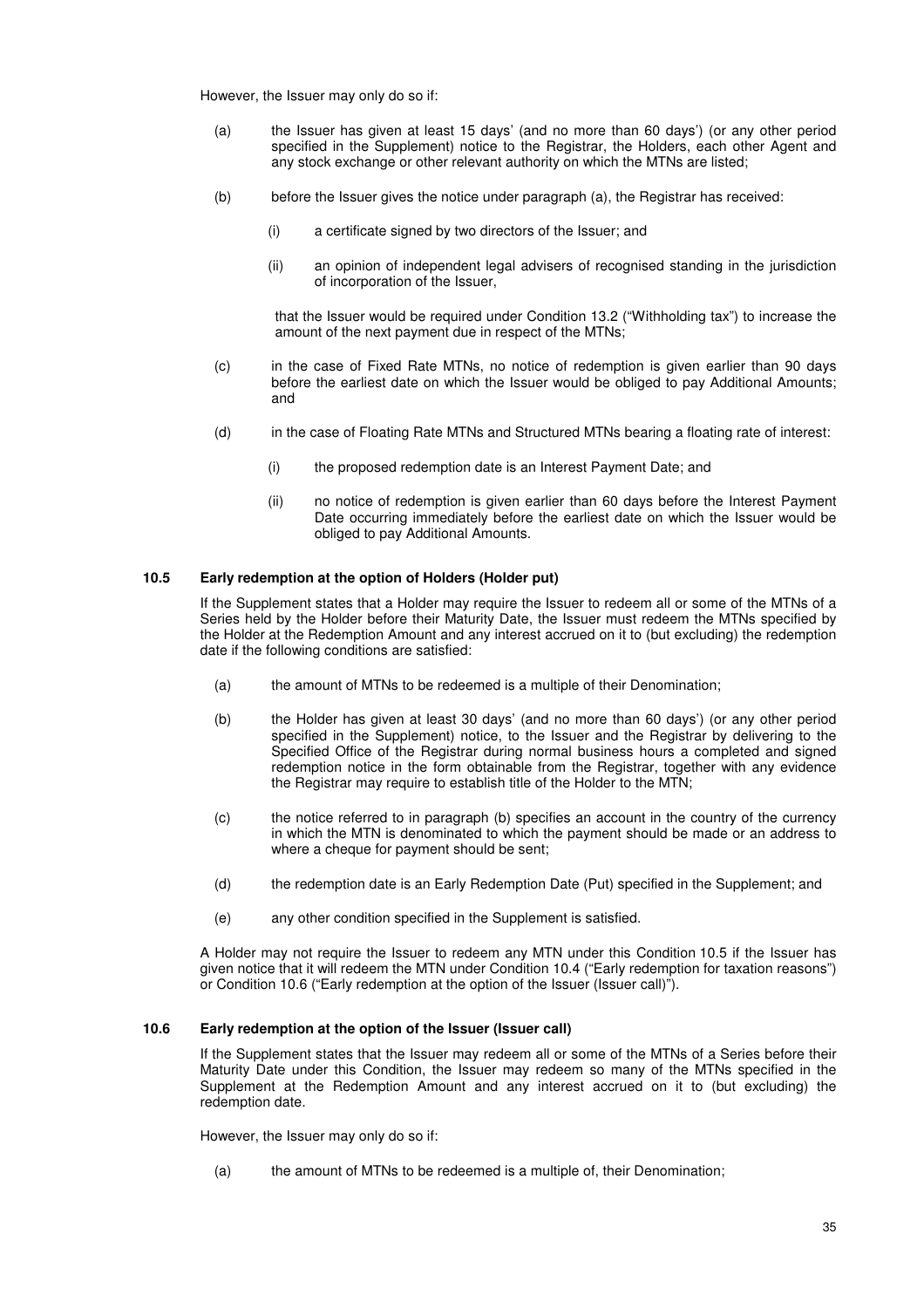However, the Issuer may only do so if:

(a) the Issuer has given at least 15 days' (and no more than 60 days') (or any other period specified in the Supplement) notice to the Registrar, the Holders, each other Agent and any stock exchange or other relevant authority on which the MTNs are listed;

(b) before the Issuer gives the notice under paragraph (a), the Registrar has received:

 (i) a certificate signed by two directors of the Issuer; and

 (ii) an opinion of independent legal advisers of recognised standing in the jurisdiction of incorporation of the Issuer,

 that the Issuer would be required under Condition 13.2 ("Withholding tax") to increase the amount of the next payment due in respect of the MTNs;

(c) in the case of Fixed Rate MTNs, no notice of redemption is given earlier than 90 days before the earliest date on which the Issuer would be obliged to pay Additional Amounts; and

(d) in the case of Floating Rate MTNs and Structured MTNs bearing a floating rate of interest:

 (i) the proposed redemption date is an Interest Payment Date; and

 (ii) no notice of redemption is given earlier than 60 days before the Interest Payment Date occurring immediately before the earliest date on which the Issuer would be obliged to pay Additional Amounts.

### 10.5 Early redemption at the option of Holders (Holder put)

If the Supplement states that a Holder may require the Issuer to redeem all or some of the MTNs of a Series held by the Holder before their Maturity Date, the Issuer must redeem the MTNs specified by the Holder at the Redemption Amount and any interest accrued on it to (but excluding) the redemption date if the following conditions are satisfied:

(a) the amount of MTNs to be redeemed is a multiple of their Denomination;

(b) the Holder has given at least 30 days' (and no more than 60 days') (or any other period specified in the Supplement) notice, to the Issuer and the Registrar by delivering to the Specified Office of the Registrar during normal business hours a completed and signed redemption notice in the form obtainable from the Registrar, together with any evidence the Registrar may require to establish title of the Holder to the MTN;

(c) the notice referred to in paragraph (b) specifies an account in the country of the currency in which the MTN is denominated to which the payment should be made or an address to where a cheque for payment should be sent;

(d) the redemption date is an Early Redemption Date (Put) specified in the Supplement; and

(e) any other condition specified in the Supplement is satisfied.

A Holder may not require the Issuer to redeem any MTN under this Condition 10.5 if the Issuer has given notice that it will redeem the MTN under Condition 10.4 ("Early redemption for taxation reasons") or Condition 10.6 ("Early redemption at the option of the Issuer (Issuer call)").

### 10.6 Early redemption at the option of the Issuer (Issuer call)

If the Supplement states that the Issuer may redeem all or some of the MTNs of a Series before their Maturity Date under this Condition, the Issuer may redeem so many of the MTNs specified in the Supplement at the Redemption Amount and any interest accrued on it to (but excluding) the redemption date.

However, the Issuer may only do so if:

(a) the amount of MTNs to be redeemed is a multiple of, their Denomination;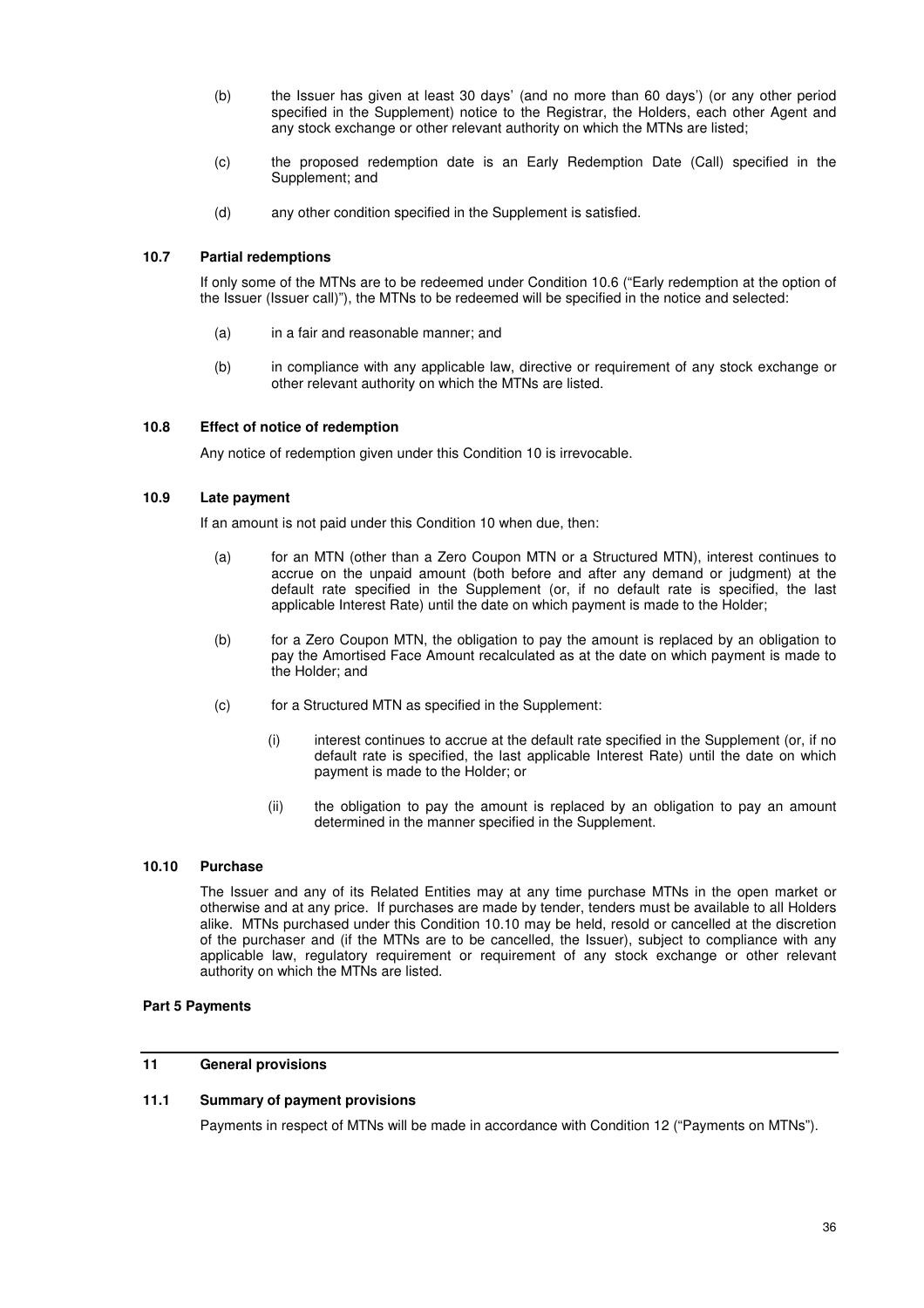(b) the Issuer has given at least 30 days' (and no more than 60 days') (or any other period specified in the Supplement) notice to the Registrar, the Holders, each other Agent and any stock exchange or other relevant authority on which the MTNs are listed;

(c) the proposed redemption date is an Early Redemption Date (Call) specified in the Supplement; and

(d) any other condition specified in the Supplement is satisfied.

### 10.7 Partial redemptions

If only some of the MTNs are to be redeemed under Condition 10.6 ("Early redemption at the option of the Issuer (Issuer call)"), the MTNs to be redeemed will be specified in the notice and selected:

(a) in a fair and reasonable manner; and

(b) in compliance with any applicable law, directive or requirement of any stock exchange or other relevant authority on which the MTNs are listed.

### 10.8 Effect of notice of redemption

Any notice of redemption given under this Condition 10 is irrevocable.

### 10.9 Late payment

If an amount is not paid under this Condition 10 when due, then:

(a) for an MTN (other than a Zero Coupon MTN or a Structured MTN), interest continues to accrue on the unpaid amount (both before and after any demand or judgment) at the default rate specified in the Supplement (or, if no default rate is specified, the last applicable Interest Rate) until the date on which payment is made to the Holder;

(b) for a Zero Coupon MTN, the obligation to pay the amount is replaced by an obligation to pay the Amortised Face Amount recalculated as at the date on which payment is made to the Holder; and

(c) for a Structured MTN as specified in the Supplement:

  (i) interest continues to accrue at the default rate specified in the Supplement (or, if no default rate is specified, the last applicable Interest Rate) until the date on which payment is made to the Holder; or

  (ii) the obligation to pay the amount is replaced by an obligation to pay an amount determined in the manner specified in the Supplement.

### 10.10 Purchase

The Issuer and any of its Related Entities may at any time purchase MTNs in the open market or otherwise and at any price. If purchases are made by tender, tenders must be available to all Holders alike. MTNs purchased under this Condition 10.10 may be held, resold or cancelled at the discretion of the purchaser and (if the MTNs are to be cancelled, the Issuer), subject to compliance with any applicable law, regulatory requirement or requirement of any stock exchange or other relevant authority on which the MTNs are listed.

**Part 5 Payments**

## 11 General provisions

### 11.1 Summary of payment provisions

Payments in respect of MTNs will be made in accordance with Condition 12 ("Payments on MTNs").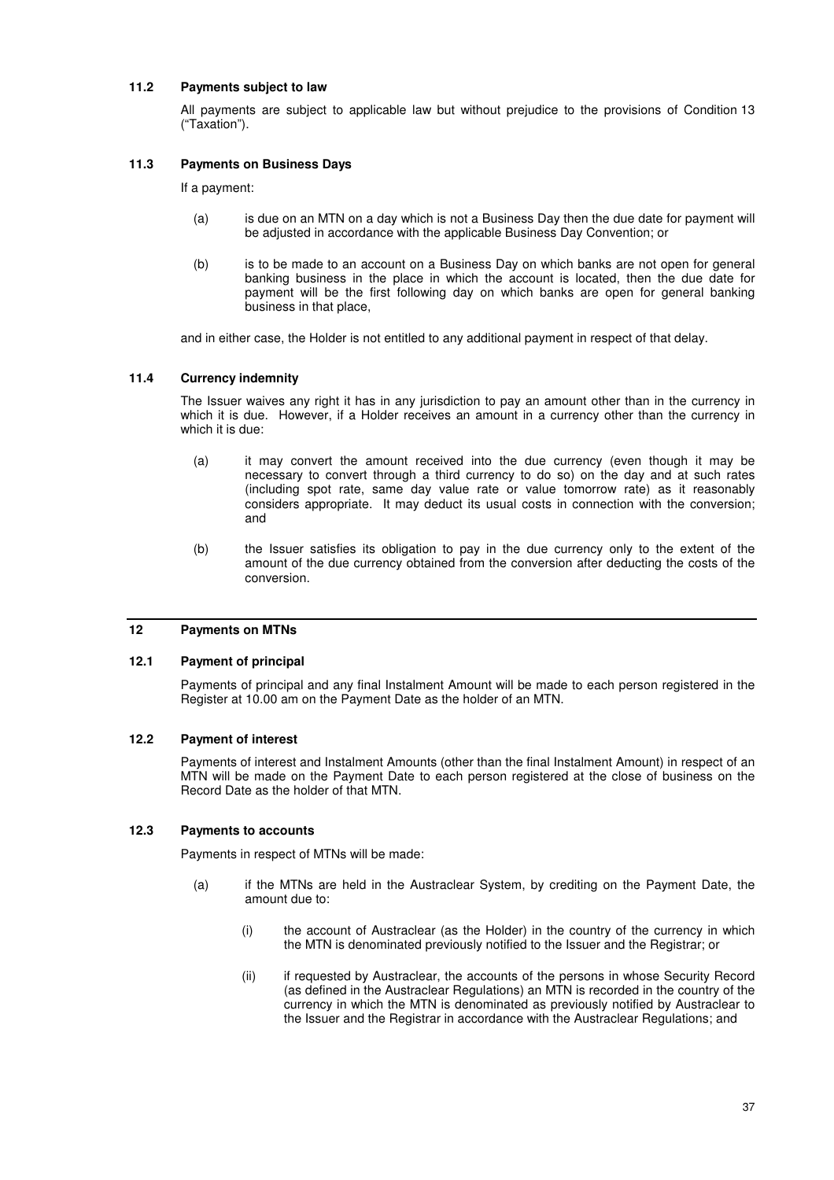### 11.2 Payments subject to law

All payments are subject to applicable law but without prejudice to the provisions of Condition 13 ("Taxation").

### 11.3 Payments on Business Days

If a payment:

(a) is due on an MTN on a day which is not a Business Day then the due date for payment will be adjusted in accordance with the applicable Business Day Convention; or

(b) is to be made to an account on a Business Day on which banks are not open for general banking business in the place in which the account is located, then the due date for payment will be the first following day on which banks are open for general banking business in that place,

and in either case, the Holder is not entitled to any additional payment in respect of that delay.

### 11.4 Currency indemnity

The Issuer waives any right it has in any jurisdiction to pay an amount other than in the currency in which it is due. However, if a Holder receives an amount in a currency other than the currency in which it is due:

(a) it may convert the amount received into the due currency (even though it may be necessary to convert through a third currency to do so) on the day and at such rates (including spot rate, same day value rate or value tomorrow rate) as it reasonably considers appropriate. It may deduct its usual costs in connection with the conversion; and

(b) the Issuer satisfies its obligation to pay in the due currency only to the extent of the amount of the due currency obtained from the conversion after deducting the costs of the conversion.

## 12 Payments on MTNs

### 12.1 Payment of principal

Payments of principal and any final Instalment Amount will be made to each person registered in the Register at 10.00 am on the Payment Date as the holder of an MTN.

### 12.2 Payment of interest

Payments of interest and Instalment Amounts (other than the final Instalment Amount) in respect of an MTN will be made on the Payment Date to each person registered at the close of business on the Record Date as the holder of that MTN.

### 12.3 Payments to accounts

Payments in respect of MTNs will be made:

(a) if the MTNs are held in the Austraclear System, by crediting on the Payment Date, the amount due to:

(i) the account of Austraclear (as the Holder) in the country of the currency in which the MTN is denominated previously notified to the Issuer and the Registrar; or

(ii) if requested by Austraclear, the accounts of the persons in whose Security Record (as defined in the Austraclear Regulations) an MTN is recorded in the country of the currency in which the MTN is denominated as previously notified by Austraclear to the Issuer and the Registrar in accordance with the Austraclear Regulations; and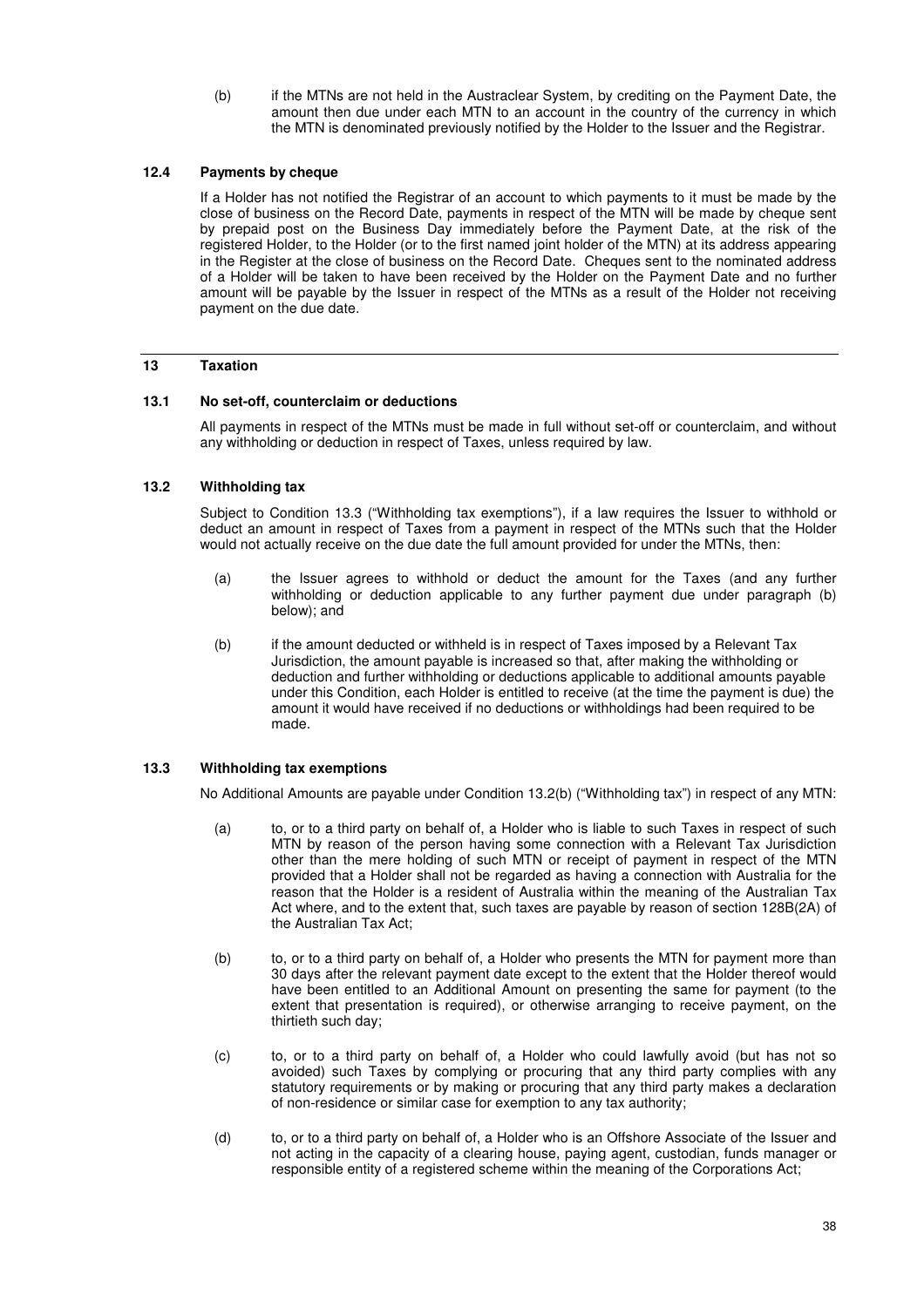(b) if the MTNs are not held in the Austraclear System, by crediting on the Payment Date, the amount then due under each MTN to an account in the country of the currency in which the MTN is denominated previously notified by the Holder to the Issuer and the Registrar.

### 12.4 Payments by cheque

If a Holder has not notified the Registrar of an account to which payments to it must be made by the close of business on the Record Date, payments in respect of the MTN will be made by cheque sent by prepaid post on the Business Day immediately before the Payment Date, at the risk of the registered Holder, to the Holder (or to the first named joint holder of the MTN) at its address appearing in the Register at the close of business on the Record Date. Cheques sent to the nominated address of a Holder will be taken to have been received by the Holder on the Payment Date and no further amount will be payable by the Issuer in respect of the MTNs as a result of the Holder not receiving payment on the due date.

## 13 Taxation

### 13.1 No set-off, counterclaim or deductions

All payments in respect of the MTNs must be made in full without set-off or counterclaim, and without any withholding or deduction in respect of Taxes, unless required by law.

### 13.2 Withholding tax

Subject to Condition 13.3 ("Withholding tax exemptions"), if a law requires the Issuer to withhold or deduct an amount in respect of Taxes from a payment in respect of the MTNs such that the Holder would not actually receive on the due date the full amount provided for under the MTNs, then:

(a) the Issuer agrees to withhold or deduct the amount for the Taxes (and any further withholding or deduction applicable to any further payment due under paragraph (b) below); and

(b) if the amount deducted or withheld is in respect of Taxes imposed by a Relevant Tax Jurisdiction, the amount payable is increased so that, after making the withholding or deduction and further withholding or deductions applicable to additional amounts payable under this Condition, each Holder is entitled to receive (at the time the payment is due) the amount it would have received if no deductions or withholdings had been required to be made.

### 13.3 Withholding tax exemptions

No Additional Amounts are payable under Condition 13.2(b) ("Withholding tax") in respect of any MTN:

(a) to, or to a third party on behalf of, a Holder who is liable to such Taxes in respect of such MTN by reason of the person having some connection with a Relevant Tax Jurisdiction other than the mere holding of such MTN or receipt of payment in respect of the MTN provided that a Holder shall not be regarded as having a connection with Australia for the reason that the Holder is a resident of Australia within the meaning of the Australian Tax Act where, and to the extent that, such taxes are payable by reason of section 128B(2A) of the Australian Tax Act;

(b) to, or to a third party on behalf of, a Holder who presents the MTN for payment more than 30 days after the relevant payment date except to the extent that the Holder thereof would have been entitled to an Additional Amount on presenting the same for payment (to the extent that presentation is required), or otherwise arranging to receive payment, on the thirtieth such day;

(c) to, or to a third party on behalf of, a Holder who could lawfully avoid (but has not so avoided) such Taxes by complying or procuring that any third party complies with any statutory requirements or by making or procuring that any third party makes a declaration of non-residence or similar case for exemption to any tax authority;

(d) to, or to a third party on behalf of, a Holder who is an Offshore Associate of the Issuer and not acting in the capacity of a clearing house, paying agent, custodian, funds manager or responsible entity of a registered scheme within the meaning of the Corporations Act;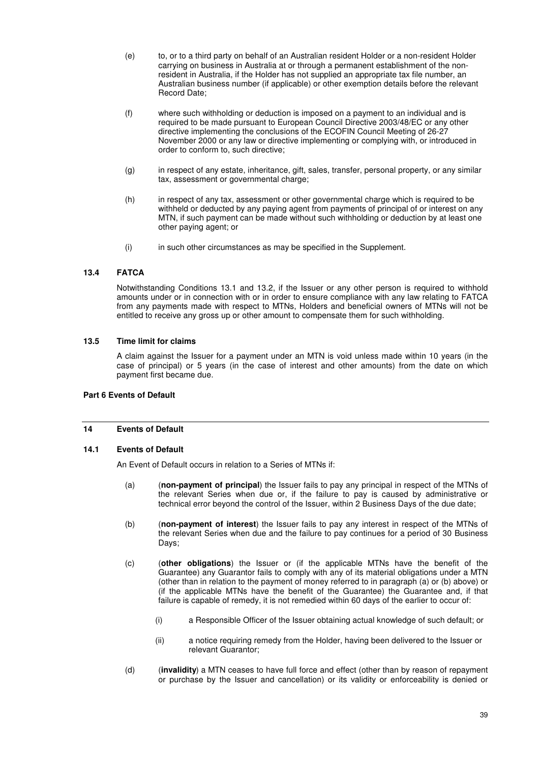(e) to, or to a third party on behalf of an Australian resident Holder or a non-resident Holder carrying on business in Australia at or through a permanent establishment of the non-resident in Australia, if the Holder has not supplied an appropriate tax file number, an Australian business number (if applicable) or other exemption details before the relevant Record Date;

(f) where such withholding or deduction is imposed on a payment to an individual and is required to be made pursuant to European Council Directive 2003/48/EC or any other directive implementing the conclusions of the ECOFIN Council Meeting of 26-27 November 2000 or any law or directive implementing or complying with, or introduced in order to conform to, such directive;

(g) in respect of any estate, inheritance, gift, sales, transfer, personal property, or any similar tax, assessment or governmental charge;

(h) in respect of any tax, assessment or other governmental charge which is required to be withheld or deducted by any paying agent from payments of principal of or interest on any MTN, if such payment can be made without such withholding or deduction by at least one other paying agent; or

(i) in such other circumstances as may be specified in the Supplement.

### 13.4 FATCA

Notwithstanding Conditions 13.1 and 13.2, if the Issuer or any other person is required to withhold amounts under or in connection with or in order to ensure compliance with any law relating to FATCA from any payments made with respect to MTNs, Holders and beneficial owners of MTNs will not be entitled to receive any gross up or other amount to compensate them for such withholding.

### 13.5 Time limit for claims

A claim against the Issuer for a payment under an MTN is void unless made within 10 years (in the case of principal) or 5 years (in the case of interest and other amounts) from the date on which payment first became due.

**Part 6 Events of Default**

## 14 Events of Default

### 14.1 Events of Default

An Event of Default occurs in relation to a Series of MTNs if:

(a) (**non-payment of principal**) the Issuer fails to pay any principal in respect of the MTNs of the relevant Series when due or, if the failure to pay is caused by administrative or technical error beyond the control of the Issuer, within 2 Business Days of the due date;

(b) (**non-payment of interest**) the Issuer fails to pay any interest in respect of the MTNs of the relevant Series when due and the failure to pay continues for a period of 30 Business Days;

(c) (**other obligations**) the Issuer or (if the applicable MTNs have the benefit of the Guarantee) any Guarantor fails to comply with any of its material obligations under a MTN (other than in relation to the payment of money referred to in paragraph (a) or (b) above) or (if the applicable MTNs have the benefit of the Guarantee) the Guarantee and, if that failure is capable of remedy, it is not remedied within 60 days of the earlier to occur of:

   (i) a Responsible Officer of the Issuer obtaining actual knowledge of such default; or

   (ii) a notice requiring remedy from the Holder, having been delivered to the Issuer or relevant Guarantor;

(d) (**invalidity**) a MTN ceases to have full force and effect (other than by reason of repayment or purchase by the Issuer and cancellation) or its validity or enforceability is denied or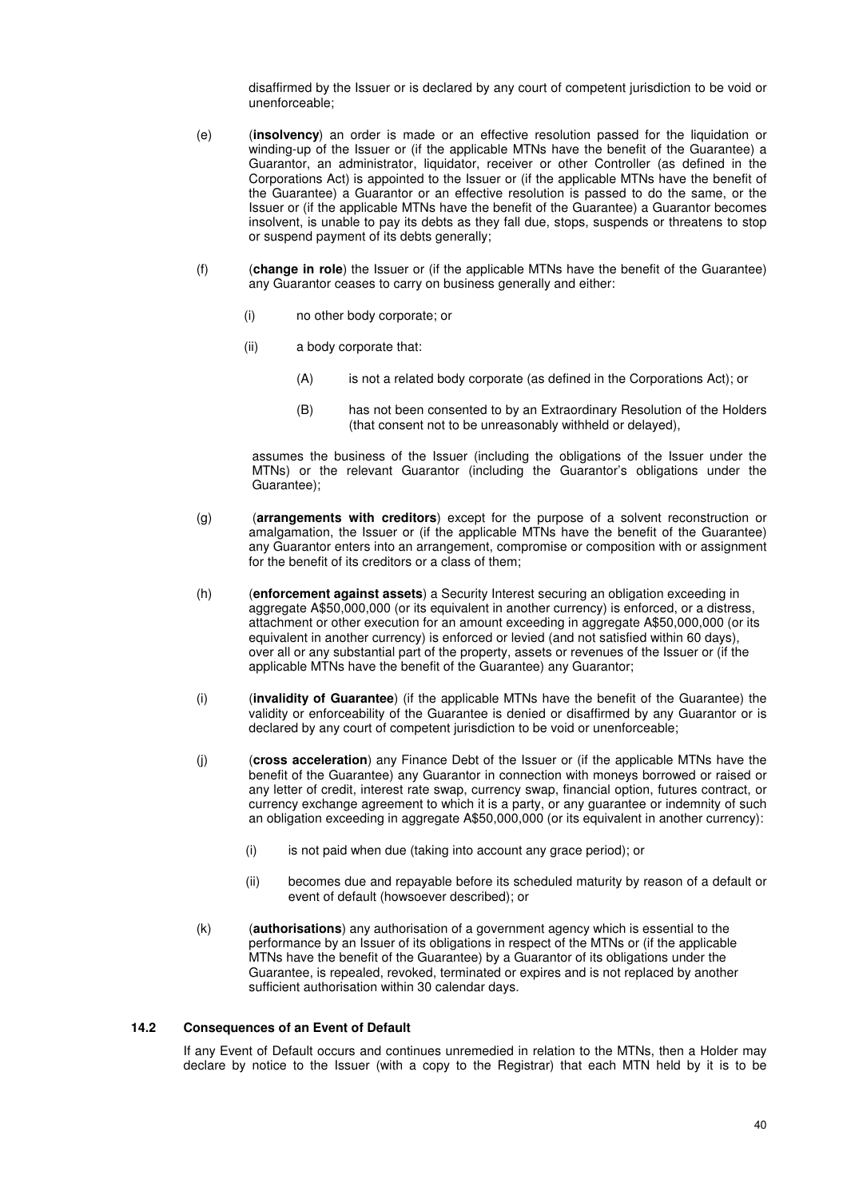disaffirmed by the Issuer or is declared by any court of competent jurisdiction to be void or unenforceable;

(e) (**insolvency**) an order is made or an effective resolution passed for the liquidation or winding-up of the Issuer or (if the applicable MTNs have the benefit of the Guarantee) a Guarantor, an administrator, liquidator, receiver or other Controller (as defined in the Corporations Act) is appointed to the Issuer or (if the applicable MTNs have the benefit of the Guarantee) a Guarantor or an effective resolution is passed to do the same, or the Issuer or (if the applicable MTNs have the benefit of the Guarantee) a Guarantor becomes insolvent, is unable to pay its debts as they fall due, stops, suspends or threatens to stop or suspend payment of its debts generally;

(f) (**change in role**) the Issuer or (if the applicable MTNs have the benefit of the Guarantee) any Guarantor ceases to carry on business generally and either:

   (i) no other body corporate; or

   (ii) a body corporate that:

      (A) is not a related body corporate (as defined in the Corporations Act); or

      (B) has not been consented to by an Extraordinary Resolution of the Holders (that consent not to be unreasonably withheld or delayed),

   assumes the business of the Issuer (including the obligations of the Issuer under the MTNs) or the relevant Guarantor (including the Guarantor's obligations under the Guarantee);

(g) (**arrangements with creditors**) except for the purpose of a solvent reconstruction or amalgamation, the Issuer or (if the applicable MTNs have the benefit of the Guarantee) any Guarantor enters into an arrangement, compromise or composition with or assignment for the benefit of its creditors or a class of them;

(h) (**enforcement against assets**) a Security Interest securing an obligation exceeding in aggregate A$50,000,000 (or its equivalent in another currency) is enforced, or a distress, attachment or other execution for an amount exceeding in aggregate A$50,000,000 (or its equivalent in another currency) is enforced or levied (and not satisfied within 60 days), over all or any substantial part of the property, assets or revenues of the Issuer or (if the applicable MTNs have the benefit of the Guarantee) any Guarantor;

(i) (**invalidity of Guarantee**) (if the applicable MTNs have the benefit of the Guarantee) the validity or enforceability of the Guarantee is denied or disaffirmed by any Guarantor or is declared by any court of competent jurisdiction to be void or unenforceable;

(j) (**cross acceleration**) any Finance Debt of the Issuer or (if the applicable MTNs have the benefit of the Guarantee) any Guarantor in connection with moneys borrowed or raised or any letter of credit, interest rate swap, currency swap, financial option, futures contract, or currency exchange agreement to which it is a party, or any guarantee or indemnity of such an obligation exceeding in aggregate A$50,000,000 (or its equivalent in another currency):

   (i) is not paid when due (taking into account any grace period); or

   (ii) becomes due and repayable before its scheduled maturity by reason of a default or event of default (howsoever described); or

(k) (**authorisations**) any authorisation of a government agency which is essential to the performance by an Issuer of its obligations in respect of the MTNs or (if the applicable MTNs have the benefit of the Guarantee) by a Guarantor of its obligations under the Guarantee, is repealed, revoked, terminated or expires and is not replaced by another sufficient authorisation within 30 calendar days.

### 14.2 Consequences of an Event of Default

If any Event of Default occurs and continues unremedied in relation to the MTNs, then a Holder may declare by notice to the Issuer (with a copy to the Registrar) that each MTN held by it is to be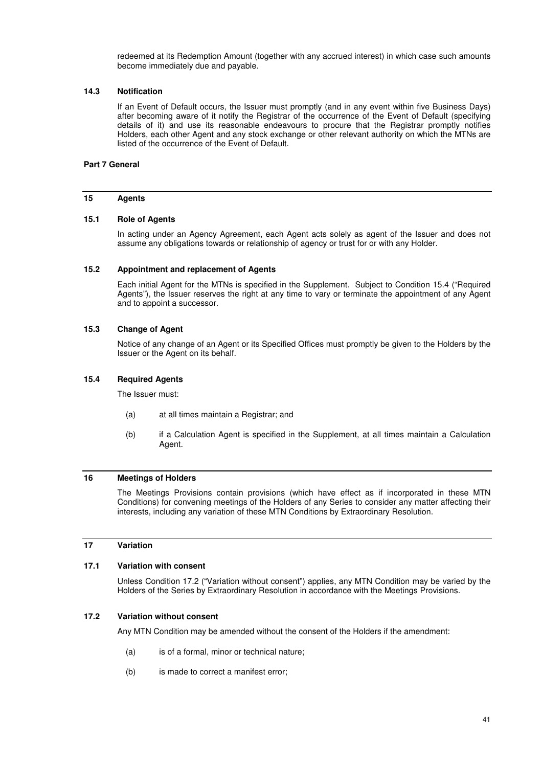redeemed at its Redemption Amount (together with any accrued interest) in which case such amounts become immediately due and payable.

### 14.3 Notification

If an Event of Default occurs, the Issuer must promptly (and in any event within five Business Days) after becoming aware of it notify the Registrar of the occurrence of the Event of Default (specifying details of it) and use its reasonable endeavours to procure that the Registrar promptly notifies Holders, each other Agent and any stock exchange or other relevant authority on which the MTNs are listed of the occurrence of the Event of Default.

## Part 7 General

## 15 Agents

### 15.1 Role of Agents

In acting under an Agency Agreement, each Agent acts solely as agent of the Issuer and does not assume any obligations towards or relationship of agency or trust for or with any Holder.

### 15.2 Appointment and replacement of Agents

Each initial Agent for the MTNs is specified in the Supplement. Subject to Condition 15.4 ("Required Agents"), the Issuer reserves the right at any time to vary or terminate the appointment of any Agent and to appoint a successor.

### 15.3 Change of Agent

Notice of any change of an Agent or its Specified Offices must promptly be given to the Holders by the Issuer or the Agent on its behalf.

### 15.4 Required Agents

The Issuer must:

(a) at all times maintain a Registrar; and

(b) if a Calculation Agent is specified in the Supplement, at all times maintain a Calculation Agent.

## 16 Meetings of Holders

The Meetings Provisions contain provisions (which have effect as if incorporated in these MTN Conditions) for convening meetings of the Holders of any Series to consider any matter affecting their interests, including any variation of these MTN Conditions by Extraordinary Resolution.

## 17 Variation

### 17.1 Variation with consent

Unless Condition 17.2 ("Variation without consent") applies, any MTN Condition may be varied by the Holders of the Series by Extraordinary Resolution in accordance with the Meetings Provisions.

### 17.2 Variation without consent

Any MTN Condition may be amended without the consent of the Holders if the amendment:

(a) is of a formal, minor or technical nature;

(b) is made to correct a manifest error;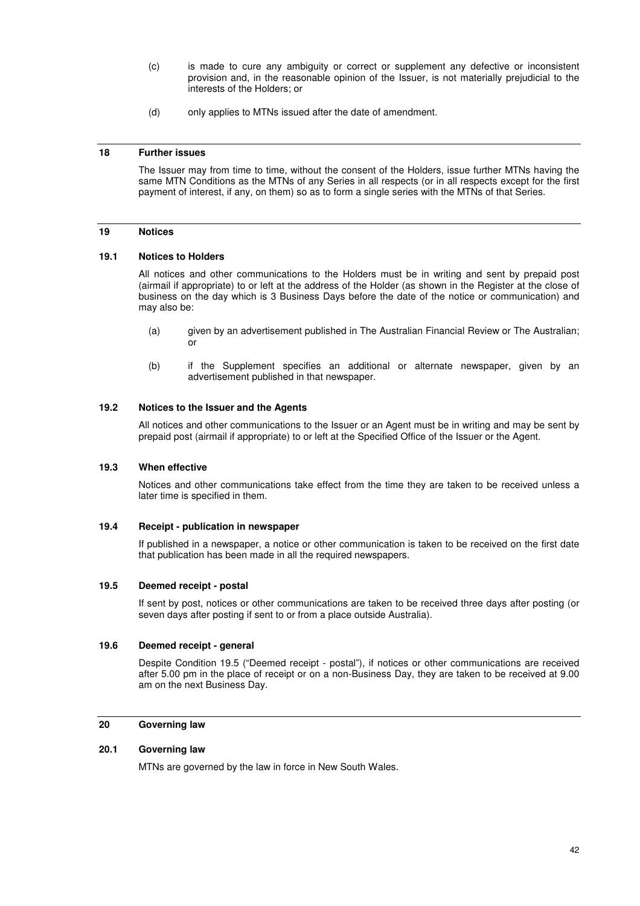(c) is made to cure any ambiguity or correct or supplement any defective or inconsistent provision and, in the reasonable opinion of the Issuer, is not materially prejudicial to the interests of the Holders; or

(d) only applies to MTNs issued after the date of amendment.

## 18 Further issues

The Issuer may from time to time, without the consent of the Holders, issue further MTNs having the same MTN Conditions as the MTNs of any Series in all respects (or in all respects except for the first payment of interest, if any, on them) so as to form a single series with the MTNs of that Series.

## 19 Notices

### 19.1 Notices to Holders

All notices and other communications to the Holders must be in writing and sent by prepaid post (airmail if appropriate) to or left at the address of the Holder (as shown in the Register at the close of business on the day which is 3 Business Days before the date of the notice or communication) and may also be:

(a) given by an advertisement published in The Australian Financial Review or The Australian; or

(b) if the Supplement specifies an additional or alternate newspaper, given by an advertisement published in that newspaper.

### 19.2 Notices to the Issuer and the Agents

All notices and other communications to the Issuer or an Agent must be in writing and may be sent by prepaid post (airmail if appropriate) to or left at the Specified Office of the Issuer or the Agent.

### 19.3 When effective

Notices and other communications take effect from the time they are taken to be received unless a later time is specified in them.

### 19.4 Receipt - publication in newspaper

If published in a newspaper, a notice or other communication is taken to be received on the first date that publication has been made in all the required newspapers.

### 19.5 Deemed receipt - postal

If sent by post, notices or other communications are taken to be received three days after posting (or seven days after posting if sent to or from a place outside Australia).

### 19.6 Deemed receipt - general

Despite Condition 19.5 ("Deemed receipt - postal"), if notices or other communications are received after 5.00 pm in the place of receipt or on a non-Business Day, they are taken to be received at 9.00 am on the next Business Day.

## 20 Governing law

### 20.1 Governing law

MTNs are governed by the law in force in New South Wales.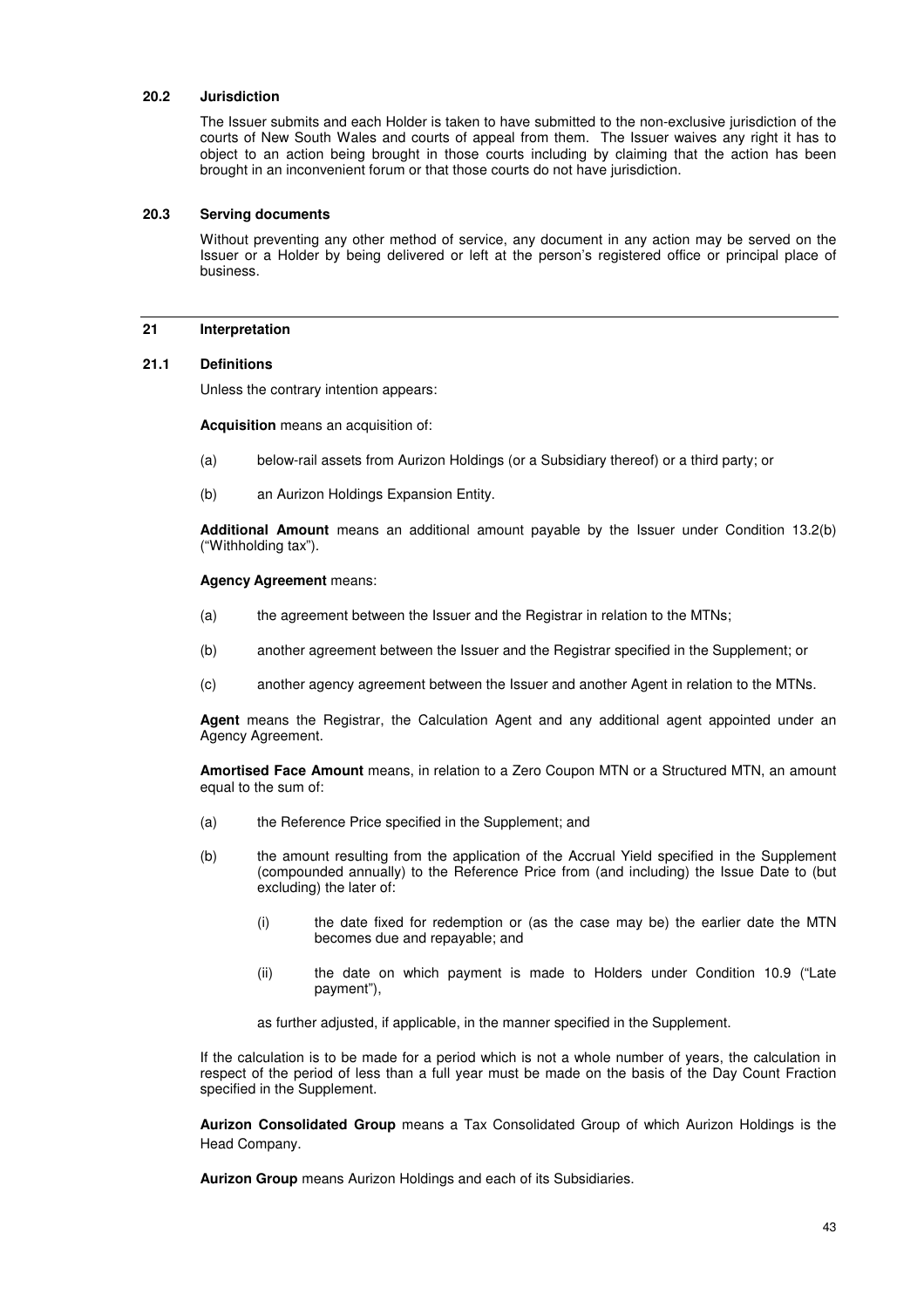### 20.2 Jurisdiction

The Issuer submits and each Holder is taken to have submitted to the non-exclusive jurisdiction of the courts of New South Wales and courts of appeal from them. The Issuer waives any right it has to object to an action being brought in those courts including by claiming that the action has been brought in an inconvenient forum or that those courts do not have jurisdiction.

### 20.3 Serving documents

Without preventing any other method of service, any document in any action may be served on the Issuer or a Holder by being delivered or left at the person's registered office or principal place of business.

## 21 Interpretation

### 21.1 Definitions

Unless the contrary intention appears:

**Acquisition** means an acquisition of:

(a) below-rail assets from Aurizon Holdings (or a Subsidiary thereof) or a third party; or

(b) an Aurizon Holdings Expansion Entity.

**Additional Amount** means an additional amount payable by the Issuer under Condition 13.2(b) ("Withholding tax").

**Agency Agreement** means:

(a) the agreement between the Issuer and the Registrar in relation to the MTNs;

(b) another agreement between the Issuer and the Registrar specified in the Supplement; or

(c) another agency agreement between the Issuer and another Agent in relation to the MTNs.

**Agent** means the Registrar, the Calculation Agent and any additional agent appointed under an Agency Agreement.

**Amortised Face Amount** means, in relation to a Zero Coupon MTN or a Structured MTN, an amount equal to the sum of:

(a) the Reference Price specified in the Supplement; and

(b) the amount resulting from the application of the Accrual Yield specified in the Supplement (compounded annually) to the Reference Price from (and including) the Issue Date to (but excluding) the later of:

  (i) the date fixed for redemption or (as the case may be) the earlier date the MTN becomes due and repayable; and

  (ii) the date on which payment is made to Holders under Condition 10.9 ("Late payment"),

as further adjusted, if applicable, in the manner specified in the Supplement.

If the calculation is to be made for a period which is not a whole number of years, the calculation in respect of the period of less than a full year must be made on the basis of the Day Count Fraction specified in the Supplement.

**Aurizon Consolidated Group** means a Tax Consolidated Group of which Aurizon Holdings is the Head Company.

**Aurizon Group** means Aurizon Holdings and each of its Subsidiaries.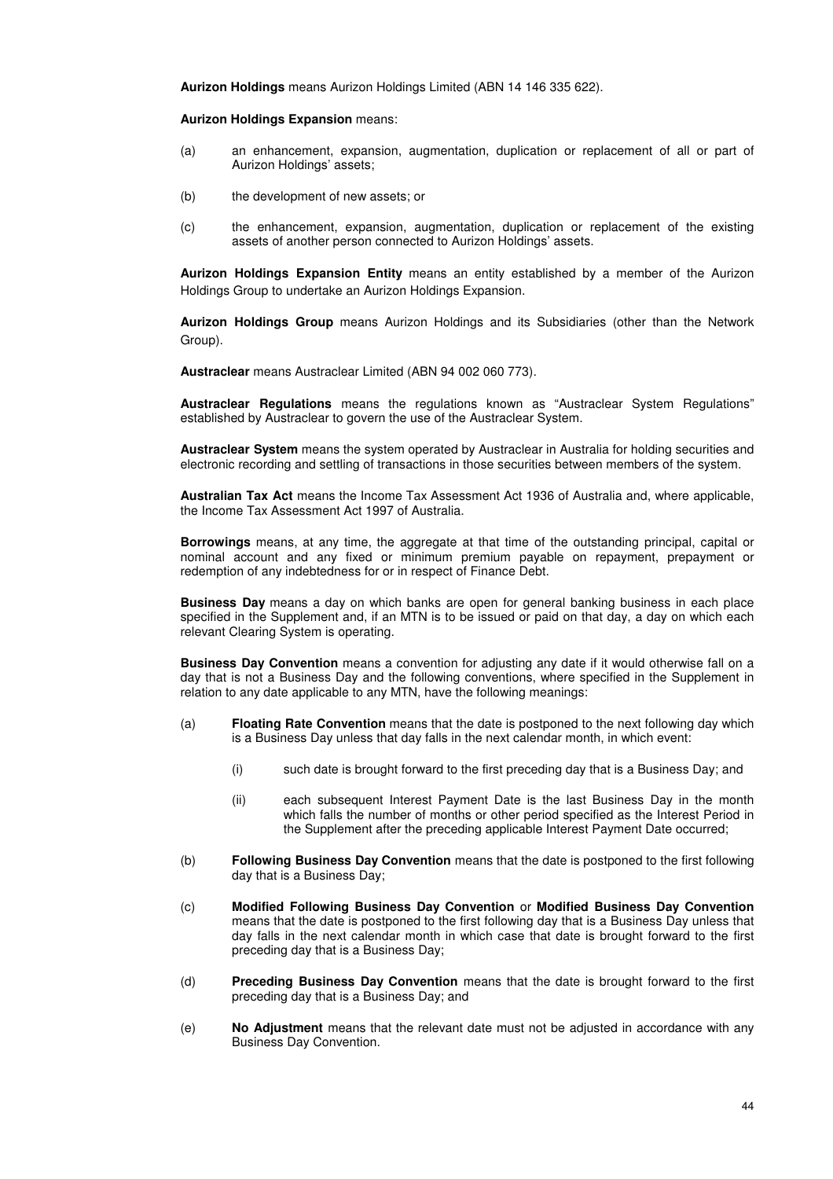**Aurizon Holdings** means Aurizon Holdings Limited (ABN 14 146 335 622).

**Aurizon Holdings Expansion** means:

(a) an enhancement, expansion, augmentation, duplication or replacement of all or part of Aurizon Holdings' assets;

(b) the development of new assets; or

(c) the enhancement, expansion, augmentation, duplication or replacement of the existing assets of another person connected to Aurizon Holdings' assets.

**Aurizon Holdings Expansion Entity** means an entity established by a member of the Aurizon Holdings Group to undertake an Aurizon Holdings Expansion.

**Aurizon Holdings Group** means Aurizon Holdings and its Subsidiaries (other than the Network Group).

**Austraclear** means Austraclear Limited (ABN 94 002 060 773).

**Austraclear Regulations** means the regulations known as "Austraclear System Regulations" established by Austraclear to govern the use of the Austraclear System.

**Austraclear System** means the system operated by Austraclear in Australia for holding securities and electronic recording and settling of transactions in those securities between members of the system.

**Australian Tax Act** means the Income Tax Assessment Act 1936 of Australia and, where applicable, the Income Tax Assessment Act 1997 of Australia.

**Borrowings** means, at any time, the aggregate at that time of the outstanding principal, capital or nominal account and any fixed or minimum premium payable on repayment, prepayment or redemption of any indebtedness for or in respect of Finance Debt.

**Business Day** means a day on which banks are open for general banking business in each place specified in the Supplement and, if an MTN is to be issued or paid on that day, a day on which each relevant Clearing System is operating.

**Business Day Convention** means a convention for adjusting any date if it would otherwise fall on a day that is not a Business Day and the following conventions, where specified in the Supplement in relation to any date applicable to any MTN, have the following meanings:

(a) **Floating Rate Convention** means that the date is postponed to the next following day which is a Business Day unless that day falls in the next calendar month, in which event:

  (i) such date is brought forward to the first preceding day that is a Business Day; and

  (ii) each subsequent Interest Payment Date is the last Business Day in the month which falls the number of months or other period specified as the Interest Period in the Supplement after the preceding applicable Interest Payment Date occurred;

(b) **Following Business Day Convention** means that the date is postponed to the first following day that is a Business Day;

(c) **Modified Following Business Day Convention** or **Modified Business Day Convention** means that the date is postponed to the first following day that is a Business Day unless that day falls in the next calendar month in which case that date is brought forward to the first preceding day that is a Business Day;

(d) **Preceding Business Day Convention** means that the date is brought forward to the first preceding day that is a Business Day; and

(e) **No Adjustment** means that the relevant date must not be adjusted in accordance with any Business Day Convention.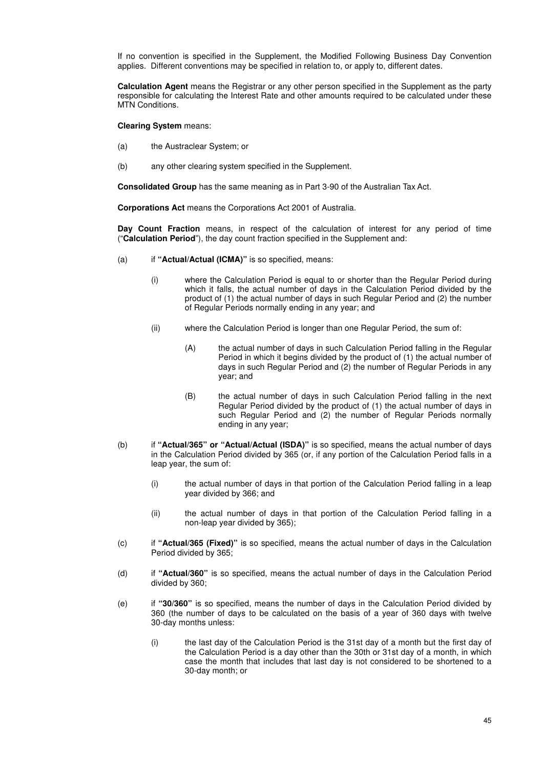If no convention is specified in the Supplement, the Modified Following Business Day Convention applies. Different conventions may be specified in relation to, or apply to, different dates.

**Calculation Agent** means the Registrar or any other person specified in the Supplement as the party responsible for calculating the Interest Rate and other amounts required to be calculated under these MTN Conditions.

**Clearing System** means:

(a) the Austraclear System; or

(b) any other clearing system specified in the Supplement.

**Consolidated Group** has the same meaning as in Part 3-90 of the Australian Tax Act.

**Corporations Act** means the Corporations Act 2001 of Australia.

**Day Count Fraction** means, in respect of the calculation of interest for any period of time ("**Calculation Period**"), the day count fraction specified in the Supplement and:

(a) if **"Actual/Actual (ICMA)"** is so specified, means:

   (i) where the Calculation Period is equal to or shorter than the Regular Period during which it falls, the actual number of days in the Calculation Period divided by the product of (1) the actual number of days in such Regular Period and (2) the number of Regular Periods normally ending in any year; and

   (ii) where the Calculation Period is longer than one Regular Period, the sum of:

      (A) the actual number of days in such Calculation Period falling in the Regular Period in which it begins divided by the product of (1) the actual number of days in such Regular Period and (2) the number of Regular Periods in any year; and

      (B) the actual number of days in such Calculation Period falling in the next Regular Period divided by the product of (1) the actual number of days in such Regular Period and (2) the number of Regular Periods normally ending in any year;

(b) if **"Actual/365" or "Actual/Actual (ISDA)"** is so specified, means the actual number of days in the Calculation Period divided by 365 (or, if any portion of the Calculation Period falls in a leap year, the sum of:

   (i) the actual number of days in that portion of the Calculation Period falling in a leap year divided by 366; and

   (ii) the actual number of days in that portion of the Calculation Period falling in a non-leap year divided by 365);

(c) if **"Actual/365 (Fixed)"** is so specified, means the actual number of days in the Calculation Period divided by 365;

(d) if **"Actual/360"** is so specified, means the actual number of days in the Calculation Period divided by 360;

(e) if **"30/360"** is so specified, means the number of days in the Calculation Period divided by 360 (the number of days to be calculated on the basis of a year of 360 days with twelve 30-day months unless:

   (i) the last day of the Calculation Period is the 31st day of a month but the first day of the Calculation Period is a day other than the 30th or 31st day of a month, in which case the month that includes that last day is not considered to be shortened to a 30-day month; or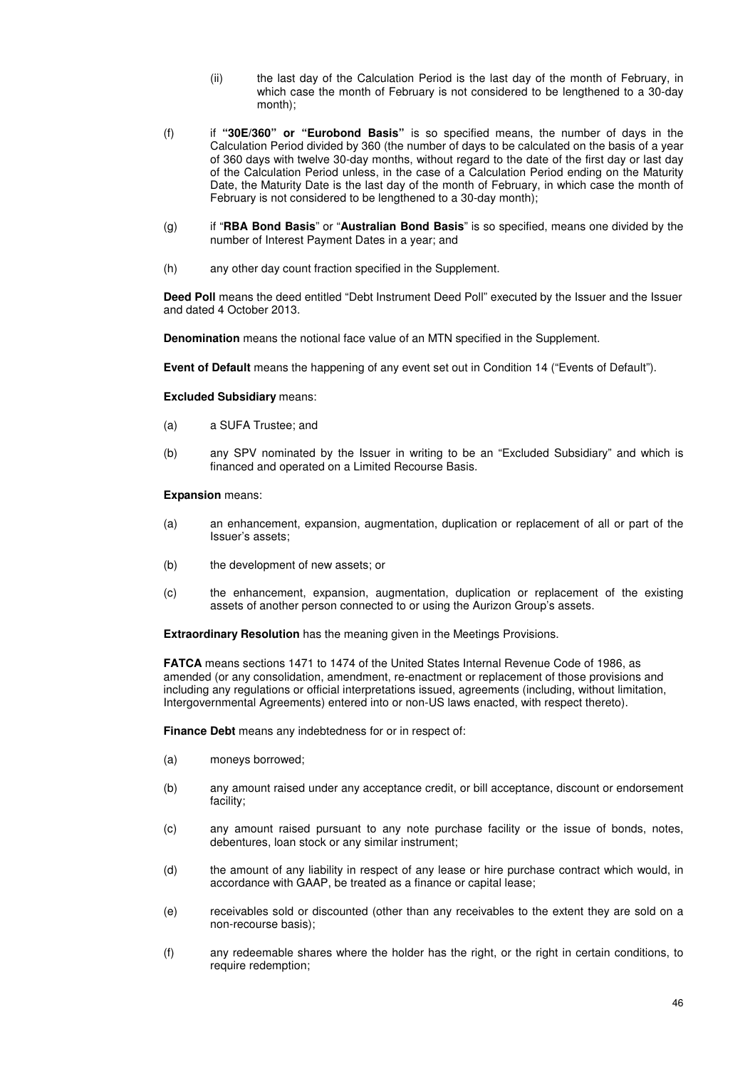(ii) the last day of the Calculation Period is the last day of the month of February, in which case the month of February is not considered to be lengthened to a 30-day month);

(f) if **"30E/360" or "Eurobond Basis"** is so specified means, the number of days in the Calculation Period divided by 360 (the number of days to be calculated on the basis of a year of 360 days with twelve 30-day months, without regard to the date of the first day or last day of the Calculation Period unless, in the case of a Calculation Period ending on the Maturity Date, the Maturity Date is the last day of the month of February, in which case the month of February is not considered to be lengthened to a 30-day month);

(g) if "**RBA Bond Basis**" or "**Australian Bond Basis**" is so specified, means one divided by the number of Interest Payment Dates in a year; and

(h) any other day count fraction specified in the Supplement.

**Deed Poll** means the deed entitled "Debt Instrument Deed Poll" executed by the Issuer and the Issuer and dated 4 October 2013.

**Denomination** means the notional face value of an MTN specified in the Supplement.

**Event of Default** means the happening of any event set out in Condition 14 ("Events of Default").

**Excluded Subsidiary** means:

(a) a SUFA Trustee; and

(b) any SPV nominated by the Issuer in writing to be an "Excluded Subsidiary" and which is financed and operated on a Limited Recourse Basis.

**Expansion** means:

(a) an enhancement, expansion, augmentation, duplication or replacement of all or part of the Issuer's assets;

(b) the development of new assets; or

(c) the enhancement, expansion, augmentation, duplication or replacement of the existing assets of another person connected to or using the Aurizon Group's assets.

**Extraordinary Resolution** has the meaning given in the Meetings Provisions.

**FATCA** means sections 1471 to 1474 of the United States Internal Revenue Code of 1986, as amended (or any consolidation, amendment, re-enactment or replacement of those provisions and including any regulations or official interpretations issued, agreements (including, without limitation, Intergovernmental Agreements) entered into or non-US laws enacted, with respect thereto).

**Finance Debt** means any indebtedness for or in respect of:

(a) moneys borrowed;

(b) any amount raised under any acceptance credit, or bill acceptance, discount or endorsement facility;

(c) any amount raised pursuant to any note purchase facility or the issue of bonds, notes, debentures, loan stock or any similar instrument;

(d) the amount of any liability in respect of any lease or hire purchase contract which would, in accordance with GAAP, be treated as a finance or capital lease;

(e) receivables sold or discounted (other than any receivables to the extent they are sold on a non-recourse basis);

(f) any redeemable shares where the holder has the right, or the right in certain conditions, to require redemption;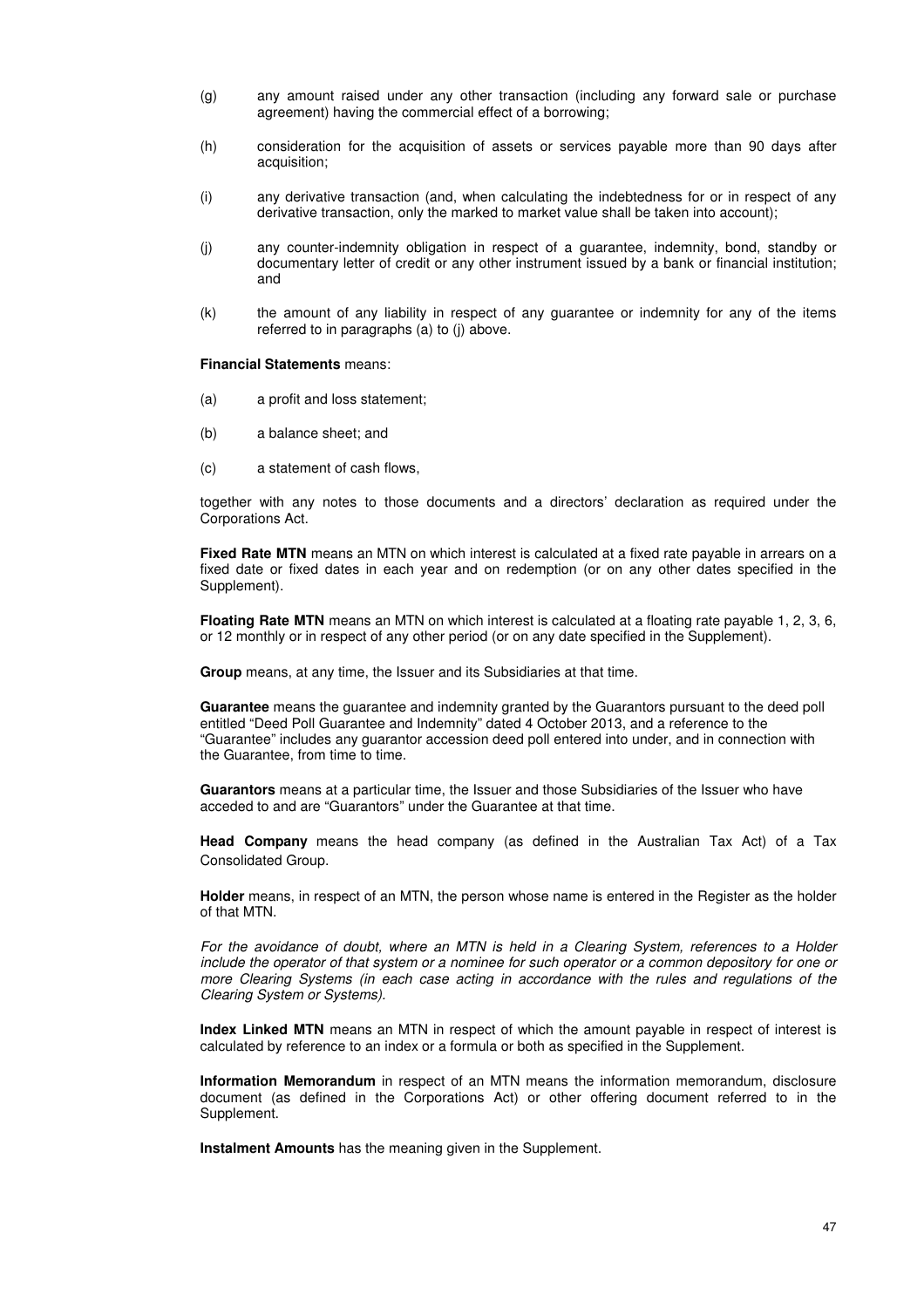(g) any amount raised under any other transaction (including any forward sale or purchase agreement) having the commercial effect of a borrowing;

(h) consideration for the acquisition of assets or services payable more than 90 days after acquisition;

(i) any derivative transaction (and, when calculating the indebtedness for or in respect of any derivative transaction, only the marked to market value shall be taken into account);

(j) any counter-indemnity obligation in respect of a guarantee, indemnity, bond, standby or documentary letter of credit or any other instrument issued by a bank or financial institution; and

(k) the amount of any liability in respect of any guarantee or indemnity for any of the items referred to in paragraphs (a) to (j) above.

**Financial Statements** means:

(a) a profit and loss statement;

(b) a balance sheet; and

(c) a statement of cash flows,

together with any notes to those documents and a directors' declaration as required under the Corporations Act.

**Fixed Rate MTN** means an MTN on which interest is calculated at a fixed rate payable in arrears on a fixed date or fixed dates in each year and on redemption (or on any other dates specified in the Supplement).

**Floating Rate MTN** means an MTN on which interest is calculated at a floating rate payable 1, 2, 3, 6, or 12 monthly or in respect of any other period (or on any date specified in the Supplement).

**Group** means, at any time, the Issuer and its Subsidiaries at that time.

**Guarantee** means the guarantee and indemnity granted by the Guarantors pursuant to the deed poll entitled "Deed Poll Guarantee and Indemnity" dated 4 October 2013, and a reference to the "Guarantee" includes any guarantor accession deed poll entered into under, and in connection with the Guarantee, from time to time.

**Guarantors** means at a particular time, the Issuer and those Subsidiaries of the Issuer who have acceded to and are "Guarantors" under the Guarantee at that time.

**Head Company** means the head company (as defined in the Australian Tax Act) of a Tax Consolidated Group.

**Holder** means, in respect of an MTN, the person whose name is entered in the Register as the holder of that MTN.

*For the avoidance of doubt, where an MTN is held in a Clearing System, references to a Holder include the operator of that system or a nominee for such operator or a common depository for one or more Clearing Systems (in each case acting in accordance with the rules and regulations of the Clearing System or Systems).*

**Index Linked MTN** means an MTN in respect of which the amount payable in respect of interest is calculated by reference to an index or a formula or both as specified in the Supplement.

**Information Memorandum** in respect of an MTN means the information memorandum, disclosure document (as defined in the Corporations Act) or other offering document referred to in the Supplement.

**Instalment Amounts** has the meaning given in the Supplement.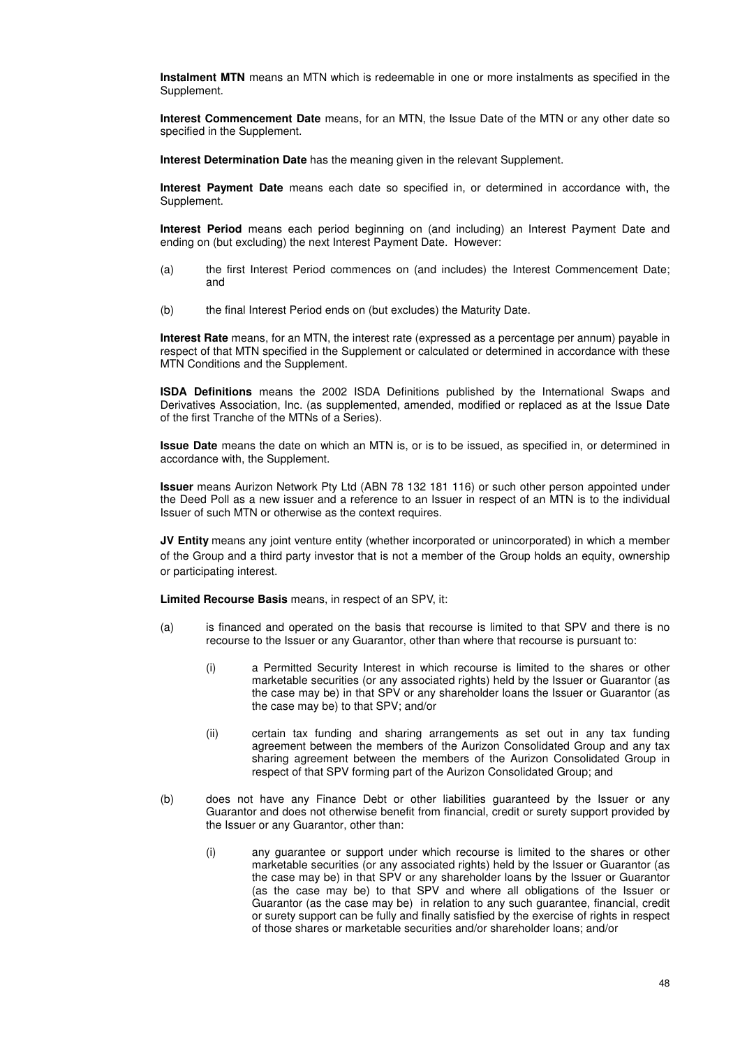**Instalment MTN** means an MTN which is redeemable in one or more instalments as specified in the Supplement.

**Interest Commencement Date** means, for an MTN, the Issue Date of the MTN or any other date so specified in the Supplement.

**Interest Determination Date** has the meaning given in the relevant Supplement.

**Interest Payment Date** means each date so specified in, or determined in accordance with, the Supplement.

**Interest Period** means each period beginning on (and including) an Interest Payment Date and ending on (but excluding) the next Interest Payment Date. However:

(a) the first Interest Period commences on (and includes) the Interest Commencement Date; and

(b) the final Interest Period ends on (but excludes) the Maturity Date.

**Interest Rate** means, for an MTN, the interest rate (expressed as a percentage per annum) payable in respect of that MTN specified in the Supplement or calculated or determined in accordance with these MTN Conditions and the Supplement.

**ISDA Definitions** means the 2002 ISDA Definitions published by the International Swaps and Derivatives Association, Inc. (as supplemented, amended, modified or replaced as at the Issue Date of the first Tranche of the MTNs of a Series).

**Issue Date** means the date on which an MTN is, or is to be issued, as specified in, or determined in accordance with, the Supplement.

**Issuer** means Aurizon Network Pty Ltd (ABN 78 132 181 116) or such other person appointed under the Deed Poll as a new issuer and a reference to an Issuer in respect of an MTN is to the individual Issuer of such MTN or otherwise as the context requires.

**JV Entity** means any joint venture entity (whether incorporated or unincorporated) in which a member of the Group and a third party investor that is not a member of the Group holds an equity, ownership or participating interest.

**Limited Recourse Basis** means, in respect of an SPV, it:

(a) is financed and operated on the basis that recourse is limited to that SPV and there is no recourse to the Issuer or any Guarantor, other than where that recourse is pursuant to:

   (i) a Permitted Security Interest in which recourse is limited to the shares or other marketable securities (or any associated rights) held by the Issuer or Guarantor (as the case may be) in that SPV or any shareholder loans the Issuer or Guarantor (as the case may be) to that SPV; and/or

   (ii) certain tax funding and sharing arrangements as set out in any tax funding agreement between the members of the Aurizon Consolidated Group and any tax sharing agreement between the members of the Aurizon Consolidated Group in respect of that SPV forming part of the Aurizon Consolidated Group; and

(b) does not have any Finance Debt or other liabilities guaranteed by the Issuer or any Guarantor and does not otherwise benefit from financial, credit or surety support provided by the Issuer or any Guarantor, other than:

   (i) any guarantee or support under which recourse is limited to the shares or other marketable securities (or any associated rights) held by the Issuer or Guarantor (as the case may be) in that SPV or any shareholder loans by the Issuer or Guarantor (as the case may be) to that SPV and where all obligations of the Issuer or Guarantor (as the case may be) in relation to any such guarantee, financial, credit or surety support can be fully and finally satisfied by the exercise of rights in respect of those shares or marketable securities and/or shareholder loans; and/or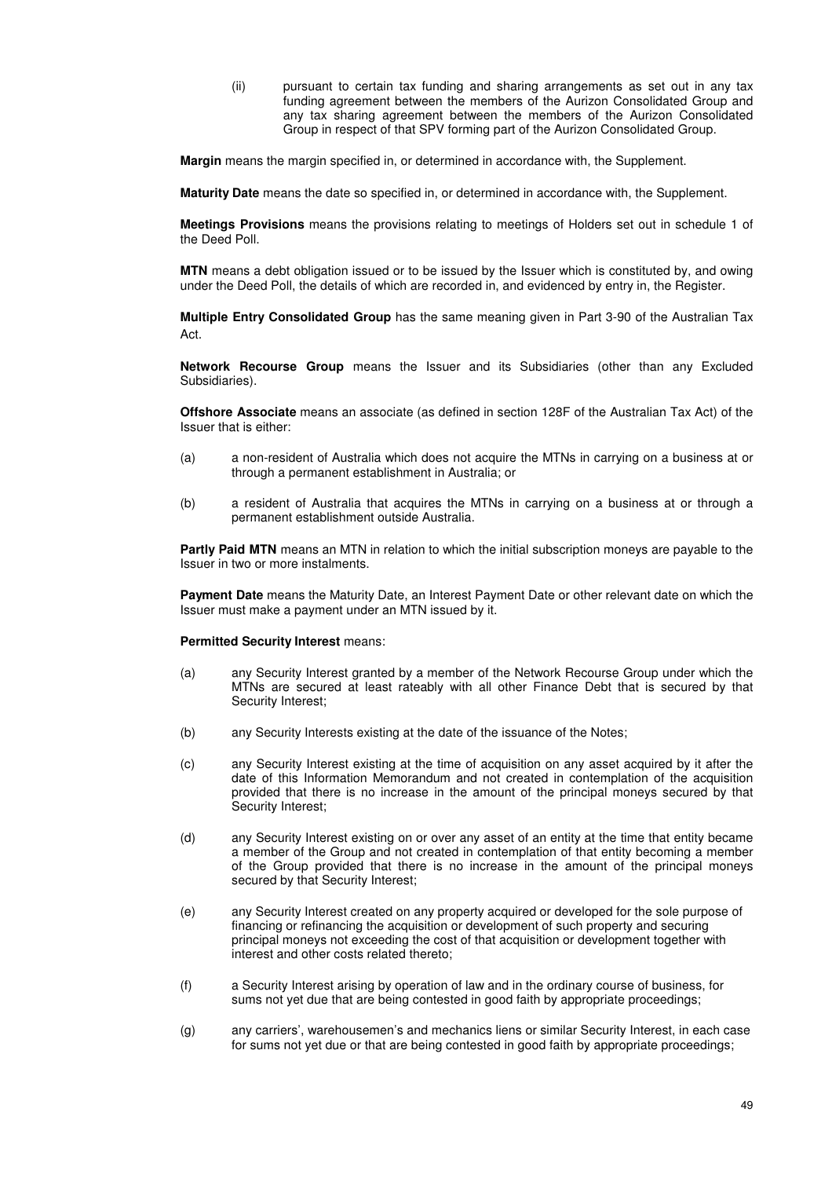(ii) pursuant to certain tax funding and sharing arrangements as set out in any tax funding agreement between the members of the Aurizon Consolidated Group and any tax sharing agreement between the members of the Aurizon Consolidated Group in respect of that SPV forming part of the Aurizon Consolidated Group.

**Margin** means the margin specified in, or determined in accordance with, the Supplement.

**Maturity Date** means the date so specified in, or determined in accordance with, the Supplement.

**Meetings Provisions** means the provisions relating to meetings of Holders set out in schedule 1 of the Deed Poll.

**MTN** means a debt obligation issued or to be issued by the Issuer which is constituted by, and owing under the Deed Poll, the details of which are recorded in, and evidenced by entry in, the Register.

**Multiple Entry Consolidated Group** has the same meaning given in Part 3-90 of the Australian Tax Act.

**Network Recourse Group** means the Issuer and its Subsidiaries (other than any Excluded Subsidiaries).

**Offshore Associate** means an associate (as defined in section 128F of the Australian Tax Act) of the Issuer that is either:

(a) a non-resident of Australia which does not acquire the MTNs in carrying on a business at or through a permanent establishment in Australia; or

(b) a resident of Australia that acquires the MTNs in carrying on a business at or through a permanent establishment outside Australia.

**Partly Paid MTN** means an MTN in relation to which the initial subscription moneys are payable to the Issuer in two or more instalments.

**Payment Date** means the Maturity Date, an Interest Payment Date or other relevant date on which the Issuer must make a payment under an MTN issued by it.

**Permitted Security Interest** means:

(a) any Security Interest granted by a member of the Network Recourse Group under which the MTNs are secured at least rateably with all other Finance Debt that is secured by that Security Interest;

(b) any Security Interests existing at the date of the issuance of the Notes;

(c) any Security Interest existing at the time of acquisition on any asset acquired by it after the date of this Information Memorandum and not created in contemplation of the acquisition provided that there is no increase in the amount of the principal moneys secured by that Security Interest;

(d) any Security Interest existing on or over any asset of an entity at the time that entity became a member of the Group and not created in contemplation of that entity becoming a member of the Group provided that there is no increase in the amount of the principal moneys secured by that Security Interest;

(e) any Security Interest created on any property acquired or developed for the sole purpose of financing or refinancing the acquisition or development of such property and securing principal moneys not exceeding the cost of that acquisition or development together with interest and other costs related thereto;

(f) a Security Interest arising by operation of law and in the ordinary course of business, for sums not yet due that are being contested in good faith by appropriate proceedings;

(g) any carriers', warehousemen's and mechanics liens or similar Security Interest, in each case for sums not yet due or that are being contested in good faith by appropriate proceedings;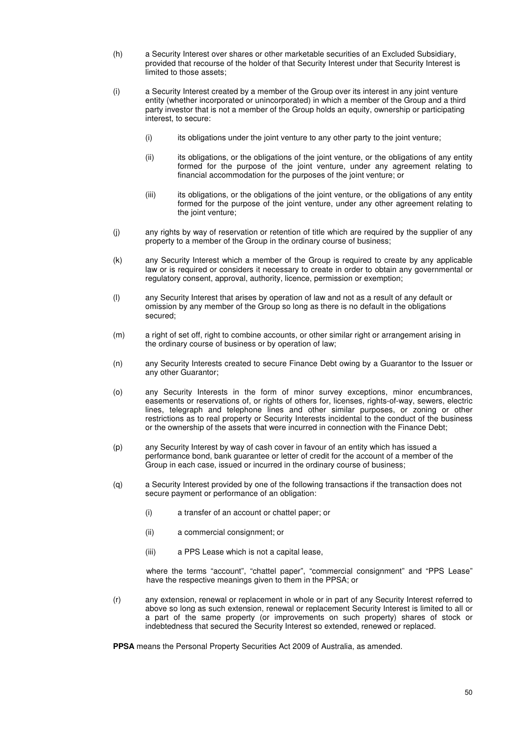(h) a Security Interest over shares or other marketable securities of an Excluded Subsidiary, provided that recourse of the holder of that Security Interest under that Security Interest is limited to those assets;

(i) a Security Interest created by a member of the Group over its interest in any joint venture entity (whether incorporated or unincorporated) in which a member of the Group and a third party investor that is not a member of the Group holds an equity, ownership or participating interest, to secure:

  (i) its obligations under the joint venture to any other party to the joint venture;

  (ii) its obligations, or the obligations of the joint venture, or the obligations of any entity formed for the purpose of the joint venture, under any agreement relating to financial accommodation for the purposes of the joint venture; or

  (iii) its obligations, or the obligations of the joint venture, or the obligations of any entity formed for the purpose of the joint venture, under any other agreement relating to the joint venture;

(j) any rights by way of reservation or retention of title which are required by the supplier of any property to a member of the Group in the ordinary course of business;

(k) any Security Interest which a member of the Group is required to create by any applicable law or is required or considers it necessary to create in order to obtain any governmental or regulatory consent, approval, authority, licence, permission or exemption;

(l) any Security Interest that arises by operation of law and not as a result of any default or omission by any member of the Group so long as there is no default in the obligations secured;

(m) a right of set off, right to combine accounts, or other similar right or arrangement arising in the ordinary course of business or by operation of law;

(n) any Security Interests created to secure Finance Debt owing by a Guarantor to the Issuer or any other Guarantor;

(o) any Security Interests in the form of minor survey exceptions, minor encumbrances, easements or reservations of, or rights of others for, licenses, rights-of-way, sewers, electric lines, telegraph and telephone lines and other similar purposes, or zoning or other restrictions as to real property or Security Interests incidental to the conduct of the business or the ownership of the assets that were incurred in connection with the Finance Debt;

(p) any Security Interest by way of cash cover in favour of an entity which has issued a performance bond, bank guarantee or letter of credit for the account of a member of the Group in each case, issued or incurred in the ordinary course of business;

(q) a Security Interest provided by one of the following transactions if the transaction does not secure payment or performance of an obligation:

  (i) a transfer of an account or chattel paper; or

  (ii) a commercial consignment; or

  (iii) a PPS Lease which is not a capital lease,

  where the terms "account", "chattel paper", "commercial consignment" and "PPS Lease" have the respective meanings given to them in the PPSA; or

(r) any extension, renewal or replacement in whole or in part of any Security Interest referred to above so long as such extension, renewal or replacement Security Interest is limited to all or a part of the same property (or improvements on such property) shares of stock or indebtedness that secured the Security Interest so extended, renewed or replaced.

**PPSA** means the Personal Property Securities Act 2009 of Australia, as amended.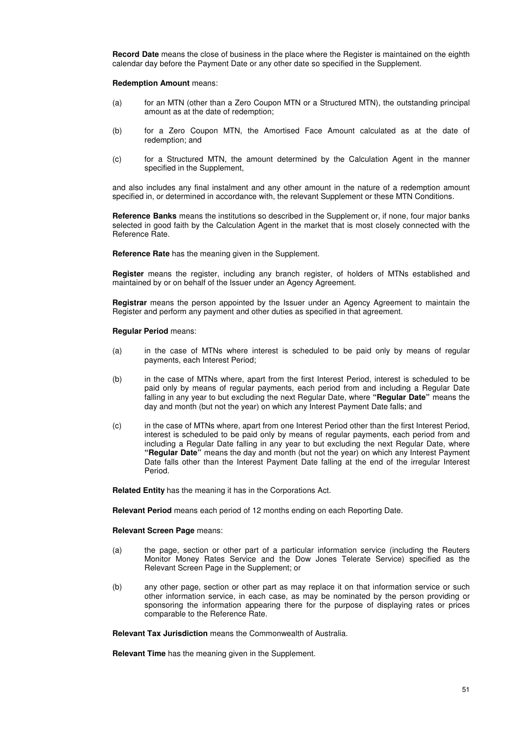**Record Date** means the close of business in the place where the Register is maintained on the eighth calendar day before the Payment Date or any other date so specified in the Supplement.

**Redemption Amount** means:

(a) for an MTN (other than a Zero Coupon MTN or a Structured MTN), the outstanding principal amount as at the date of redemption;

(b) for a Zero Coupon MTN, the Amortised Face Amount calculated as at the date of redemption; and

(c) for a Structured MTN, the amount determined by the Calculation Agent in the manner specified in the Supplement,

and also includes any final instalment and any other amount in the nature of a redemption amount specified in, or determined in accordance with, the relevant Supplement or these MTN Conditions.

**Reference Banks** means the institutions so described in the Supplement or, if none, four major banks selected in good faith by the Calculation Agent in the market that is most closely connected with the Reference Rate.

**Reference Rate** has the meaning given in the Supplement.

**Register** means the register, including any branch register, of holders of MTNs established and maintained by or on behalf of the Issuer under an Agency Agreement.

**Registrar** means the person appointed by the Issuer under an Agency Agreement to maintain the Register and perform any payment and other duties as specified in that agreement.

**Regular Period** means:

(a) in the case of MTNs where interest is scheduled to be paid only by means of regular payments, each Interest Period;

(b) in the case of MTNs where, apart from the first Interest Period, interest is scheduled to be paid only by means of regular payments, each period from and including a Regular Date falling in any year to but excluding the next Regular Date, where **"Regular Date"** means the day and month (but not the year) on which any Interest Payment Date falls; and

(c) in the case of MTNs where, apart from one Interest Period other than the first Interest Period, interest is scheduled to be paid only by means of regular payments, each period from and including a Regular Date falling in any year to but excluding the next Regular Date, where **"Regular Date"** means the day and month (but not the year) on which any Interest Payment Date falls other than the Interest Payment Date falling at the end of the irregular Interest Period.

**Related Entity** has the meaning it has in the Corporations Act.

**Relevant Period** means each period of 12 months ending on each Reporting Date.

**Relevant Screen Page** means:

(a) the page, section or other part of a particular information service (including the Reuters Monitor Money Rates Service and the Dow Jones Telerate Service) specified as the Relevant Screen Page in the Supplement; or

(b) any other page, section or other part as may replace it on that information service or such other information service, in each case, as may be nominated by the person providing or sponsoring the information appearing there for the purpose of displaying rates or prices comparable to the Reference Rate.

**Relevant Tax Jurisdiction** means the Commonwealth of Australia.

**Relevant Time** has the meaning given in the Supplement.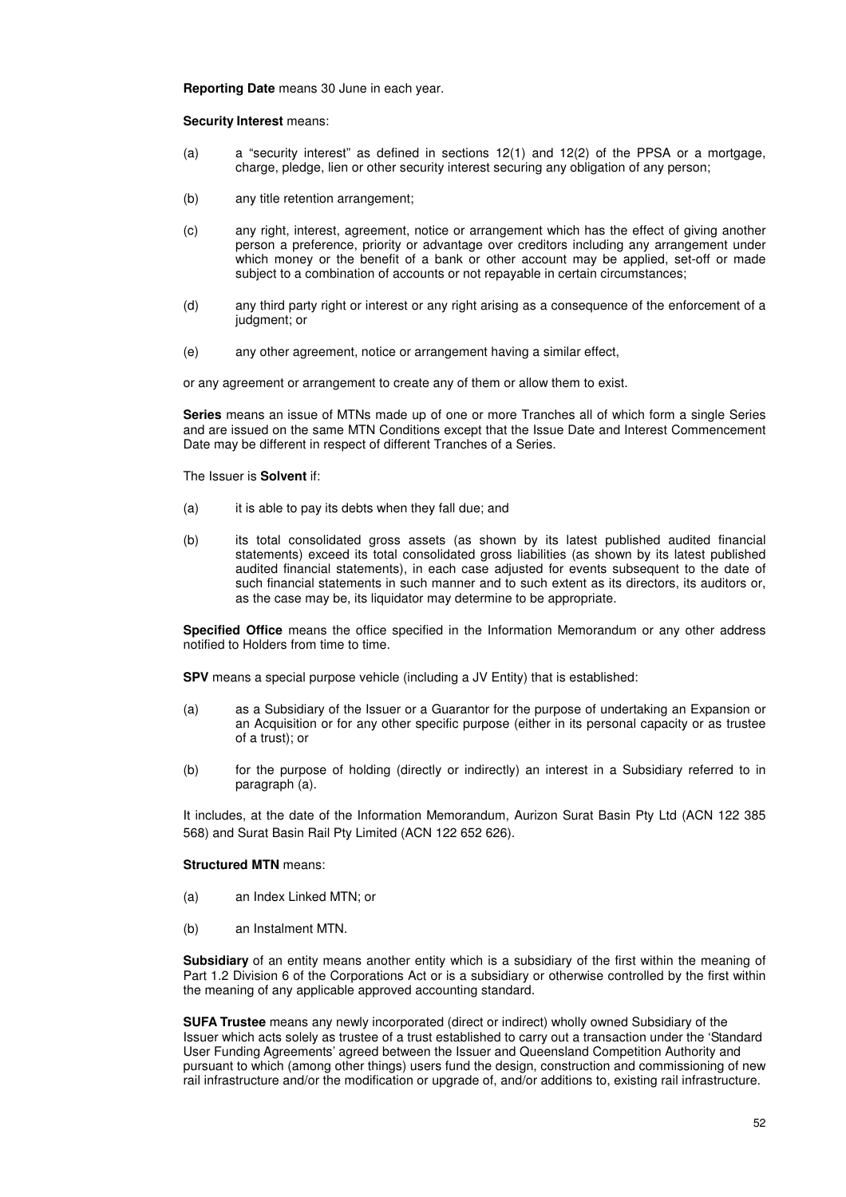**Reporting Date** means 30 June in each year.

**Security Interest** means:

(a) a "security interest" as defined in sections 12(1) and 12(2) of the PPSA or a mortgage, charge, pledge, lien or other security interest securing any obligation of any person;

(b) any title retention arrangement;

(c) any right, interest, agreement, notice or arrangement which has the effect of giving another person a preference, priority or advantage over creditors including any arrangement under which money or the benefit of a bank or other account may be applied, set-off or made subject to a combination of accounts or not repayable in certain circumstances;

(d) any third party right or interest or any right arising as a consequence of the enforcement of a judgment; or

(e) any other agreement, notice or arrangement having a similar effect,

or any agreement or arrangement to create any of them or allow them to exist.

**Series** means an issue of MTNs made up of one or more Tranches all of which form a single Series and are issued on the same MTN Conditions except that the Issue Date and Interest Commencement Date may be different in respect of different Tranches of a Series.

The Issuer is **Solvent** if:

(a) it is able to pay its debts when they fall due; and

(b) its total consolidated gross assets (as shown by its latest published audited financial statements) exceed its total consolidated gross liabilities (as shown by its latest published audited financial statements), in each case adjusted for events subsequent to the date of such financial statements in such manner and to such extent as its directors, its auditors or, as the case may be, its liquidator may determine to be appropriate.

**Specified Office** means the office specified in the Information Memorandum or any other address notified to Holders from time to time.

**SPV** means a special purpose vehicle (including a JV Entity) that is established:

(a) as a Subsidiary of the Issuer or a Guarantor for the purpose of undertaking an Expansion or an Acquisition or for any other specific purpose (either in its personal capacity or as trustee of a trust); or

(b) for the purpose of holding (directly or indirectly) an interest in a Subsidiary referred to in paragraph (a).

It includes, at the date of the Information Memorandum, Aurizon Surat Basin Pty Ltd (ACN 122 385 568) and Surat Basin Rail Pty Limited (ACN 122 652 626).

**Structured MTN** means:

(a) an Index Linked MTN; or

(b) an Instalment MTN.

**Subsidiary** of an entity means another entity which is a subsidiary of the first within the meaning of Part 1.2 Division 6 of the Corporations Act or is a subsidiary or otherwise controlled by the first within the meaning of any applicable approved accounting standard.

**SUFA Trustee** means any newly incorporated (direct or indirect) wholly owned Subsidiary of the Issuer which acts solely as trustee of a trust established to carry out a transaction under the 'Standard User Funding Agreements' agreed between the Issuer and Queensland Competition Authority and pursuant to which (among other things) users fund the design, construction and commissioning of new rail infrastructure and/or the modification or upgrade of, and/or additions to, existing rail infrastructure.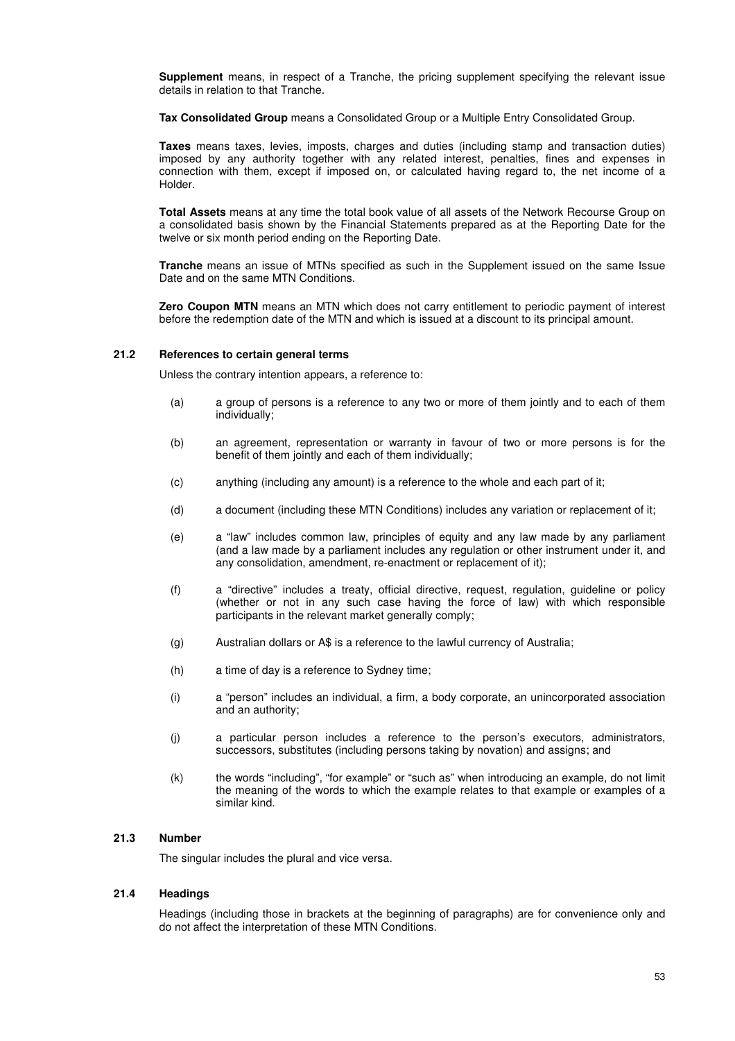**Supplement** means, in respect of a Tranche, the pricing supplement specifying the relevant issue details in relation to that Tranche.

**Tax Consolidated Group** means a Consolidated Group or a Multiple Entry Consolidated Group.

**Taxes** means taxes, levies, imposts, charges and duties (including stamp and transaction duties) imposed by any authority together with any related interest, penalties, fines and expenses in connection with them, except if imposed on, or calculated having regard to, the net income of a Holder.

**Total Assets** means at any time the total book value of all assets of the Network Recourse Group on a consolidated basis shown by the Financial Statements prepared as at the Reporting Date for the twelve or six month period ending on the Reporting Date.

**Tranche** means an issue of MTNs specified as such in the Supplement issued on the same Issue Date and on the same MTN Conditions.

**Zero Coupon MTN** means an MTN which does not carry entitlement to periodic payment of interest before the redemption date of the MTN and which is issued at a discount to its principal amount.

### 21.2 References to certain general terms

Unless the contrary intention appears, a reference to:

(a) a group of persons is a reference to any two or more of them jointly and to each of them individually;

(b) an agreement, representation or warranty in favour of two or more persons is for the benefit of them jointly and each of them individually;

(c) anything (including any amount) is a reference to the whole and each part of it;

(d) a document (including these MTN Conditions) includes any variation or replacement of it;

(e) a "law" includes common law, principles of equity and any law made by any parliament (and a law made by a parliament includes any regulation or other instrument under it, and any consolidation, amendment, re-enactment or replacement of it);

(f) a "directive" includes a treaty, official directive, request, regulation, guideline or policy (whether or not in any such case having the force of law) with which responsible participants in the relevant market generally comply;

(g) Australian dollars or A$ is a reference to the lawful currency of Australia;

(h) a time of day is a reference to Sydney time;

(i) a "person" includes an individual, a firm, a body corporate, an unincorporated association and an authority;

(j) a particular person includes a reference to the person's executors, administrators, successors, substitutes (including persons taking by novation) and assigns; and

(k) the words "including", "for example" or "such as" when introducing an example, do not limit the meaning of the words to which the example relates to that example or examples of a similar kind.

### 21.3 Number

The singular includes the plural and vice versa.

### 21.4 Headings

Headings (including those in brackets at the beginning of paragraphs) are for convenience only and do not affect the interpretation of these MTN Conditions.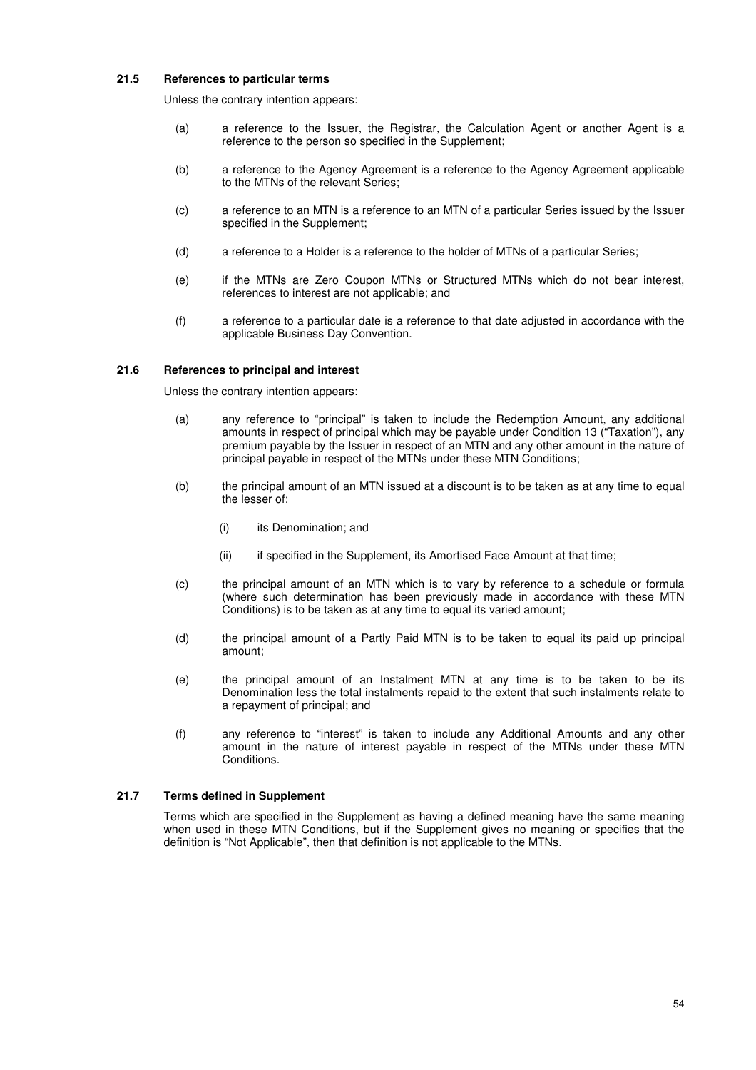### 21.5 References to particular terms

Unless the contrary intention appears:

(a) a reference to the Issuer, the Registrar, the Calculation Agent or another Agent is a reference to the person so specified in the Supplement;

(b) a reference to the Agency Agreement is a reference to the Agency Agreement applicable to the MTNs of the relevant Series;

(c) a reference to an MTN is a reference to an MTN of a particular Series issued by the Issuer specified in the Supplement;

(d) a reference to a Holder is a reference to the holder of MTNs of a particular Series;

(e) if the MTNs are Zero Coupon MTNs or Structured MTNs which do not bear interest, references to interest are not applicable; and

(f) a reference to a particular date is a reference to that date adjusted in accordance with the applicable Business Day Convention.

### 21.6 References to principal and interest

Unless the contrary intention appears:

(a) any reference to "principal" is taken to include the Redemption Amount, any additional amounts in respect of principal which may be payable under Condition 13 ("Taxation"), any premium payable by the Issuer in respect of an MTN and any other amount in the nature of principal payable in respect of the MTNs under these MTN Conditions;

(b) the principal amount of an MTN issued at a discount is to be taken as at any time to equal the lesser of:

   (i) its Denomination; and

   (ii) if specified in the Supplement, its Amortised Face Amount at that time;

(c) the principal amount of an MTN which is to vary by reference to a schedule or formula (where such determination has been previously made in accordance with these MTN Conditions) is to be taken as at any time to equal its varied amount;

(d) the principal amount of a Partly Paid MTN is to be taken to equal its paid up principal amount;

(e) the principal amount of an Instalment MTN at any time is to be taken to be its Denomination less the total instalments repaid to the extent that such instalments relate to a repayment of principal; and

(f) any reference to "interest" is taken to include any Additional Amounts and any other amount in the nature of interest payable in respect of the MTNs under these MTN Conditions.

### 21.7 Terms defined in Supplement

Terms which are specified in the Supplement as having a defined meaning have the same meaning when used in these MTN Conditions, but if the Supplement gives no meaning or specifies that the definition is "Not Applicable", then that definition is not applicable to the MTNs.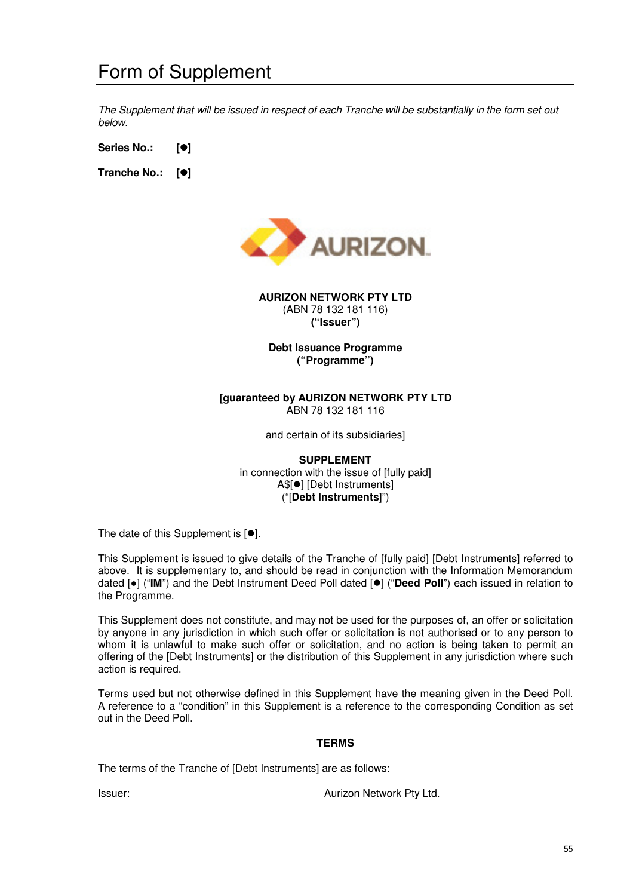# Form of Supplement

*The Supplement that will be issued in respect of each Tranche will be substantially in the form set out below.*

**Series No.:** **[●]**

**Tranche No.:** **[●]**

**AURIZON NETWORK PTY LTD**
(ABN 78 132 181 116)
**("Issuer")**

**Debt Issuance Programme**
**("Programme")**

**[guaranteed by AURIZON NETWORK PTY LTD**
ABN 78 132 181 116

and certain of its subsidiaries]

**SUPPLEMENT**
in connection with the issue of [fully paid]
A$[●] [Debt Instruments]
("[**Debt Instruments**]")

The date of this Supplement is [●].

This Supplement is issued to give details of the Tranche of [fully paid] [Debt Instruments] referred to above. It is supplementary to, and should be read in conjunction with the Information Memorandum dated [●] ("**IM**") and the Debt Instrument Deed Poll dated [●] ("**Deed Poll**") each issued in relation to the Programme.

This Supplement does not constitute, and may not be used for the purposes of, an offer or solicitation by anyone in any jurisdiction in which such offer or solicitation is not authorised or to any person to whom it is unlawful to make such offer or solicitation, and no action is being taken to permit an offering of the [Debt Instruments] or the distribution of this Supplement in any jurisdiction where such action is required.

Terms used but not otherwise defined in this Supplement have the meaning given in the Deed Poll. A reference to a "condition" in this Supplement is a reference to the corresponding Condition as set out in the Deed Poll.

**TERMS**

The terms of the Tranche of [Debt Instruments] are as follows:

| | |
|---|---|
| Issuer: | Aurizon Network Pty Ltd. |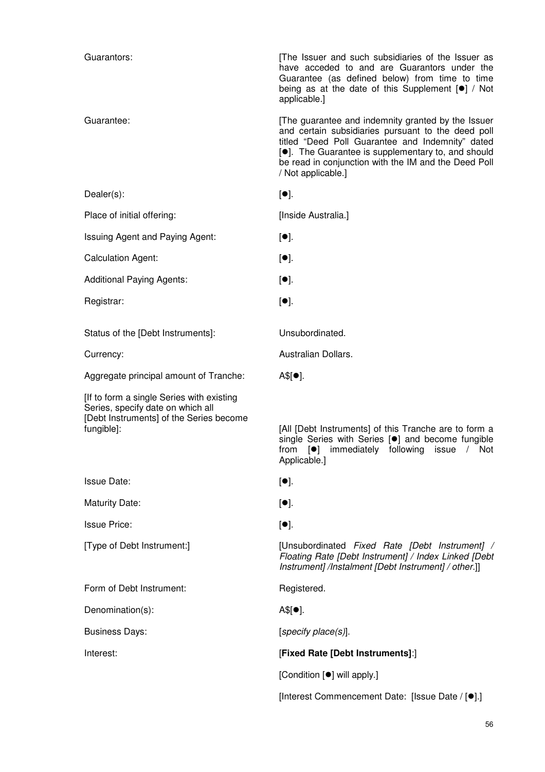| | |
|---|---|
| Guarantors: | [The Issuer and such subsidiaries of the Issuer as have acceded to and are Guarantors under the Guarantee (as defined below) from time to time being as at the date of this Supplement [●] / Not applicable.] |
| Guarantee: | [The guarantee and indemnity granted by the Issuer and certain subsidiaries pursuant to the deed poll titled "Deed Poll Guarantee and Indemnity" dated [●]. The Guarantee is supplementary to, and should be read in conjunction with the IM and the Deed Poll / Not applicable.] |
| Dealer(s): | [●]. |
| Place of initial offering: | [Inside Australia.] |
| Issuing Agent and Paying Agent: | [●]. |
| Calculation Agent: | [●]. |
| Additional Paying Agents: | [●]. |
| Registrar: | [●]. |
| Status of the [Debt Instruments]: | Unsubordinated. |
| Currency: | Australian Dollars. |
| Aggregate principal amount of Tranche: | A$[●]. |
| [If to form a single Series with existing Series, specify date on which all [Debt Instruments] of the Series become fungible]: | [All [Debt Instruments] of this Tranche are to form a single Series with Series [●] and become fungible from [●] immediately following issue / Not Applicable.] |
| Issue Date: | [●]. |
| Maturity Date: | [●]. |
| Issue Price: | [●]. |
| [Type of Debt Instrument:] | [Unsubordinated *Fixed Rate [Debt Instrument] / Floating Rate [Debt Instrument] / Index Linked [Debt Instrument] /Instalment [Debt Instrument] / other.*]] |
| Form of Debt Instrument: | Registered. |
| Denomination(s): | A$[●]. |
| Business Days: | [*specify place(s)*]. |
| Interest: | [**Fixed Rate [Debt Instruments]**:] |
| | [Condition [●] will apply.] |
| | [Interest Commencement Date: [Issue Date / [●].] |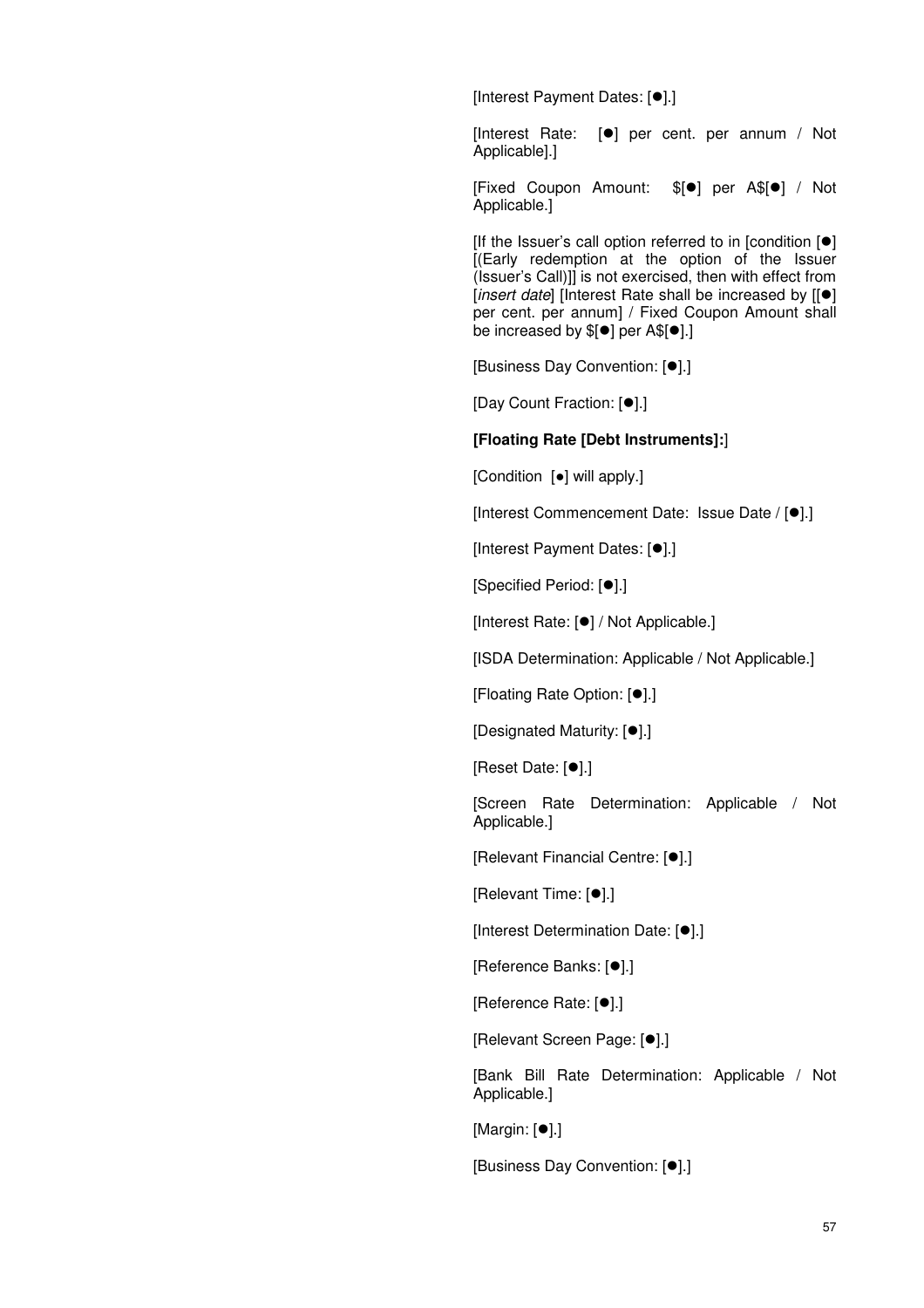[Interest Payment Dates: [●].]

[Interest Rate: [●] per cent. per annum / Not Applicable].]

[Fixed Coupon Amount: $[●] per A$[●] / Not Applicable.]

[If the Issuer's call option referred to in [condition [●] [(Early redemption at the option of the Issuer (Issuer's Call)]] is not exercised, then with effect from [*insert date*] [Interest Rate shall be increased by [[●] per cent. per annum] / Fixed Coupon Amount shall be increased by $[●] per A$[●].]

[Business Day Convention: [●].]

[Day Count Fraction: [●].]

**[Floating Rate [Debt Instruments]:**]

[Condition [•] will apply.]

[Interest Commencement Date: Issue Date / [●].]

[Interest Payment Dates: [●].]

[Specified Period: [●].]

[Interest Rate: [●] / Not Applicable.]

[ISDA Determination: Applicable / Not Applicable.]

[Floating Rate Option: [●].]

[Designated Maturity: [●].]

[Reset Date: [●].]

[Screen Rate Determination: Applicable / Not Applicable.]

[Relevant Financial Centre: [●].]

[Relevant Time: [●].]

[Interest Determination Date: [●].]

[Reference Banks: [●].]

[Reference Rate: [●].]

[Relevant Screen Page: [●].]

[Bank Bill Rate Determination: Applicable / Not Applicable.]

[Margin: [●].]

[Business Day Convention: [●].]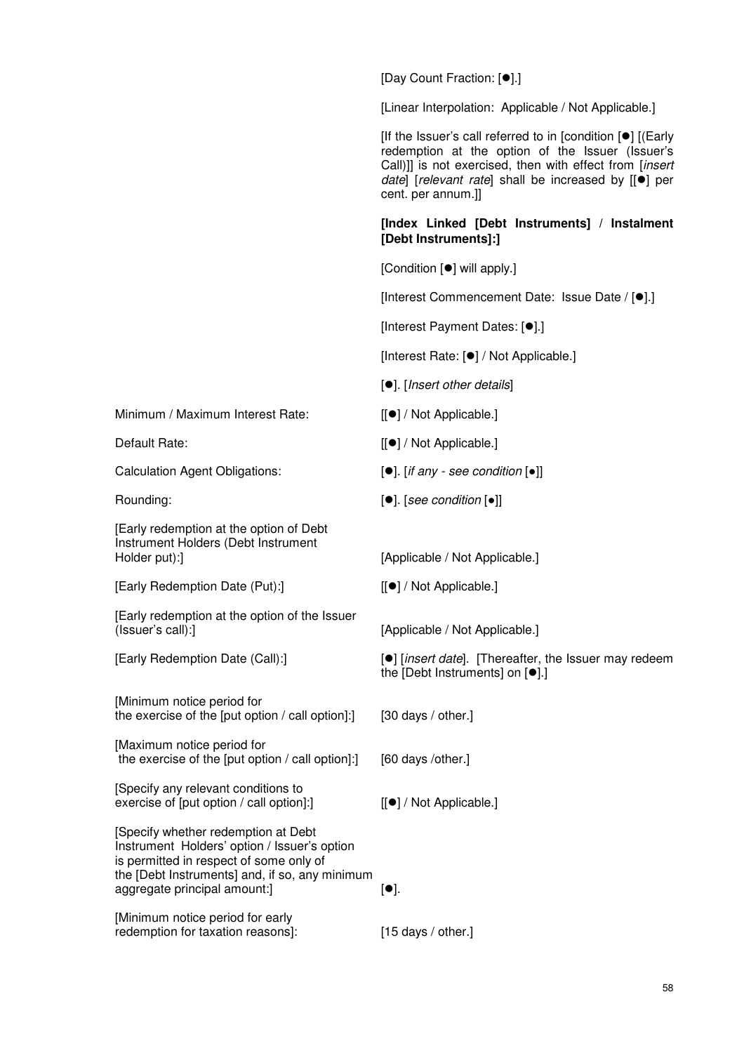| | |
|---|---|
| | [Day Count Fraction: [●].] |
| | [Linear Interpolation: Applicable / Not Applicable.] |
| | [If the Issuer's call referred to in [condition [●] [(Early redemption at the option of the Issuer (Issuer's Call)]] is not exercised, then with effect from [*insert date*] [*relevant rate*] shall be increased by [[●] per cent. per annum.]] |
| | **[Index Linked [Debt Instruments] / Instalment [Debt Instruments]:]** |
| | [Condition [●] will apply.] |
| | [Interest Commencement Date: Issue Date / [●].] |
| | [Interest Payment Dates: [●].] |
| | [Interest Rate: [●] / Not Applicable.] |
| | [●]. [*Insert other details*] |
| Minimum / Maximum Interest Rate: | [[●] / Not Applicable.] |
| Default Rate: | [[●] / Not Applicable.] |
| Calculation Agent Obligations: | [●]. [*if any - see condition* [●]] |
| Rounding: | [●]. [*see condition* [●]] |
| [Early redemption at the option of Debt Instrument Holders (Debt Instrument Holder put):] | [Applicable / Not Applicable.] |
| [Early Redemption Date (Put):] | [[●] / Not Applicable.] |
| [Early redemption at the option of the Issuer (Issuer's call):] | [Applicable / Not Applicable.] |
| [Early Redemption Date (Call):] | [●] [*insert date*]. [Thereafter, the Issuer may redeem the [Debt Instruments] on [●].] |
| [Minimum notice period for the exercise of the [put option / call option]:] | [30 days / other.] |
| [Maximum notice period for the exercise of the [put option / call option]:] | [60 days /other.] |
| [Specify any relevant conditions to exercise of [put option / call option]:] | [[●] / Not Applicable.] |
| [Specify whether redemption at Debt Instrument Holders' option / Issuer's option is permitted in respect of some only of the [Debt Instruments] and, if so, any minimum aggregate principal amount:] | [●]. |
| [Minimum notice period for early redemption for taxation reasons]: | [15 days / other.] |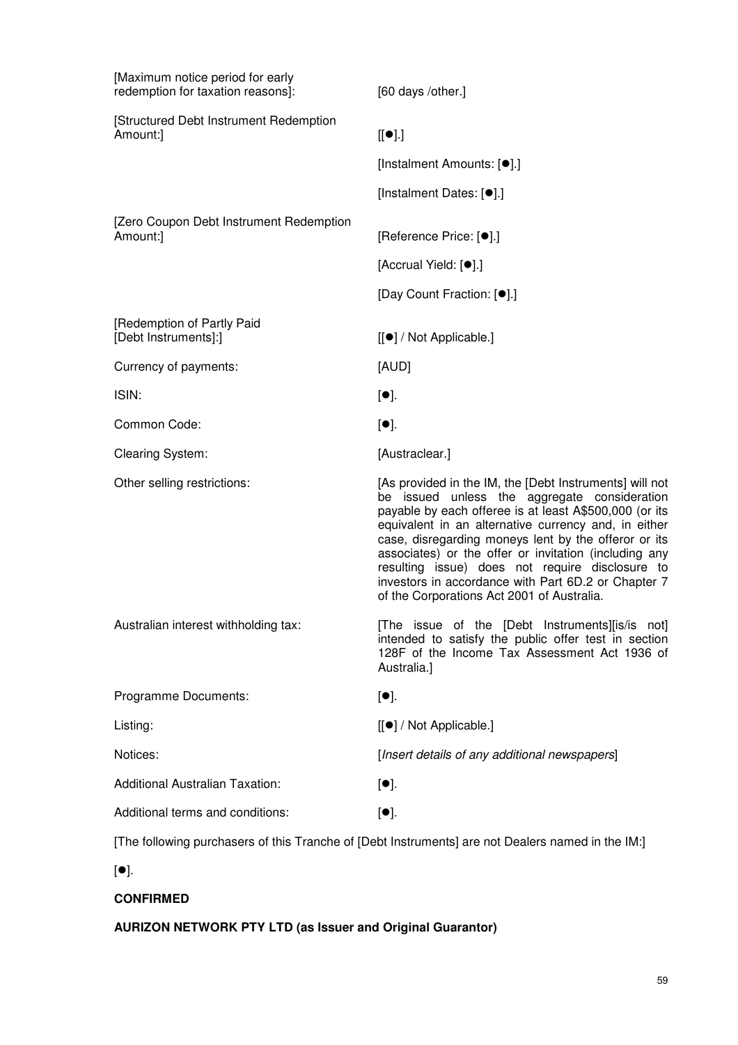| | |
|---|---|
| [Maximum notice period for early redemption for taxation reasons]: | [60 days /other.] |
| [Structured Debt Instrument Redemption Amount:] | [[●].] |
| | [Instalment Amounts: [●].] |
| | [Instalment Dates: [●].] |
| [Zero Coupon Debt Instrument Redemption Amount:] | [Reference Price: [●].] |
| | [Accrual Yield: [●].] |
| | [Day Count Fraction: [●].] |
| [Redemption of Partly Paid [Debt Instruments]:] | [[●] / Not Applicable.] |
| Currency of payments: | [AUD] |
| ISIN: | [●]. |
| Common Code: | [●]. |
| Clearing System: | [Austraclear.] |
| Other selling restrictions: | [As provided in the IM, the [Debt Instruments] will not be issued unless the aggregate consideration payable by each offeree is at least A$500,000 (or its equivalent in an alternative currency and, in either case, disregarding moneys lent by the offeror or its associates) or the offer or invitation (including any resulting issue) does not require disclosure to investors in accordance with Part 6D.2 or Chapter 7 of the Corporations Act 2001 of Australia. |
| Australian interest withholding tax: | [The issue of the [Debt Instruments][is/is not] intended to satisfy the public offer test in section 128F of the Income Tax Assessment Act 1936 of Australia.] |
| Programme Documents: | [●]. |
| Listing: | [[●] / Not Applicable.] |
| Notices: | [*Insert details of any additional newspapers*] |
| Additional Australian Taxation: | [●]. |
| Additional terms and conditions: | [●]. |

[The following purchasers of this Tranche of [Debt Instruments] are not Dealers named in the IM:]

[●].

**CONFIRMED**

**AURIZON NETWORK PTY LTD (as Issuer and Original Guarantor)**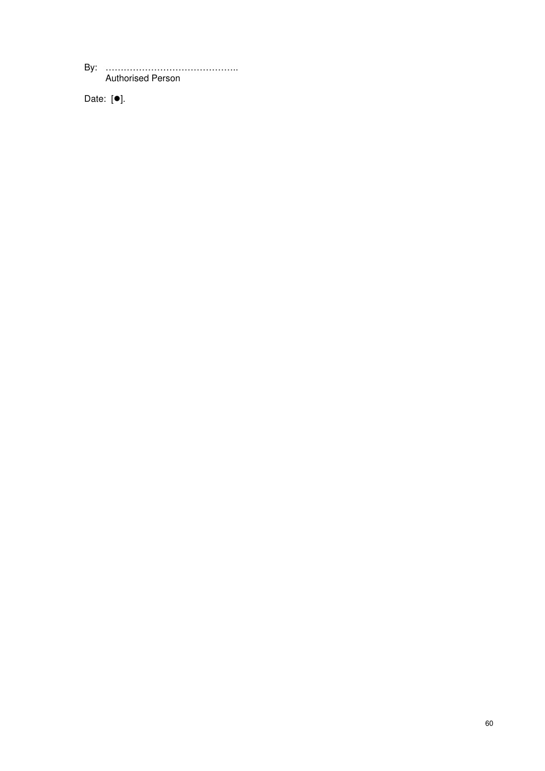By: ……………………………………..
Authorised Person

Date: [●].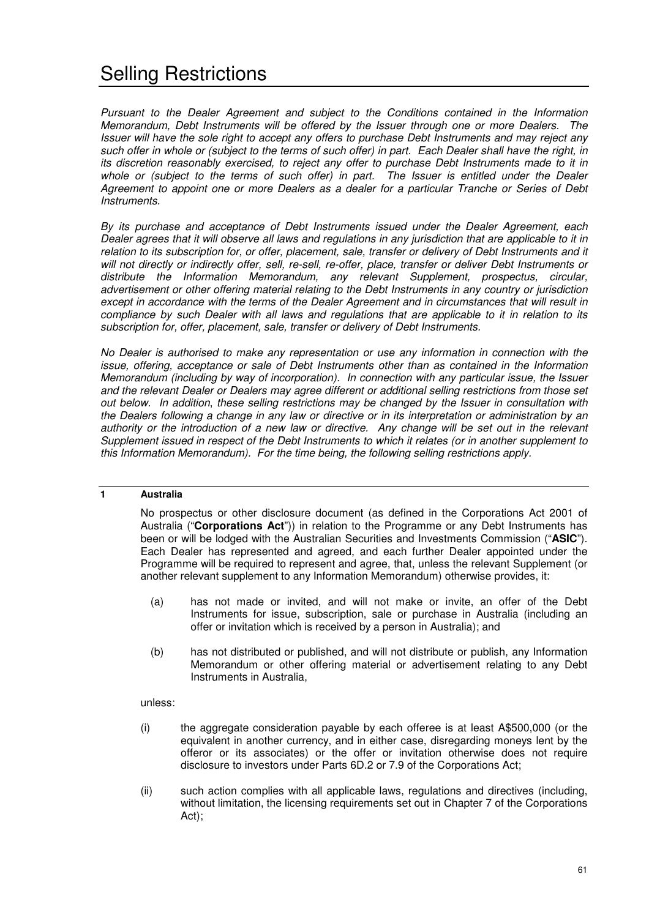# Selling Restrictions

*Pursuant to the Dealer Agreement and subject to the Conditions contained in the Information Memorandum, Debt Instruments will be offered by the Issuer through one or more Dealers. The Issuer will have the sole right to accept any offers to purchase Debt Instruments and may reject any such offer in whole or (subject to the terms of such offer) in part. Each Dealer shall have the right, in its discretion reasonably exercised, to reject any offer to purchase Debt Instruments made to it in whole or (subject to the terms of such offer) in part. The Issuer is entitled under the Dealer Agreement to appoint one or more Dealers as a dealer for a particular Tranche or Series of Debt Instruments.*

*By its purchase and acceptance of Debt Instruments issued under the Dealer Agreement, each Dealer agrees that it will observe all laws and regulations in any jurisdiction that are applicable to it in relation to its subscription for, or offer, placement, sale, transfer or delivery of Debt Instruments and it will not directly or indirectly offer, sell, re-sell, re-offer, place, transfer or deliver Debt Instruments or distribute the Information Memorandum, any relevant Supplement, prospectus, circular, advertisement or other offering material relating to the Debt Instruments in any country or jurisdiction except in accordance with the terms of the Dealer Agreement and in circumstances that will result in compliance by such Dealer with all laws and regulations that are applicable to it in relation to its subscription for, offer, placement, sale, transfer or delivery of Debt Instruments.*

*No Dealer is authorised to make any representation or use any information in connection with the issue, offering, acceptance or sale of Debt Instruments other than as contained in the Information Memorandum (including by way of incorporation). In connection with any particular issue, the Issuer and the relevant Dealer or Dealers may agree different or additional selling restrictions from those set out below. In addition, these selling restrictions may be changed by the Issuer in consultation with the Dealers following a change in any law or directive or in its interpretation or administration by an authority or the introduction of a new law or directive. Any change will be set out in the relevant Supplement issued in respect of the Debt Instruments to which it relates (or in another supplement to this Information Memorandum). For the time being, the following selling restrictions apply.*

## 1 Australia

No prospectus or other disclosure document (as defined in the Corporations Act 2001 of Australia ("**Corporations Act**")) in relation to the Programme or any Debt Instruments has been or will be lodged with the Australian Securities and Investments Commission ("**ASIC**"). Each Dealer has represented and agreed, and each further Dealer appointed under the Programme will be required to represent and agree, that, unless the relevant Supplement (or another relevant supplement to any Information Memorandum) otherwise provides, it:

(a) has not made or invited, and will not make or invite, an offer of the Debt Instruments for issue, subscription, sale or purchase in Australia (including an offer or invitation which is received by a person in Australia); and

(b) has not distributed or published, and will not distribute or publish, any Information Memorandum or other offering material or advertisement relating to any Debt Instruments in Australia,

unless:

(i) the aggregate consideration payable by each offeree is at least A$500,000 (or the equivalent in another currency, and in either case, disregarding moneys lent by the offeror or its associates) or the offer or invitation otherwise does not require disclosure to investors under Parts 6D.2 or 7.9 of the Corporations Act;

(ii) such action complies with all applicable laws, regulations and directives (including, without limitation, the licensing requirements set out in Chapter 7 of the Corporations Act);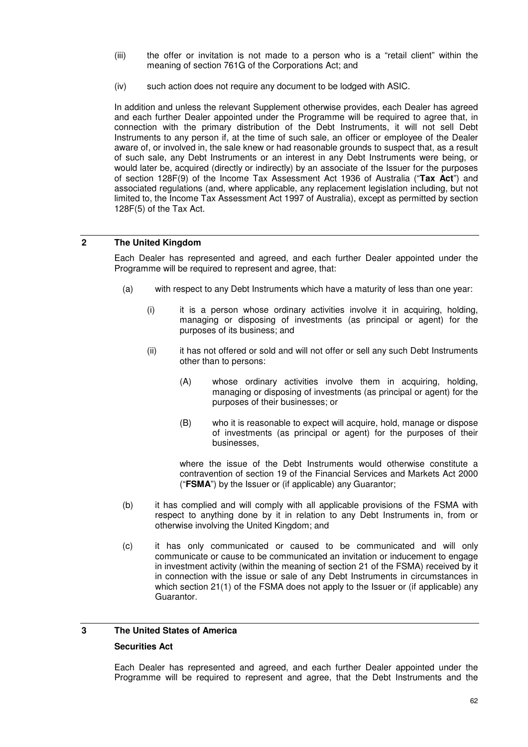(iii) the offer or invitation is not made to a person who is a "retail client" within the meaning of section 761G of the Corporations Act; and

(iv) such action does not require any document to be lodged with ASIC.

In addition and unless the relevant Supplement otherwise provides, each Dealer has agreed and each further Dealer appointed under the Programme will be required to agree that, in connection with the primary distribution of the Debt Instruments, it will not sell Debt Instruments to any person if, at the time of such sale, an officer or employee of the Dealer aware of, or involved in, the sale knew or had reasonable grounds to suspect that, as a result of such sale, any Debt Instruments or an interest in any Debt Instruments were being, or would later be, acquired (directly or indirectly) by an associate of the Issuer for the purposes of section 128F(9) of the Income Tax Assessment Act 1936 of Australia ("**Tax Act**") and associated regulations (and, where applicable, any replacement legislation including, but not limited to, the Income Tax Assessment Act 1997 of Australia), except as permitted by section 128F(5) of the Tax Act.

## 2 The United Kingdom

Each Dealer has represented and agreed, and each further Dealer appointed under the Programme will be required to represent and agree, that:

(a) with respect to any Debt Instruments which have a maturity of less than one year:

(i) it is a person whose ordinary activities involve it in acquiring, holding, managing or disposing of investments (as principal or agent) for the purposes of its business; and

(ii) it has not offered or sold and will not offer or sell any such Debt Instruments other than to persons:

(A) whose ordinary activities involve them in acquiring, holding, managing or disposing of investments (as principal or agent) for the purposes of their businesses; or

(B) who it is reasonable to expect will acquire, hold, manage or dispose of investments (as principal or agent) for the purposes of their businesses,

where the issue of the Debt Instruments would otherwise constitute a contravention of section 19 of the Financial Services and Markets Act 2000 ("**FSMA**") by the Issuer or (if applicable) any Guarantor;

(b) it has complied and will comply with all applicable provisions of the FSMA with respect to anything done by it in relation to any Debt Instruments in, from or otherwise involving the United Kingdom; and

(c) it has only communicated or caused to be communicated and will only communicate or cause to be communicated an invitation or inducement to engage in investment activity (within the meaning of section 21 of the FSMA) received by it in connection with the issue or sale of any Debt Instruments in circumstances in which section 21(1) of the FSMA does not apply to the Issuer or (if applicable) any Guarantor.

## 3 The United States of America

**Securities Act**

Each Dealer has represented and agreed, and each further Dealer appointed under the Programme will be required to represent and agree, that the Debt Instruments and the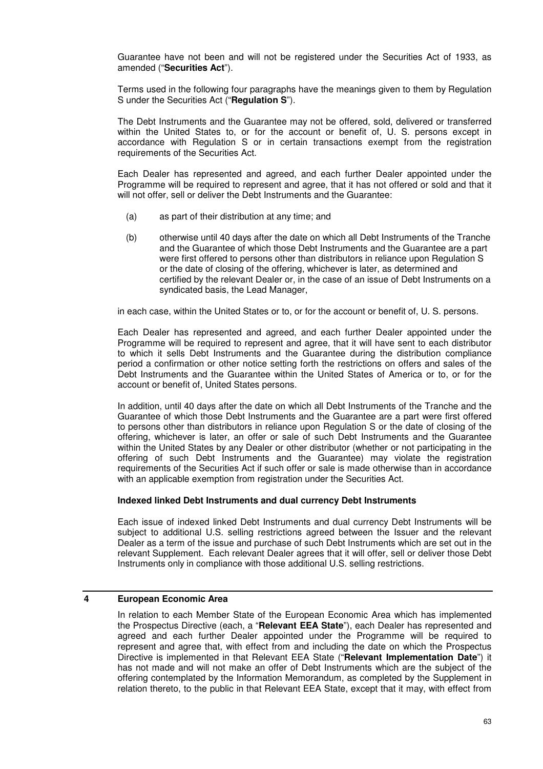Guarantee have not been and will not be registered under the Securities Act of 1933, as amended ("**Securities Act**").

Terms used in the following four paragraphs have the meanings given to them by Regulation S under the Securities Act ("**Regulation S**").

The Debt Instruments and the Guarantee may not be offered, sold, delivered or transferred within the United States to, or for the account or benefit of, U. S. persons except in accordance with Regulation S or in certain transactions exempt from the registration requirements of the Securities Act.

Each Dealer has represented and agreed, and each further Dealer appointed under the Programme will be required to represent and agree, that it has not offered or sold and that it will not offer, sell or deliver the Debt Instruments and the Guarantee:

(a) as part of their distribution at any time; and

(b) otherwise until 40 days after the date on which all Debt Instruments of the Tranche and the Guarantee of which those Debt Instruments and the Guarantee are a part were first offered to persons other than distributors in reliance upon Regulation S or the date of closing of the offering, whichever is later, as determined and certified by the relevant Dealer or, in the case of an issue of Debt Instruments on a syndicated basis, the Lead Manager,

in each case, within the United States or to, or for the account or benefit of, U. S. persons.

Each Dealer has represented and agreed, and each further Dealer appointed under the Programme will be required to represent and agree, that it will have sent to each distributor to which it sells Debt Instruments and the Guarantee during the distribution compliance period a confirmation or other notice setting forth the restrictions on offers and sales of the Debt Instruments and the Guarantee within the United States of America or to, or for the account or benefit of, United States persons.

In addition, until 40 days after the date on which all Debt Instruments of the Tranche and the Guarantee of which those Debt Instruments and the Guarantee are a part were first offered to persons other than distributors in reliance upon Regulation S or the date of closing of the offering, whichever is later, an offer or sale of such Debt Instruments and the Guarantee within the United States by any Dealer or other distributor (whether or not participating in the offering of such Debt Instruments and the Guarantee) may violate the registration requirements of the Securities Act if such offer or sale is made otherwise than in accordance with an applicable exemption from registration under the Securities Act.

**Indexed linked Debt Instruments and dual currency Debt Instruments**

Each issue of indexed linked Debt Instruments and dual currency Debt Instruments will be subject to additional U.S. selling restrictions agreed between the Issuer and the relevant Dealer as a term of the issue and purchase of such Debt Instruments which are set out in the relevant Supplement. Each relevant Dealer agrees that it will offer, sell or deliver those Debt Instruments only in compliance with those additional U.S. selling restrictions.

## 4 European Economic Area

In relation to each Member State of the European Economic Area which has implemented the Prospectus Directive (each, a "**Relevant EEA State**"), each Dealer has represented and agreed and each further Dealer appointed under the Programme will be required to represent and agree that, with effect from and including the date on which the Prospectus Directive is implemented in that Relevant EEA State ("**Relevant Implementation Date**") it has not made and will not make an offer of Debt Instruments which are the subject of the offering contemplated by the Information Memorandum, as completed by the Supplement in relation thereto, to the public in that Relevant EEA State, except that it may, with effect from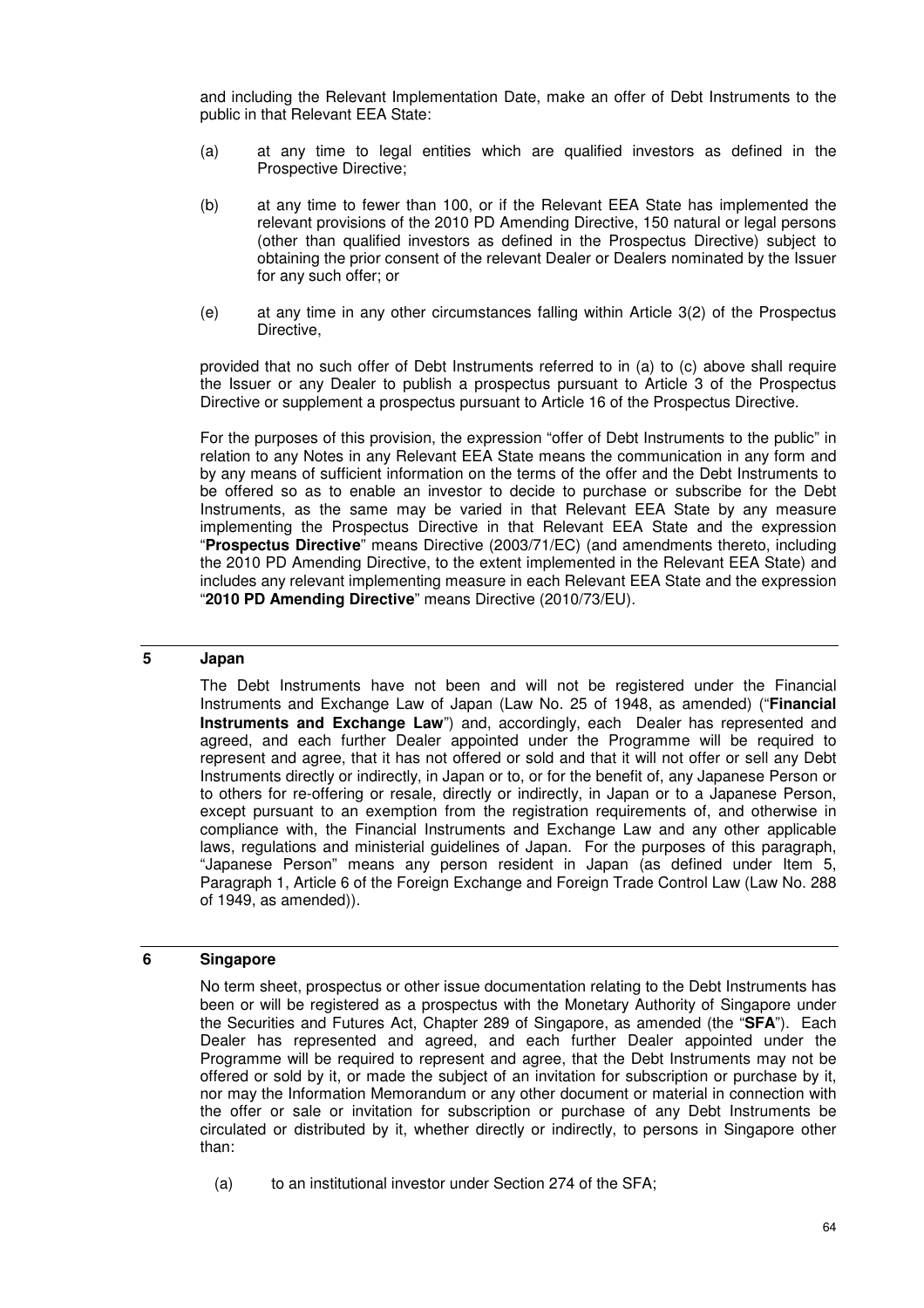and including the Relevant Implementation Date, make an offer of Debt Instruments to the public in that Relevant EEA State:

(a) at any time to legal entities which are qualified investors as defined in the Prospective Directive;

(b) at any time to fewer than 100, or if the Relevant EEA State has implemented the relevant provisions of the 2010 PD Amending Directive, 150 natural or legal persons (other than qualified investors as defined in the Prospectus Directive) subject to obtaining the prior consent of the relevant Dealer or Dealers nominated by the Issuer for any such offer; or

(e) at any time in any other circumstances falling within Article 3(2) of the Prospectus Directive,

provided that no such offer of Debt Instruments referred to in (a) to (c) above shall require the Issuer or any Dealer to publish a prospectus pursuant to Article 3 of the Prospectus Directive or supplement a prospectus pursuant to Article 16 of the Prospectus Directive.

For the purposes of this provision, the expression "offer of Debt Instruments to the public" in relation to any Notes in any Relevant EEA State means the communication in any form and by any means of sufficient information on the terms of the offer and the Debt Instruments to be offered so as to enable an investor to decide to purchase or subscribe for the Debt Instruments, as the same may be varied in that Relevant EEA State by any measure implementing the Prospectus Directive in that Relevant EEA State and the expression "**Prospectus Directive**" means Directive (2003/71/EC) (and amendments thereto, including the 2010 PD Amending Directive, to the extent implemented in the Relevant EEA State) and includes any relevant implementing measure in each Relevant EEA State and the expression "**2010 PD Amending Directive**" means Directive (2010/73/EU).

## 5 Japan

The Debt Instruments have not been and will not be registered under the Financial Instruments and Exchange Law of Japan (Law No. 25 of 1948, as amended) ("**Financial Instruments and Exchange Law**") and, accordingly, each Dealer has represented and agreed, and each further Dealer appointed under the Programme will be required to represent and agree, that it has not offered or sold and that it will not offer or sell any Debt Instruments directly or indirectly, in Japan or to, or for the benefit of, any Japanese Person or to others for re-offering or resale, directly or indirectly, in Japan or to a Japanese Person, except pursuant to an exemption from the registration requirements of, and otherwise in compliance with, the Financial Instruments and Exchange Law and any other applicable laws, regulations and ministerial guidelines of Japan. For the purposes of this paragraph, "Japanese Person" means any person resident in Japan (as defined under Item 5, Paragraph 1, Article 6 of the Foreign Exchange and Foreign Trade Control Law (Law No. 288 of 1949, as amended)).

## 6 Singapore

No term sheet, prospectus or other issue documentation relating to the Debt Instruments has been or will be registered as a prospectus with the Monetary Authority of Singapore under the Securities and Futures Act, Chapter 289 of Singapore, as amended (the "**SFA**"). Each Dealer has represented and agreed, and each further Dealer appointed under the Programme will be required to represent and agree, that the Debt Instruments may not be offered or sold by it, or made the subject of an invitation for subscription or purchase by it, nor may the Information Memorandum or any other document or material in connection with the offer or sale or invitation for subscription or purchase of any Debt Instruments be circulated or distributed by it, whether directly or indirectly, to persons in Singapore other than:

(a) to an institutional investor under Section 274 of the SFA;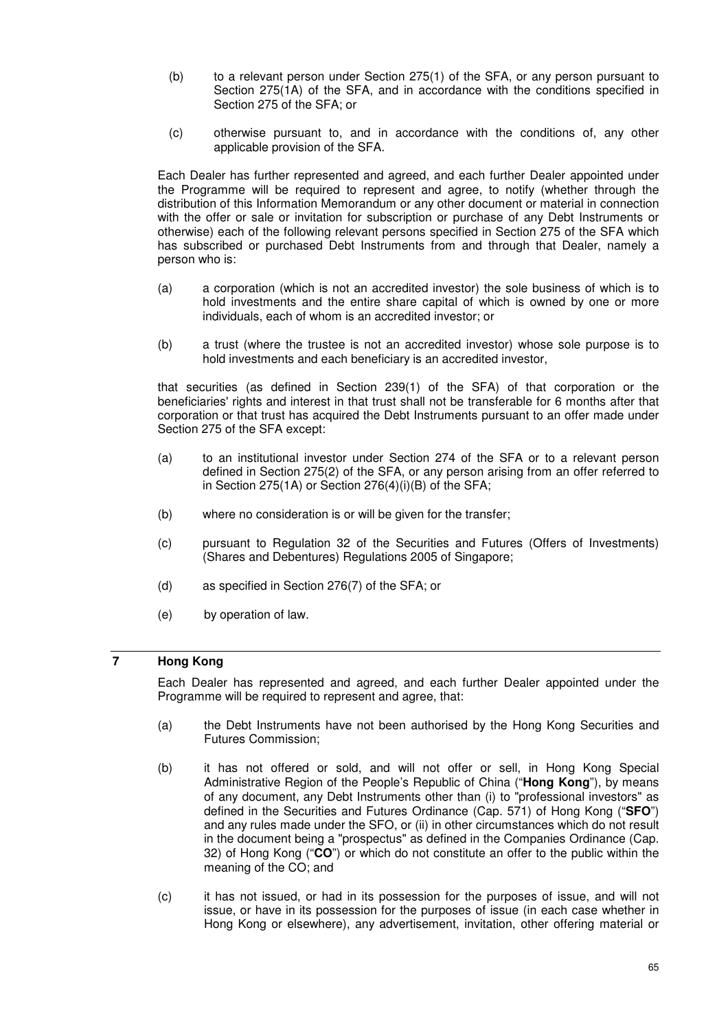(b) to a relevant person under Section 275(1) of the SFA, or any person pursuant to Section 275(1A) of the SFA, and in accordance with the conditions specified in Section 275 of the SFA; or

(c) otherwise pursuant to, and in accordance with the conditions of, any other applicable provision of the SFA.

Each Dealer has further represented and agreed, and each further Dealer appointed under the Programme will be required to represent and agree, to notify (whether through the distribution of this Information Memorandum or any other document or material in connection with the offer or sale or invitation for subscription or purchase of any Debt Instruments or otherwise) each of the following relevant persons specified in Section 275 of the SFA which has subscribed or purchased Debt Instruments from and through that Dealer, namely a person who is:

(a) a corporation (which is not an accredited investor) the sole business of which is to hold investments and the entire share capital of which is owned by one or more individuals, each of whom is an accredited investor; or

(b) a trust (where the trustee is not an accredited investor) whose sole purpose is to hold investments and each beneficiary is an accredited investor,

that securities (as defined in Section 239(1) of the SFA) of that corporation or the beneficiaries' rights and interest in that trust shall not be transferable for 6 months after that corporation or that trust has acquired the Debt Instruments pursuant to an offer made under Section 275 of the SFA except:

(a) to an institutional investor under Section 274 of the SFA or to a relevant person defined in Section 275(2) of the SFA, or any person arising from an offer referred to in Section 275(1A) or Section 276(4)(i)(B) of the SFA;

(b) where no consideration is or will be given for the transfer;

(c) pursuant to Regulation 32 of the Securities and Futures (Offers of Investments) (Shares and Debentures) Regulations 2005 of Singapore;

(d) as specified in Section 276(7) of the SFA; or

(e) by operation of law.

## 7 Hong Kong

Each Dealer has represented and agreed, and each further Dealer appointed under the Programme will be required to represent and agree, that:

(a) the Debt Instruments have not been authorised by the Hong Kong Securities and Futures Commission;

(b) it has not offered or sold, and will not offer or sell, in Hong Kong Special Administrative Region of the People's Republic of China ("**Hong Kong**"), by means of any document, any Debt Instruments other than (i) to "professional investors" as defined in the Securities and Futures Ordinance (Cap. 571) of Hong Kong ("**SFO**") and any rules made under the SFO, or (ii) in other circumstances which do not result in the document being a "prospectus" as defined in the Companies Ordinance (Cap. 32) of Hong Kong ("**CO**") or which do not constitute an offer to the public within the meaning of the CO; and

(c) it has not issued, or had in its possession for the purposes of issue, and will not issue, or have in its possession for the purposes of issue (in each case whether in Hong Kong or elsewhere), any advertisement, invitation, other offering material or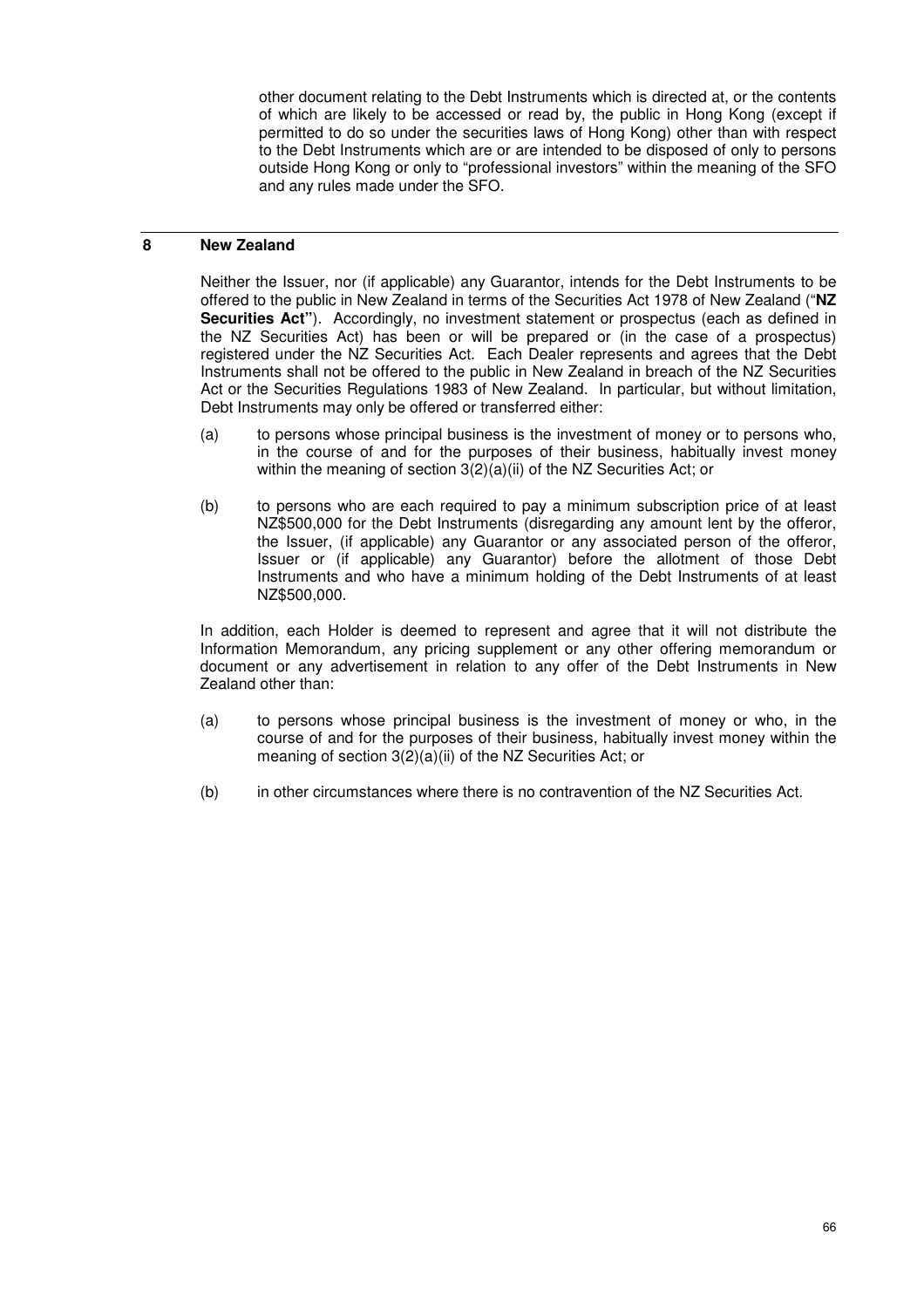other document relating to the Debt Instruments which is directed at, or the contents of which are likely to be accessed or read by, the public in Hong Kong (except if permitted to do so under the securities laws of Hong Kong) other than with respect to the Debt Instruments which are or are intended to be disposed of only to persons outside Hong Kong or only to "professional investors" within the meaning of the SFO and any rules made under the SFO.

## 8 New Zealand

Neither the Issuer, nor (if applicable) any Guarantor, intends for the Debt Instruments to be offered to the public in New Zealand in terms of the Securities Act 1978 of New Zealand ("**NZ Securities Act"**). Accordingly, no investment statement or prospectus (each as defined in the NZ Securities Act) has been or will be prepared or (in the case of a prospectus) registered under the NZ Securities Act. Each Dealer represents and agrees that the Debt Instruments shall not be offered to the public in New Zealand in breach of the NZ Securities Act or the Securities Regulations 1983 of New Zealand. In particular, but without limitation, Debt Instruments may only be offered or transferred either:

(a) to persons whose principal business is the investment of money or to persons who, in the course of and for the purposes of their business, habitually invest money within the meaning of section 3(2)(a)(ii) of the NZ Securities Act; or

(b) to persons who are each required to pay a minimum subscription price of at least NZ$500,000 for the Debt Instruments (disregarding any amount lent by the offeror, the Issuer, (if applicable) any Guarantor or any associated person of the offeror, Issuer or (if applicable) any Guarantor) before the allotment of those Debt Instruments and who have a minimum holding of the Debt Instruments of at least NZ$500,000.

In addition, each Holder is deemed to represent and agree that it will not distribute the Information Memorandum, any pricing supplement or any other offering memorandum or document or any advertisement in relation to any offer of the Debt Instruments in New Zealand other than:

(a) to persons whose principal business is the investment of money or who, in the course of and for the purposes of their business, habitually invest money within the meaning of section 3(2)(a)(ii) of the NZ Securities Act; or

(b) in other circumstances where there is no contravention of the NZ Securities Act.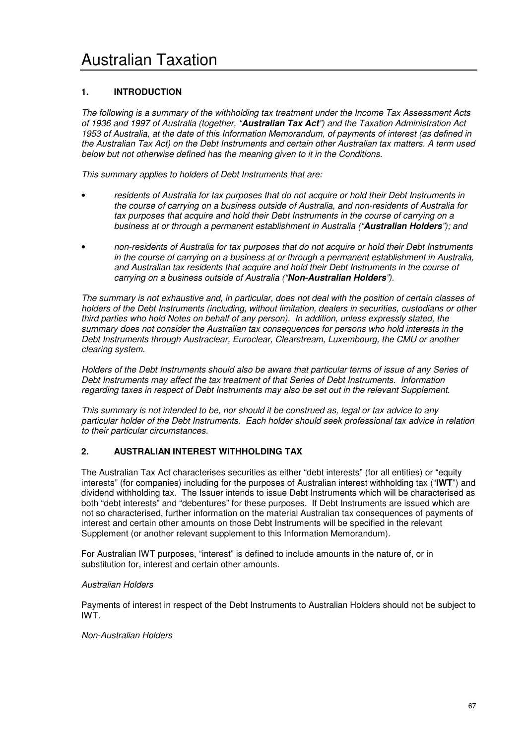# Australian Taxation

## 1. INTRODUCTION

*The following is a summary of the withholding tax treatment under the Income Tax Assessment Acts of 1936 and 1997 of Australia (together, "**Australian Tax Act**") and the Taxation Administration Act 1953 of Australia, at the date of this Information Memorandum, of payments of interest (as defined in the Australian Tax Act) on the Debt Instruments and certain other Australian tax matters. A term used below but not otherwise defined has the meaning given to it in the Conditions.*

*This summary applies to holders of Debt Instruments that are:*

- *residents of Australia for tax purposes that do not acquire or hold their Debt Instruments in the course of carrying on a business outside of Australia, and non-residents of Australia for tax purposes that acquire and hold their Debt Instruments in the course of carrying on a business at or through a permanent establishment in Australia ("**Australian Holders**"); and*
- *non-residents of Australia for tax purposes that do not acquire or hold their Debt Instruments in the course of carrying on a business at or through a permanent establishment in Australia, and Australian tax residents that acquire and hold their Debt Instruments in the course of carrying on a business outside of Australia ("**Non-Australian Holders**").*

*The summary is not exhaustive and, in particular, does not deal with the position of certain classes of holders of the Debt Instruments (including, without limitation, dealers in securities, custodians or other third parties who hold Notes on behalf of any person). In addition, unless expressly stated, the summary does not consider the Australian tax consequences for persons who hold interests in the Debt Instruments through Austraclear, Euroclear, Clearstream, Luxembourg, the CMU or another clearing system.*

*Holders of the Debt Instruments should also be aware that particular terms of issue of any Series of Debt Instruments may affect the tax treatment of that Series of Debt Instruments. Information regarding taxes in respect of Debt Instruments may also be set out in the relevant Supplement.*

*This summary is not intended to be, nor should it be construed as, legal or tax advice to any particular holder of the Debt Instruments. Each holder should seek professional tax advice in relation to their particular circumstances.*

## 2. AUSTRALIAN INTEREST WITHHOLDING TAX

The Australian Tax Act characterises securities as either "debt interests" (for all entities) or "equity interests" (for companies) including for the purposes of Australian interest withholding tax ("**IWT**") and dividend withholding tax. The Issuer intends to issue Debt Instruments which will be characterised as both "debt interests" and "debentures" for these purposes. If Debt Instruments are issued which are not so characterised, further information on the material Australian tax consequences of payments of interest and certain other amounts on those Debt Instruments will be specified in the relevant Supplement (or another relevant supplement to this Information Memorandum).

For Australian IWT purposes, "interest" is defined to include amounts in the nature of, or in substitution for, interest and certain other amounts.

*Australian Holders*

Payments of interest in respect of the Debt Instruments to Australian Holders should not be subject to IWT.

*Non-Australian Holders*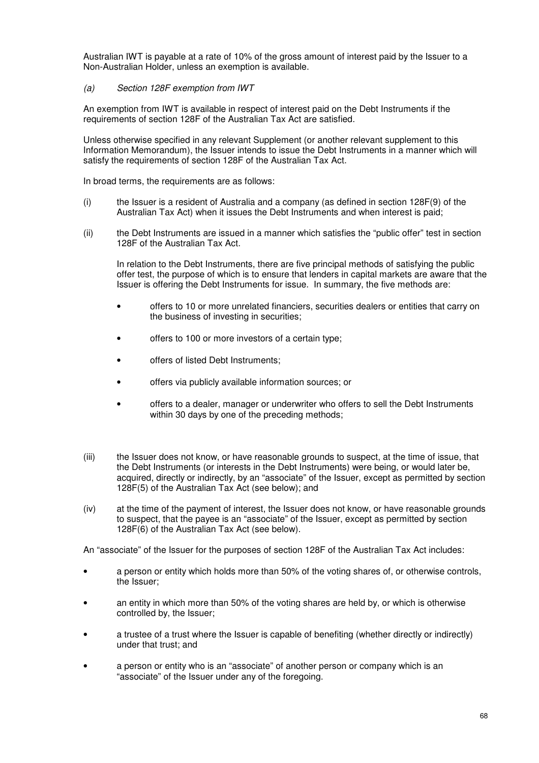Australian IWT is payable at a rate of 10% of the gross amount of interest paid by the Issuer to a Non-Australian Holder, unless an exemption is available.

*(a) Section 128F exemption from IWT*

An exemption from IWT is available in respect of interest paid on the Debt Instruments if the requirements of section 128F of the Australian Tax Act are satisfied.

Unless otherwise specified in any relevant Supplement (or another relevant supplement to this Information Memorandum), the Issuer intends to issue the Debt Instruments in a manner which will satisfy the requirements of section 128F of the Australian Tax Act.

In broad terms, the requirements are as follows:

(i) the Issuer is a resident of Australia and a company (as defined in section 128F(9) of the Australian Tax Act) when it issues the Debt Instruments and when interest is paid;

(ii) the Debt Instruments are issued in a manner which satisfies the "public offer" test in section 128F of the Australian Tax Act.

In relation to the Debt Instruments, there are five principal methods of satisfying the public offer test, the purpose of which is to ensure that lenders in capital markets are aware that the Issuer is offering the Debt Instruments for issue. In summary, the five methods are:

- offers to 10 or more unrelated financiers, securities dealers or entities that carry on the business of investing in securities;
- offers to 100 or more investors of a certain type;
- offers of listed Debt Instruments;
- offers via publicly available information sources; or
- offers to a dealer, manager or underwriter who offers to sell the Debt Instruments within 30 days by one of the preceding methods;

(iii) the Issuer does not know, or have reasonable grounds to suspect, at the time of issue, that the Debt Instruments (or interests in the Debt Instruments) were being, or would later be, acquired, directly or indirectly, by an "associate" of the Issuer, except as permitted by section 128F(5) of the Australian Tax Act (see below); and

(iv) at the time of the payment of interest, the Issuer does not know, or have reasonable grounds to suspect, that the payee is an "associate" of the Issuer, except as permitted by section 128F(6) of the Australian Tax Act (see below).

An "associate" of the Issuer for the purposes of section 128F of the Australian Tax Act includes:

- a person or entity which holds more than 50% of the voting shares of, or otherwise controls, the Issuer;
- an entity in which more than 50% of the voting shares are held by, or which is otherwise controlled by, the Issuer;
- a trustee of a trust where the Issuer is capable of benefiting (whether directly or indirectly) under that trust; and
- a person or entity who is an "associate" of another person or company which is an "associate" of the Issuer under any of the foregoing.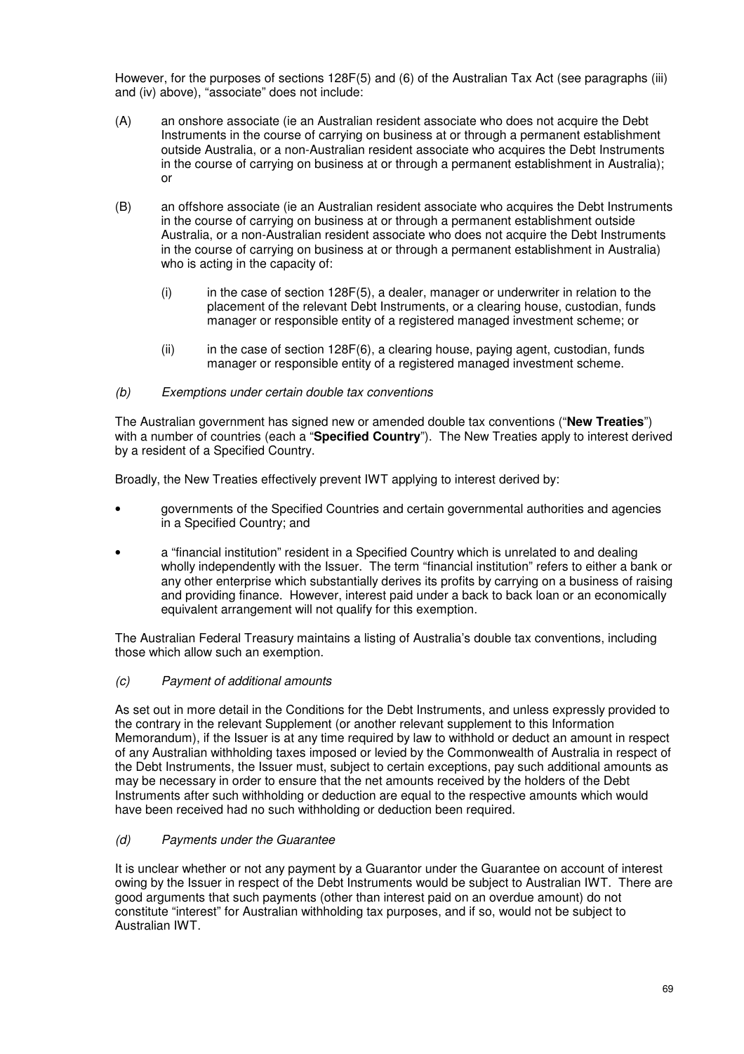However, for the purposes of sections 128F(5) and (6) of the Australian Tax Act (see paragraphs (iii) and (iv) above), "associate" does not include:

(A) an onshore associate (ie an Australian resident associate who does not acquire the Debt Instruments in the course of carrying on business at or through a permanent establishment outside Australia, or a non-Australian resident associate who acquires the Debt Instruments in the course of carrying on business at or through a permanent establishment in Australia); or

(B) an offshore associate (ie an Australian resident associate who acquires the Debt Instruments in the course of carrying on business at or through a permanent establishment outside Australia, or a non-Australian resident associate who does not acquire the Debt Instruments in the course of carrying on business at or through a permanent establishment in Australia) who is acting in the capacity of:

  (i) in the case of section 128F(5), a dealer, manager or underwriter in relation to the placement of the relevant Debt Instruments, or a clearing house, custodian, funds manager or responsible entity of a registered managed investment scheme; or

  (ii) in the case of section 128F(6), a clearing house, paying agent, custodian, funds manager or responsible entity of a registered managed investment scheme.

*(b) Exemptions under certain double tax conventions*

The Australian government has signed new or amended double tax conventions ("**New Treaties**") with a number of countries (each a "**Specified Country**"). The New Treaties apply to interest derived by a resident of a Specified Country.

Broadly, the New Treaties effectively prevent IWT applying to interest derived by:

- governments of the Specified Countries and certain governmental authorities and agencies in a Specified Country; and
- a "financial institution" resident in a Specified Country which is unrelated to and dealing wholly independently with the Issuer. The term "financial institution" refers to either a bank or any other enterprise which substantially derives its profits by carrying on a business of raising and providing finance. However, interest paid under a back to back loan or an economically equivalent arrangement will not qualify for this exemption.

The Australian Federal Treasury maintains a listing of Australia's double tax conventions, including those which allow such an exemption.

*(c) Payment of additional amounts*

As set out in more detail in the Conditions for the Debt Instruments, and unless expressly provided to the contrary in the relevant Supplement (or another relevant supplement to this Information Memorandum), if the Issuer is at any time required by law to withhold or deduct an amount in respect of any Australian withholding taxes imposed or levied by the Commonwealth of Australia in respect of the Debt Instruments, the Issuer must, subject to certain exceptions, pay such additional amounts as may be necessary in order to ensure that the net amounts received by the holders of the Debt Instruments after such withholding or deduction are equal to the respective amounts which would have been received had no such withholding or deduction been required.

*(d) Payments under the Guarantee*

It is unclear whether or not any payment by a Guarantor under the Guarantee on account of interest owing by the Issuer in respect of the Debt Instruments would be subject to Australian IWT. There are good arguments that such payments (other than interest paid on an overdue amount) do not constitute "interest" for Australian withholding tax purposes, and if so, would not be subject to Australian IWT.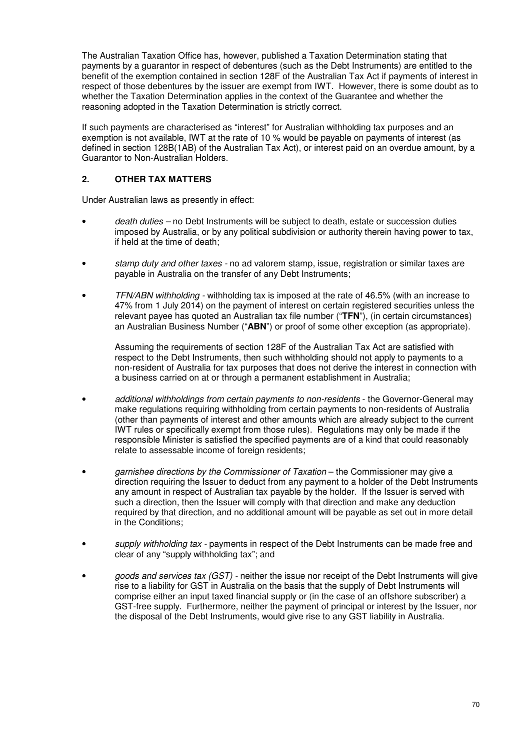The Australian Taxation Office has, however, published a Taxation Determination stating that payments by a guarantor in respect of debentures (such as the Debt Instruments) are entitled to the benefit of the exemption contained in section 128F of the Australian Tax Act if payments of interest in respect of those debentures by the issuer are exempt from IWT. However, there is some doubt as to whether the Taxation Determination applies in the context of the Guarantee and whether the reasoning adopted in the Taxation Determination is strictly correct.

If such payments are characterised as "interest" for Australian withholding tax purposes and an exemption is not available, IWT at the rate of 10 % would be payable on payments of interest (as defined in section 128B(1AB) of the Australian Tax Act), or interest paid on an overdue amount, by a Guarantor to Non-Australian Holders.

## 2. OTHER TAX MATTERS

Under Australian laws as presently in effect:

- *death duties* – no Debt Instruments will be subject to death, estate or succession duties imposed by Australia, or by any political subdivision or authority therein having power to tax, if held at the time of death;

- *stamp duty and other taxes* - no ad valorem stamp, issue, registration or similar taxes are payable in Australia on the transfer of any Debt Instruments;

- *TFN/ABN withholding* - withholding tax is imposed at the rate of 46.5% (with an increase to 47% from 1 July 2014) on the payment of interest on certain registered securities unless the relevant payee has quoted an Australian tax file number ("**TFN**"), (in certain circumstances) an Australian Business Number ("**ABN**") or proof of some other exception (as appropriate).

  Assuming the requirements of section 128F of the Australian Tax Act are satisfied with respect to the Debt Instruments, then such withholding should not apply to payments to a non-resident of Australia for tax purposes that does not derive the interest in connection with a business carried on at or through a permanent establishment in Australia;

- *additional withholdings from certain payments to non-residents* - the Governor-General may make regulations requiring withholding from certain payments to non-residents of Australia (other than payments of interest and other amounts which are already subject to the current IWT rules or specifically exempt from those rules). Regulations may only be made if the responsible Minister is satisfied the specified payments are of a kind that could reasonably relate to assessable income of foreign residents;

- *garnishee directions by the Commissioner of Taxation* – the Commissioner may give a direction requiring the Issuer to deduct from any payment to a holder of the Debt Instruments any amount in respect of Australian tax payable by the holder. If the Issuer is served with such a direction, then the Issuer will comply with that direction and make any deduction required by that direction, and no additional amount will be payable as set out in more detail in the Conditions;

- *supply withholding tax* - payments in respect of the Debt Instruments can be made free and clear of any "supply withholding tax"; and

- *goods and services tax (GST)* - neither the issue nor receipt of the Debt Instruments will give rise to a liability for GST in Australia on the basis that the supply of Debt Instruments will comprise either an input taxed financial supply or (in the case of an offshore subscriber) a GST-free supply. Furthermore, neither the payment of principal or interest by the Issuer, nor the disposal of the Debt Instruments, would give rise to any GST liability in Australia.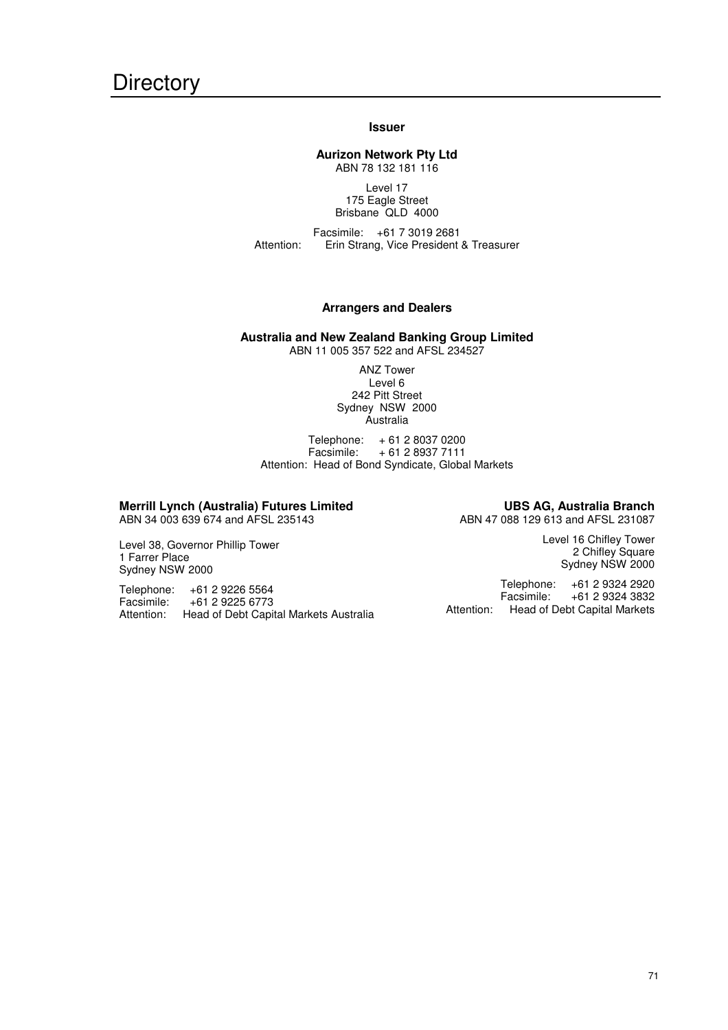# Directory

**Issuer**

**Aurizon Network Pty Ltd**
ABN 78 132 181 116

Level 17
175 Eagle Street
Brisbane QLD 4000

Facsimile: +61 7 3019 2681
Attention: Erin Strang, Vice President & Treasurer

**Arrangers and Dealers**

**Australia and New Zealand Banking Group Limited**
ABN 11 005 357 522 and AFSL 234527

ANZ Tower
Level 6
242 Pitt Street
Sydney NSW 2000
Australia

Telephone: + 61 2 8037 0200
Facsimile: + 61 2 8937 7111
Attention: Head of Bond Syndicate, Global Markets

**Merrill Lynch (Australia) Futures Limited**
ABN 34 003 639 674 and AFSL 235143

Level 38, Governor Phillip Tower
1 Farrer Place
Sydney NSW 2000

Telephone: +61 2 9226 5564
Facsimile: +61 2 9225 6773
Attention: Head of Debt Capital Markets Australia

**UBS AG, Australia Branch**
ABN 47 088 129 613 and AFSL 231087

Level 16 Chifley Tower
2 Chifley Square
Sydney NSW 2000

Telephone: +61 2 9324 2920
Facsimile: +61 2 9324 3832
Attention: Head of Debt Capital Markets